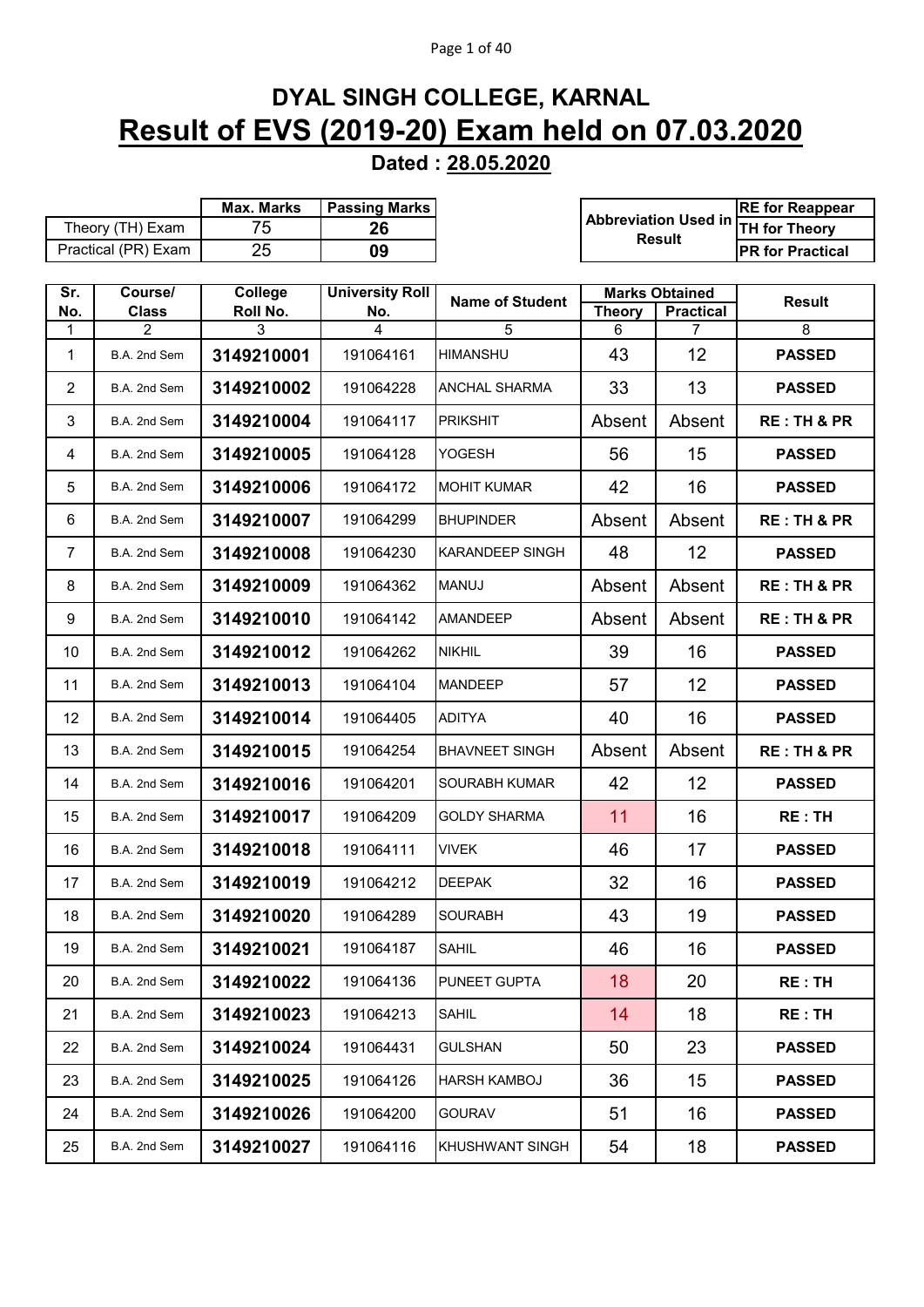# DYAL SINGH COLLEGE, KARNAL

## Result of EVS (2019-20) Exam held on 07.03.2020

### Dated : 28.05.2020

| | Max. Marks | Passing Marks |
|---|---|---|
| Theory (TH) Exam | 75 | 26 |
| Practical (PR) Exam | 25 | 09 |

| Abbreviation Used in Result | |
|---|---|
| | RE for Reappear |
| | TH for Theory |
| | PR for Practical |

| Sr. No. | Course/ Class | College Roll No. | University Roll No. | Name of Student | Marks Obtained | | Result |
|---|---|---|---|---|---|---|---|
| | | | | | Theory | Practical | |
| 1 | 2 | 3 | 4 | 5 | 6 | 7 | 8 |
| 1 | B.A. 2nd Sem | 3149210001 | 191064161 | HIMANSHU | 43 | 12 | PASSED |
| 2 | B.A. 2nd Sem | 3149210002 | 191064228 | ANCHAL SHARMA | 33 | 13 | PASSED |
| 3 | B.A. 2nd Sem | 3149210004 | 191064117 | PRIKSHIT | Absent | Absent | RE : TH & PR |
| 4 | B.A. 2nd Sem | 3149210005 | 191064128 | YOGESH | 56 | 15 | PASSED |
| 5 | B.A. 2nd Sem | 3149210006 | 191064172 | MOHIT KUMAR | 42 | 16 | PASSED |
| 6 | B.A. 2nd Sem | 3149210007 | 191064299 | BHUPINDER | Absent | Absent | RE : TH & PR |
| 7 | B.A. 2nd Sem | 3149210008 | 191064230 | KARANDEEP SINGH | 48 | 12 | PASSED |
| 8 | B.A. 2nd Sem | 3149210009 | 191064362 | MANUJ | Absent | Absent | RE : TH & PR |
| 9 | B.A. 2nd Sem | 3149210010 | 191064142 | AMANDEEP | Absent | Absent | RE : TH & PR |
| 10 | B.A. 2nd Sem | 3149210012 | 191064262 | NIKHIL | 39 | 16 | PASSED |
| 11 | B.A. 2nd Sem | 3149210013 | 191064104 | MANDEEP | 57 | 12 | PASSED |
| 12 | B.A. 2nd Sem | 3149210014 | 191064405 | ADITYA | 40 | 16 | PASSED |
| 13 | B.A. 2nd Sem | 3149210015 | 191064254 | BHAVNEET SINGH | Absent | Absent | RE : TH & PR |
| 14 | B.A. 2nd Sem | 3149210016 | 191064201 | SOURABH KUMAR | 42 | 12 | PASSED |
| 15 | B.A. 2nd Sem | 3149210017 | 191064209 | GOLDY SHARMA | 11 | 16 | RE : TH |
| 16 | B.A. 2nd Sem | 3149210018 | 191064111 | VIVEK | 46 | 17 | PASSED |
| 17 | B.A. 2nd Sem | 3149210019 | 191064212 | DEEPAK | 32 | 16 | PASSED |
| 18 | B.A. 2nd Sem | 3149210020 | 191064289 | SOURABH | 43 | 19 | PASSED |
| 19 | B.A. 2nd Sem | 3149210021 | 191064187 | SAHIL | 46 | 16 | PASSED |
| 20 | B.A. 2nd Sem | 3149210022 | 191064136 | PUNEET GUPTA | 18 | 20 | RE : TH |
| 21 | B.A. 2nd Sem | 3149210023 | 191064213 | SAHIL | 14 | 18 | RE : TH |
| 22 | B.A. 2nd Sem | 3149210024 | 191064431 | GULSHAN | 50 | 23 | PASSED |
| 23 | B.A. 2nd Sem | 3149210025 | 191064126 | HARSH KAMBOJ | 36 | 15 | PASSED |
| 24 | B.A. 2nd Sem | 3149210026 | 191064200 | GOURAV | 51 | 16 | PASSED |
| 25 | B.A. 2nd Sem | 3149210027 | 191064116 | KHUSHWANT SINGH | 54 | 18 | PASSED |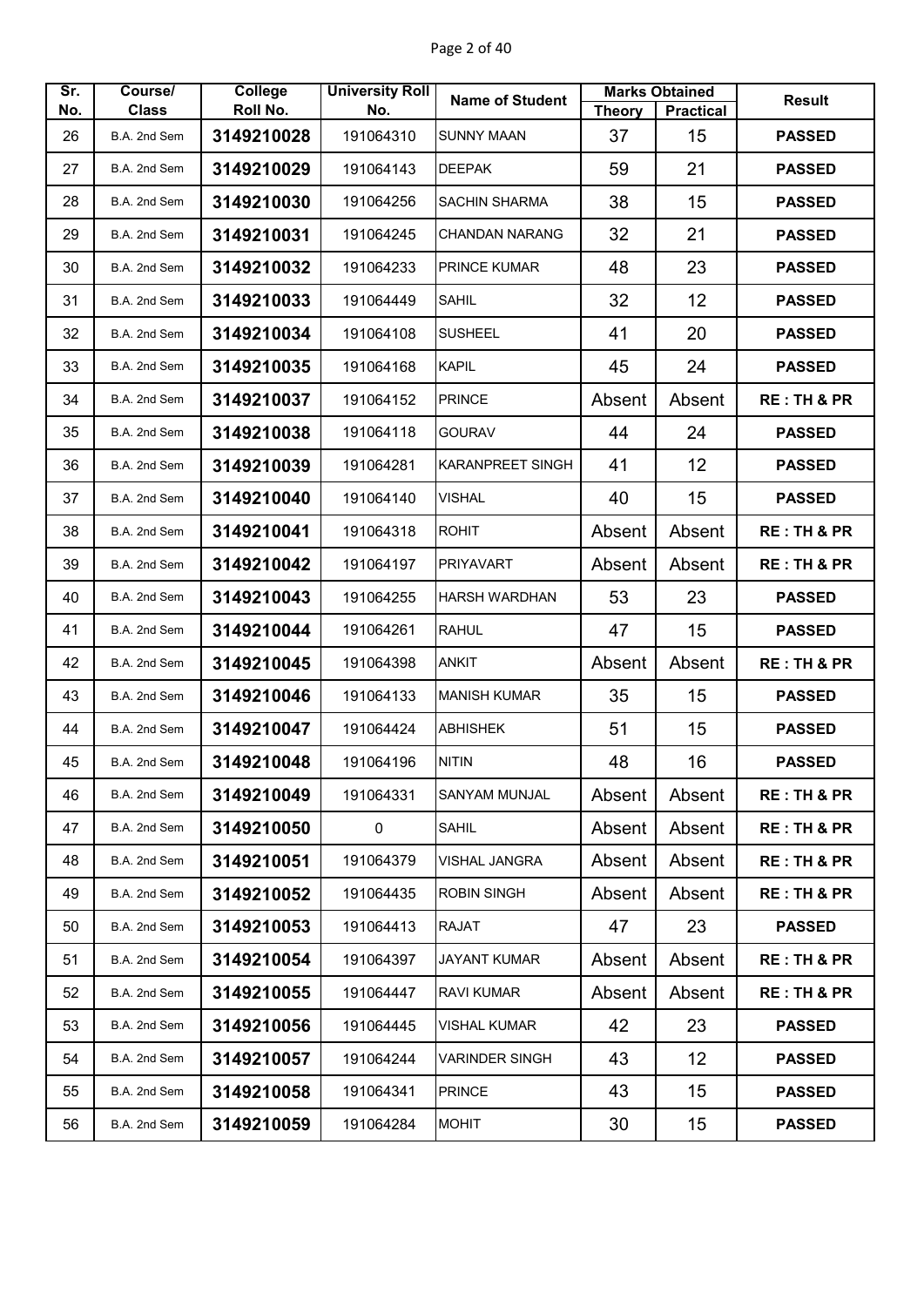| Sr. No. | Course/ Class | College Roll No. | University Roll No. | Name of Student | Marks Obtained | | Result |
|---|---|---|---|---|---|---|---|
| | | | | | Theory | Practical | |
| 26 | B.A. 2nd Sem | 3149210028 | 191064310 | SUNNY MAAN | 37 | 15 | PASSED |
| 27 | B.A. 2nd Sem | 3149210029 | 191064143 | DEEPAK | 59 | 21 | PASSED |
| 28 | B.A. 2nd Sem | 3149210030 | 191064256 | SACHIN SHARMA | 38 | 15 | PASSED |
| 29 | B.A. 2nd Sem | 3149210031 | 191064245 | CHANDAN NARANG | 32 | 21 | PASSED |
| 30 | B.A. 2nd Sem | 3149210032 | 191064233 | PRINCE KUMAR | 48 | 23 | PASSED |
| 31 | B.A. 2nd Sem | 3149210033 | 191064449 | SAHIL | 32 | 12 | PASSED |
| 32 | B.A. 2nd Sem | 3149210034 | 191064108 | SUSHEEL | 41 | 20 | PASSED |
| 33 | B.A. 2nd Sem | 3149210035 | 191064168 | KAPIL | 45 | 24 | PASSED |
| 34 | B.A. 2nd Sem | 3149210037 | 191064152 | PRINCE | Absent | Absent | RE : TH & PR |
| 35 | B.A. 2nd Sem | 3149210038 | 191064118 | GOURAV | 44 | 24 | PASSED |
| 36 | B.A. 2nd Sem | 3149210039 | 191064281 | KARANPREET SINGH | 41 | 12 | PASSED |
| 37 | B.A. 2nd Sem | 3149210040 | 191064140 | VISHAL | 40 | 15 | PASSED |
| 38 | B.A. 2nd Sem | 3149210041 | 191064318 | ROHIT | Absent | Absent | RE : TH & PR |
| 39 | B.A. 2nd Sem | 3149210042 | 191064197 | PRIYAVART | Absent | Absent | RE : TH & PR |
| 40 | B.A. 2nd Sem | 3149210043 | 191064255 | HARSH WARDHAN | 53 | 23 | PASSED |
| 41 | B.A. 2nd Sem | 3149210044 | 191064261 | RAHUL | 47 | 15 | PASSED |
| 42 | B.A. 2nd Sem | 3149210045 | 191064398 | ANKIT | Absent | Absent | RE : TH & PR |
| 43 | B.A. 2nd Sem | 3149210046 | 191064133 | MANISH KUMAR | 35 | 15 | PASSED |
| 44 | B.A. 2nd Sem | 3149210047 | 191064424 | ABHISHEK | 51 | 15 | PASSED |
| 45 | B.A. 2nd Sem | 3149210048 | 191064196 | NITIN | 48 | 16 | PASSED |
| 46 | B.A. 2nd Sem | 3149210049 | 191064331 | SANYAM MUNJAL | Absent | Absent | RE : TH & PR |
| 47 | B.A. 2nd Sem | 3149210050 | 0 | SAHIL | Absent | Absent | RE : TH & PR |
| 48 | B.A. 2nd Sem | 3149210051 | 191064379 | VISHAL JANGRA | Absent | Absent | RE : TH & PR |
| 49 | B.A. 2nd Sem | 3149210052 | 191064435 | ROBIN SINGH | Absent | Absent | RE : TH & PR |
| 50 | B.A. 2nd Sem | 3149210053 | 191064413 | RAJAT | 47 | 23 | PASSED |
| 51 | B.A. 2nd Sem | 3149210054 | 191064397 | JAYANT KUMAR | Absent | Absent | RE : TH & PR |
| 52 | B.A. 2nd Sem | 3149210055 | 191064447 | RAVI KUMAR | Absent | Absent | RE : TH & PR |
| 53 | B.A. 2nd Sem | 3149210056 | 191064445 | VISHAL KUMAR | 42 | 23 | PASSED |
| 54 | B.A. 2nd Sem | 3149210057 | 191064244 | VARINDER SINGH | 43 | 12 | PASSED |
| 55 | B.A. 2nd Sem | 3149210058 | 191064341 | PRINCE | 43 | 15 | PASSED |
| 56 | B.A. 2nd Sem | 3149210059 | 191064284 | MOHIT | 30 | 15 | PASSED |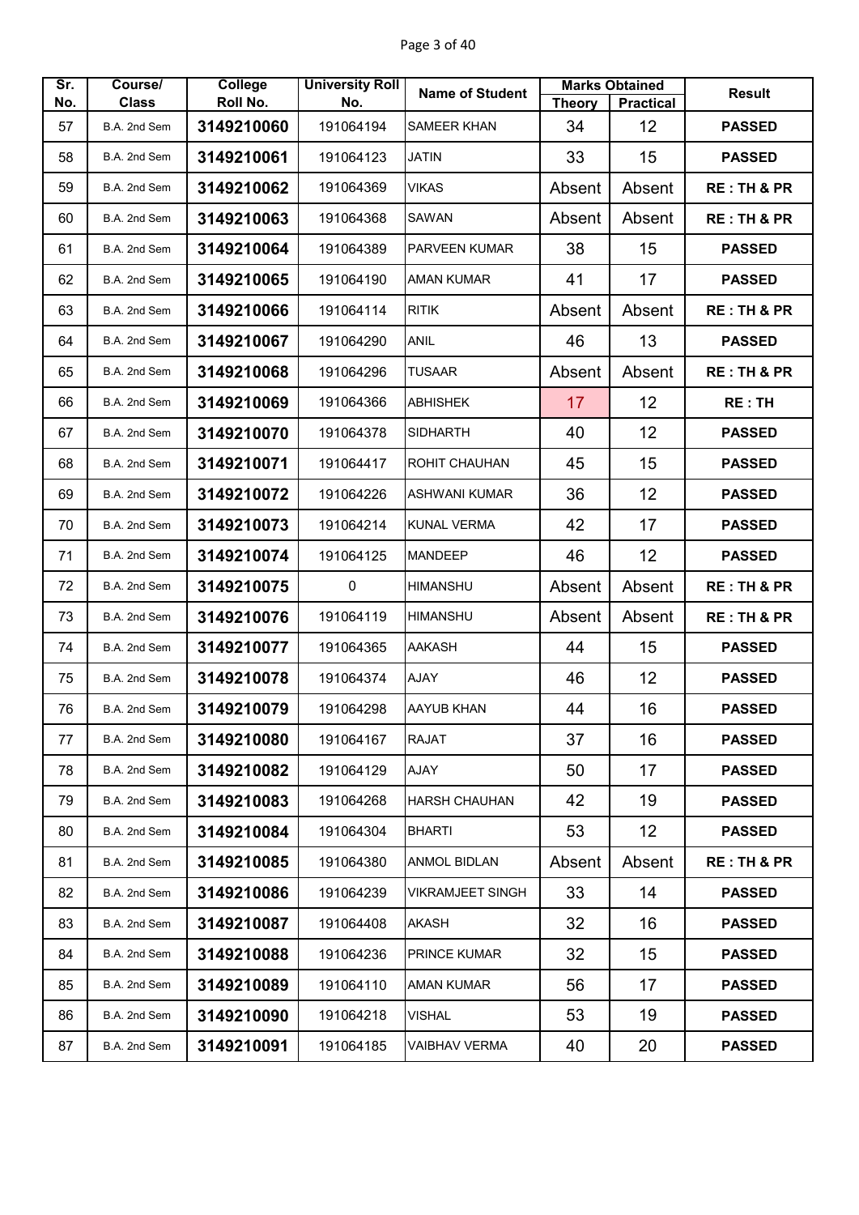| Sr. No. | Course/ Class | College Roll No. | University Roll No. | Name of Student | Marks Obtained | | Result |
|---|---|---|---|---|---|---|---|
| | | | | | Theory | Practical | |
| 57 | B.A. 2nd Sem | 3149210060 | 191064194 | SAMEER KHAN | 34 | 12 | PASSED |
| 58 | B.A. 2nd Sem | 3149210061 | 191064123 | JATIN | 33 | 15 | PASSED |
| 59 | B.A. 2nd Sem | 3149210062 | 191064369 | VIKAS | Absent | Absent | RE : TH & PR |
| 60 | B.A. 2nd Sem | 3149210063 | 191064368 | SAWAN | Absent | Absent | RE : TH & PR |
| 61 | B.A. 2nd Sem | 3149210064 | 191064389 | PARVEEN KUMAR | 38 | 15 | PASSED |
| 62 | B.A. 2nd Sem | 3149210065 | 191064190 | AMAN KUMAR | 41 | 17 | PASSED |
| 63 | B.A. 2nd Sem | 3149210066 | 191064114 | RITIK | Absent | Absent | RE : TH & PR |
| 64 | B.A. 2nd Sem | 3149210067 | 191064290 | ANIL | 46 | 13 | PASSED |
| 65 | B.A. 2nd Sem | 3149210068 | 191064296 | TUSAAR | Absent | Absent | RE : TH & PR |
| 66 | B.A. 2nd Sem | 3149210069 | 191064366 | ABHISHEK | 17 | 12 | RE : TH |
| 67 | B.A. 2nd Sem | 3149210070 | 191064378 | SIDHARTH | 40 | 12 | PASSED |
| 68 | B.A. 2nd Sem | 3149210071 | 191064417 | ROHIT CHAUHAN | 45 | 15 | PASSED |
| 69 | B.A. 2nd Sem | 3149210072 | 191064226 | ASHWANI KUMAR | 36 | 12 | PASSED |
| 70 | B.A. 2nd Sem | 3149210073 | 191064214 | KUNAL VERMA | 42 | 17 | PASSED |
| 71 | B.A. 2nd Sem | 3149210074 | 191064125 | MANDEEP | 46 | 12 | PASSED |
| 72 | B.A. 2nd Sem | 3149210075 | 0 | HIMANSHU | Absent | Absent | RE : TH & PR |
| 73 | B.A. 2nd Sem | 3149210076 | 191064119 | HIMANSHU | Absent | Absent | RE : TH & PR |
| 74 | B.A. 2nd Sem | 3149210077 | 191064365 | AAKASH | 44 | 15 | PASSED |
| 75 | B.A. 2nd Sem | 3149210078 | 191064374 | AJAY | 46 | 12 | PASSED |
| 76 | B.A. 2nd Sem | 3149210079 | 191064298 | AAYUB KHAN | 44 | 16 | PASSED |
| 77 | B.A. 2nd Sem | 3149210080 | 191064167 | RAJAT | 37 | 16 | PASSED |
| 78 | B.A. 2nd Sem | 3149210082 | 191064129 | AJAY | 50 | 17 | PASSED |
| 79 | B.A. 2nd Sem | 3149210083 | 191064268 | HARSH CHAUHAN | 42 | 19 | PASSED |
| 80 | B.A. 2nd Sem | 3149210084 | 191064304 | BHARTI | 53 | 12 | PASSED |
| 81 | B.A. 2nd Sem | 3149210085 | 191064380 | ANMOL BIDLAN | Absent | Absent | RE : TH & PR |
| 82 | B.A. 2nd Sem | 3149210086 | 191064239 | VIKRAMJEET SINGH | 33 | 14 | PASSED |
| 83 | B.A. 2nd Sem | 3149210087 | 191064408 | AKASH | 32 | 16 | PASSED |
| 84 | B.A. 2nd Sem | 3149210088 | 191064236 | PRINCE KUMAR | 32 | 15 | PASSED |
| 85 | B.A. 2nd Sem | 3149210089 | 191064110 | AMAN KUMAR | 56 | 17 | PASSED |
| 86 | B.A. 2nd Sem | 3149210090 | 191064218 | VISHAL | 53 | 19 | PASSED |
| 87 | B.A. 2nd Sem | 3149210091 | 191064185 | VAIBHAV VERMA | 40 | 20 | PASSED |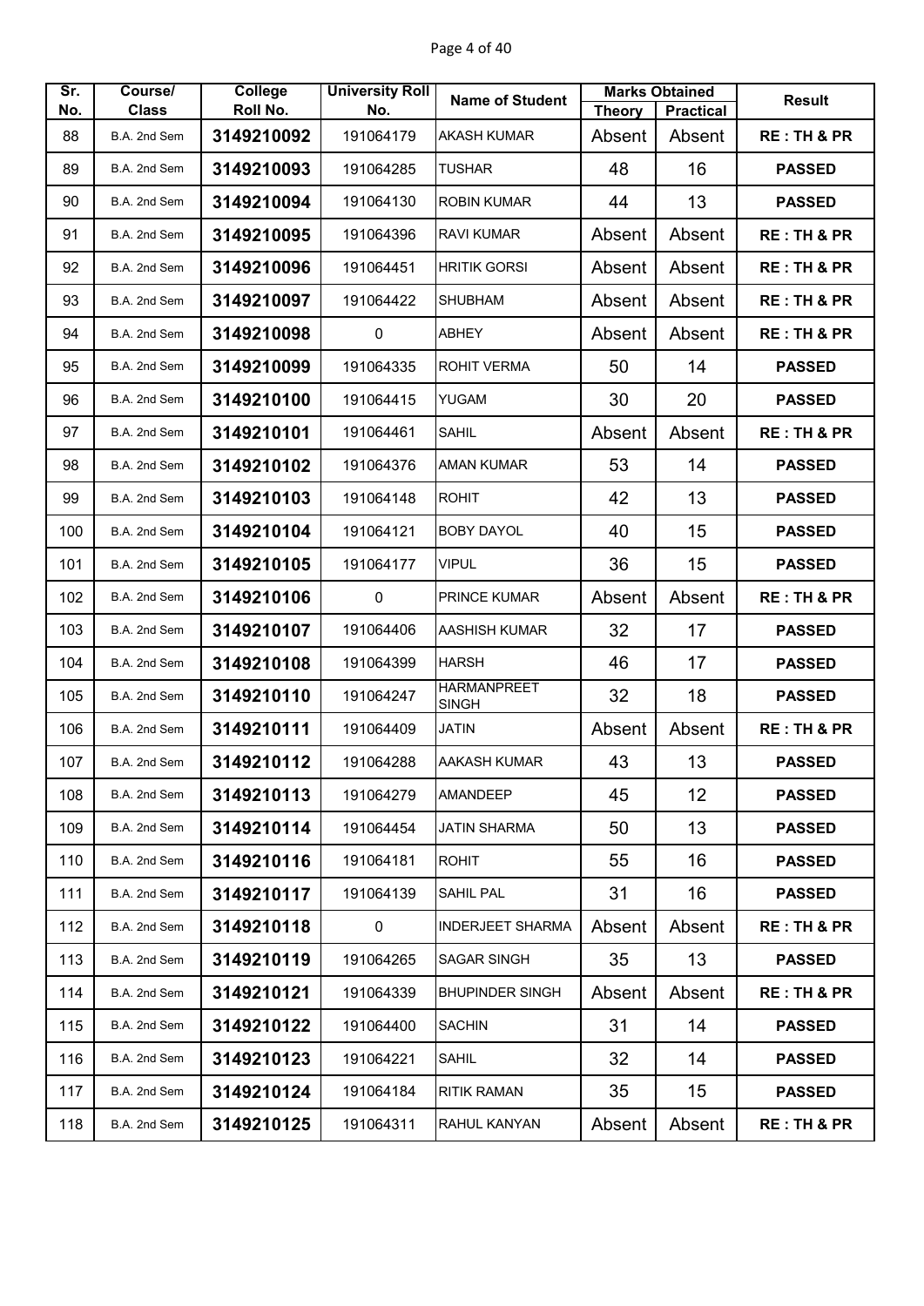| Sr. No. | Course/ Class | College Roll No. | University Roll No. | Name of Student | Marks Obtained | | Result |
|---|---|---|---|---|---|---|---|
| | | | | | Theory | Practical | |
| 88 | B.A. 2nd Sem | 3149210092 | 191064179 | AKASH KUMAR | Absent | Absent | RE : TH & PR |
| 89 | B.A. 2nd Sem | 3149210093 | 191064285 | TUSHAR | 48 | 16 | PASSED |
| 90 | B.A. 2nd Sem | 3149210094 | 191064130 | ROBIN KUMAR | 44 | 13 | PASSED |
| 91 | B.A. 2nd Sem | 3149210095 | 191064396 | RAVI KUMAR | Absent | Absent | RE : TH & PR |
| 92 | B.A. 2nd Sem | 3149210096 | 191064451 | HRITIK GORSI | Absent | Absent | RE : TH & PR |
| 93 | B.A. 2nd Sem | 3149210097 | 191064422 | SHUBHAM | Absent | Absent | RE : TH & PR |
| 94 | B.A. 2nd Sem | 3149210098 | 0 | ABHEY | Absent | Absent | RE : TH & PR |
| 95 | B.A. 2nd Sem | 3149210099 | 191064335 | ROHIT VERMA | 50 | 14 | PASSED |
| 96 | B.A. 2nd Sem | 3149210100 | 191064415 | YUGAM | 30 | 20 | PASSED |
| 97 | B.A. 2nd Sem | 3149210101 | 191064461 | SAHIL | Absent | Absent | RE : TH & PR |
| 98 | B.A. 2nd Sem | 3149210102 | 191064376 | AMAN KUMAR | 53 | 14 | PASSED |
| 99 | B.A. 2nd Sem | 3149210103 | 191064148 | ROHIT | 42 | 13 | PASSED |
| 100 | B.A. 2nd Sem | 3149210104 | 191064121 | BOBY DAYOL | 40 | 15 | PASSED |
| 101 | B.A. 2nd Sem | 3149210105 | 191064177 | VIPUL | 36 | 15 | PASSED |
| 102 | B.A. 2nd Sem | 3149210106 | 0 | PRINCE KUMAR | Absent | Absent | RE : TH & PR |
| 103 | B.A. 2nd Sem | 3149210107 | 191064406 | AASHISH KUMAR | 32 | 17 | PASSED |
| 104 | B.A. 2nd Sem | 3149210108 | 191064399 | HARSH | 46 | 17 | PASSED |
| 105 | B.A. 2nd Sem | 3149210110 | 191064247 | HARMANPREET SINGH | 32 | 18 | PASSED |
| 106 | B.A. 2nd Sem | 3149210111 | 191064409 | JATIN | Absent | Absent | RE : TH & PR |
| 107 | B.A. 2nd Sem | 3149210112 | 191064288 | AAKASH KUMAR | 43 | 13 | PASSED |
| 108 | B.A. 2nd Sem | 3149210113 | 191064279 | AMANDEEP | 45 | 12 | PASSED |
| 109 | B.A. 2nd Sem | 3149210114 | 191064454 | JATIN SHARMA | 50 | 13 | PASSED |
| 110 | B.A. 2nd Sem | 3149210116 | 191064181 | ROHIT | 55 | 16 | PASSED |
| 111 | B.A. 2nd Sem | 3149210117 | 191064139 | SAHIL PAL | 31 | 16 | PASSED |
| 112 | B.A. 2nd Sem | 3149210118 | 0 | INDERJEET SHARMA | Absent | Absent | RE : TH & PR |
| 113 | B.A. 2nd Sem | 3149210119 | 191064265 | SAGAR SINGH | 35 | 13 | PASSED |
| 114 | B.A. 2nd Sem | 3149210121 | 191064339 | BHUPINDER SINGH | Absent | Absent | RE : TH & PR |
| 115 | B.A. 2nd Sem | 3149210122 | 191064400 | SACHIN | 31 | 14 | PASSED |
| 116 | B.A. 2nd Sem | 3149210123 | 191064221 | SAHIL | 32 | 14 | PASSED |
| 117 | B.A. 2nd Sem | 3149210124 | 191064184 | RITIK RAMAN | 35 | 15 | PASSED |
| 118 | B.A. 2nd Sem | 3149210125 | 191064311 | RAHUL KANYAN | Absent | Absent | RE : TH & PR |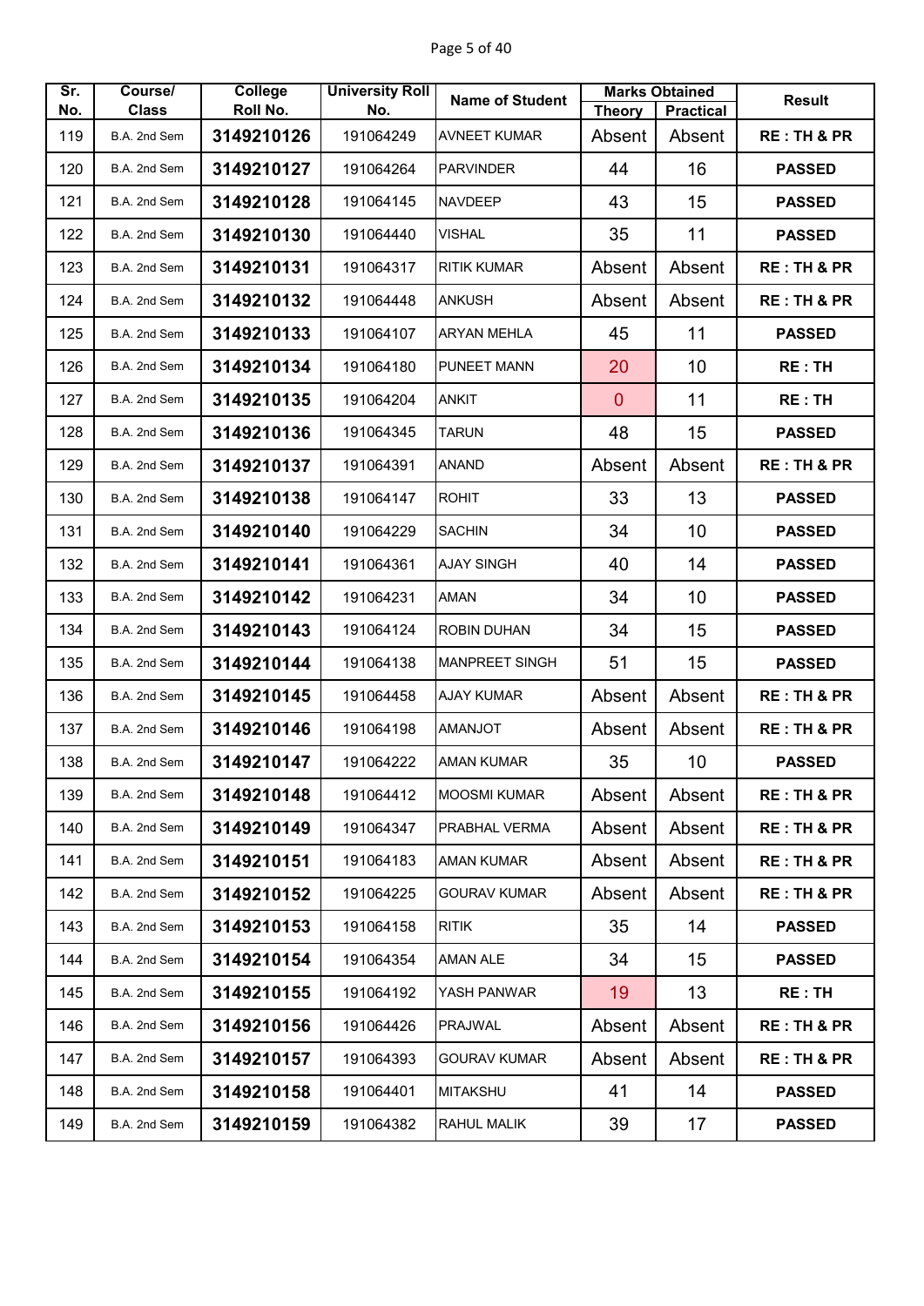| Sr. No. | Course/ Class | College Roll No. | University Roll No. | Name of Student | Marks Obtained | | Result |
|---|---|---|---|---|---|---|---|
| | | | | | Theory | Practical | |
| 119 | B.A. 2nd Sem | **3149210126** | 191064249 | AVNEET KUMAR | Absent | Absent | **RE : TH & PR** |
| 120 | B.A. 2nd Sem | **3149210127** | 191064264 | PARVINDER | 44 | 16 | **PASSED** |
| 121 | B.A. 2nd Sem | **3149210128** | 191064145 | NAVDEEP | 43 | 15 | **PASSED** |
| 122 | B.A. 2nd Sem | **3149210130** | 191064440 | VISHAL | 35 | 11 | **PASSED** |
| 123 | B.A. 2nd Sem | **3149210131** | 191064317 | RITIK KUMAR | Absent | Absent | **RE : TH & PR** |
| 124 | B.A. 2nd Sem | **3149210132** | 191064448 | ANKUSH | Absent | Absent | **RE : TH & PR** |
| 125 | B.A. 2nd Sem | **3149210133** | 191064107 | ARYAN MEHLA | 45 | 11 | **PASSED** |
| 126 | B.A. 2nd Sem | **3149210134** | 191064180 | PUNEET MANN | 20 | 10 | **RE : TH** |
| 127 | B.A. 2nd Sem | **3149210135** | 191064204 | ANKIT | 0 | 11 | **RE : TH** |
| 128 | B.A. 2nd Sem | **3149210136** | 191064345 | TARUN | 48 | 15 | **PASSED** |
| 129 | B.A. 2nd Sem | **3149210137** | 191064391 | ANAND | Absent | Absent | **RE : TH & PR** |
| 130 | B.A. 2nd Sem | **3149210138** | 191064147 | ROHIT | 33 | 13 | **PASSED** |
| 131 | B.A. 2nd Sem | **3149210140** | 191064229 | SACHIN | 34 | 10 | **PASSED** |
| 132 | B.A. 2nd Sem | **3149210141** | 191064361 | AJAY SINGH | 40 | 14 | **PASSED** |
| 133 | B.A. 2nd Sem | **3149210142** | 191064231 | AMAN | 34 | 10 | **PASSED** |
| 134 | B.A. 2nd Sem | **3149210143** | 191064124 | ROBIN DUHAN | 34 | 15 | **PASSED** |
| 135 | B.A. 2nd Sem | **3149210144** | 191064138 | MANPREET SINGH | 51 | 15 | **PASSED** |
| 136 | B.A. 2nd Sem | **3149210145** | 191064458 | AJAY KUMAR | Absent | Absent | **RE : TH & PR** |
| 137 | B.A. 2nd Sem | **3149210146** | 191064198 | AMANJOT | Absent | Absent | **RE : TH & PR** |
| 138 | B.A. 2nd Sem | **3149210147** | 191064222 | AMAN KUMAR | 35 | 10 | **PASSED** |
| 139 | B.A. 2nd Sem | **3149210148** | 191064412 | MOOSMI KUMAR | Absent | Absent | **RE : TH & PR** |
| 140 | B.A. 2nd Sem | **3149210149** | 191064347 | PRABHAL VERMA | Absent | Absent | **RE : TH & PR** |
| 141 | B.A. 2nd Sem | **3149210151** | 191064183 | AMAN KUMAR | Absent | Absent | **RE : TH & PR** |
| 142 | B.A. 2nd Sem | **3149210152** | 191064225 | GOURAV KUMAR | Absent | Absent | **RE : TH & PR** |
| 143 | B.A. 2nd Sem | **3149210153** | 191064158 | RITIK | 35 | 14 | **PASSED** |
| 144 | B.A. 2nd Sem | **3149210154** | 191064354 | AMAN ALE | 34 | 15 | **PASSED** |
| 145 | B.A. 2nd Sem | **3149210155** | 191064192 | YASH PANWAR | 19 | 13 | **RE : TH** |
| 146 | B.A. 2nd Sem | **3149210156** | 191064426 | PRAJWAL | Absent | Absent | **RE : TH & PR** |
| 147 | B.A. 2nd Sem | **3149210157** | 191064393 | GOURAV KUMAR | Absent | Absent | **RE : TH & PR** |
| 148 | B.A. 2nd Sem | **3149210158** | 191064401 | MITAKSHU | 41 | 14 | **PASSED** |
| 149 | B.A. 2nd Sem | **3149210159** | 191064382 | RAHUL MALIK | 39 | 17 | **PASSED** |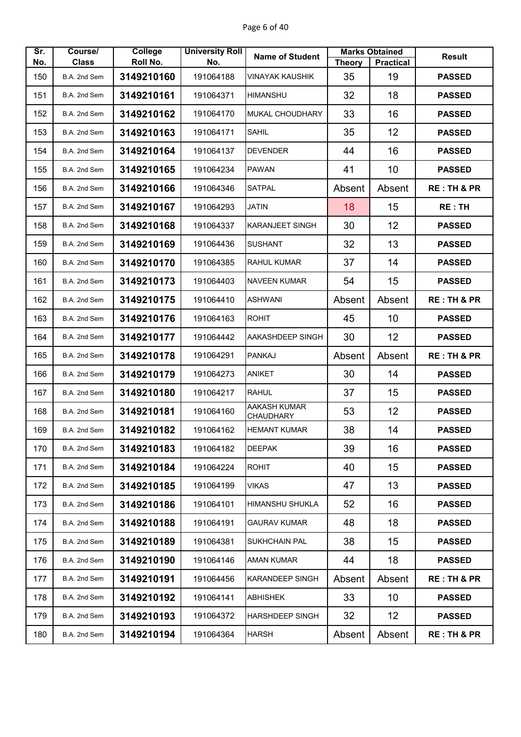| Sr. No. | Course/ Class | College Roll No. | University Roll No. | Name of Student | Marks Obtained | | Result |
|---|---|---|---|---|---|---|---|
| | | | | | Theory | Practical | |
| 150 | B.A. 2nd Sem | 3149210160 | 191064188 | VINAYAK KAUSHIK | 35 | 19 | PASSED |
| 151 | B.A. 2nd Sem | 3149210161 | 191064371 | HIMANSHU | 32 | 18 | PASSED |
| 152 | B.A. 2nd Sem | 3149210162 | 191064170 | MUKAL CHOUDHARY | 33 | 16 | PASSED |
| 153 | B.A. 2nd Sem | 3149210163 | 191064171 | SAHIL | 35 | 12 | PASSED |
| 154 | B.A. 2nd Sem | 3149210164 | 191064137 | DEVENDER | 44 | 16 | PASSED |
| 155 | B.A. 2nd Sem | 3149210165 | 191064234 | PAWAN | 41 | 10 | PASSED |
| 156 | B.A. 2nd Sem | 3149210166 | 191064346 | SATPAL | Absent | Absent | RE : TH & PR |
| 157 | B.A. 2nd Sem | 3149210167 | 191064293 | JATIN | 18 | 15 | RE : TH |
| 158 | B.A. 2nd Sem | 3149210168 | 191064337 | KARANJEET SINGH | 30 | 12 | PASSED |
| 159 | B.A. 2nd Sem | 3149210169 | 191064436 | SUSHANT | 32 | 13 | PASSED |
| 160 | B.A. 2nd Sem | 3149210170 | 191064385 | RAHUL KUMAR | 37 | 14 | PASSED |
| 161 | B.A. 2nd Sem | 3149210173 | 191064403 | NAVEEN KUMAR | 54 | 15 | PASSED |
| 162 | B.A. 2nd Sem | 3149210175 | 191064410 | ASHWANI | Absent | Absent | RE : TH & PR |
| 163 | B.A. 2nd Sem | 3149210176 | 191064163 | ROHIT | 45 | 10 | PASSED |
| 164 | B.A. 2nd Sem | 3149210177 | 191064442 | AAKASHDEEP SINGH | 30 | 12 | PASSED |
| 165 | B.A. 2nd Sem | 3149210178 | 191064291 | PANKAJ | Absent | Absent | RE : TH & PR |
| 166 | B.A. 2nd Sem | 3149210179 | 191064273 | ANIKET | 30 | 14 | PASSED |
| 167 | B.A. 2nd Sem | 3149210180 | 191064217 | RAHUL | 37 | 15 | PASSED |
| 168 | B.A. 2nd Sem | 3149210181 | 191064160 | AAKASH KUMAR CHAUDHARY | 53 | 12 | PASSED |
| 169 | B.A. 2nd Sem | 3149210182 | 191064162 | HEMANT KUMAR | 38 | 14 | PASSED |
| 170 | B.A. 2nd Sem | 3149210183 | 191064182 | DEEPAK | 39 | 16 | PASSED |
| 171 | B.A. 2nd Sem | 3149210184 | 191064224 | ROHIT | 40 | 15 | PASSED |
| 172 | B.A. 2nd Sem | 3149210185 | 191064199 | VIKAS | 47 | 13 | PASSED |
| 173 | B.A. 2nd Sem | 3149210186 | 191064101 | HIMANSHU SHUKLA | 52 | 16 | PASSED |
| 174 | B.A. 2nd Sem | 3149210188 | 191064191 | GAURAV KUMAR | 48 | 18 | PASSED |
| 175 | B.A. 2nd Sem | 3149210189 | 191064381 | SUKHCHAIN PAL | 38 | 15 | PASSED |
| 176 | B.A. 2nd Sem | 3149210190 | 191064146 | AMAN KUMAR | 44 | 18 | PASSED |
| 177 | B.A. 2nd Sem | 3149210191 | 191064456 | KARANDEEP SINGH | Absent | Absent | RE : TH & PR |
| 178 | B.A. 2nd Sem | 3149210192 | 191064141 | ABHISHEK | 33 | 10 | PASSED |
| 179 | B.A. 2nd Sem | 3149210193 | 191064372 | HARSHDEEP SINGH | 32 | 12 | PASSED |
| 180 | B.A. 2nd Sem | 3149210194 | 191064364 | HARSH | Absent | Absent | RE : TH & PR |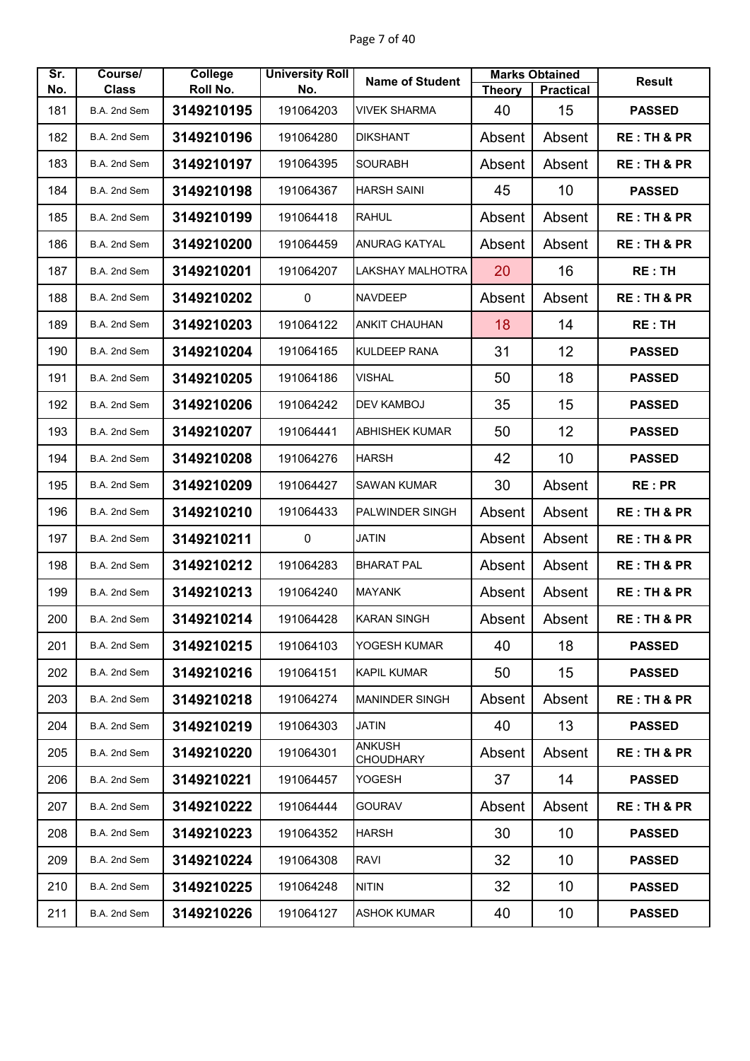| Sr. No. | Course/ Class | College Roll No. | University Roll No. | Name of Student | Marks Obtained | | Result |
|---|---|---|---|---|---|---|---|
| | | | | | Theory | Practical | |
| 181 | B.A. 2nd Sem | **3149210195** | 191064203 | VIVEK SHARMA | 40 | 15 | **PASSED** |
| 182 | B.A. 2nd Sem | **3149210196** | 191064280 | DIKSHANT | Absent | Absent | **RE : TH & PR** |
| 183 | B.A. 2nd Sem | **3149210197** | 191064395 | SOURABH | Absent | Absent | **RE : TH & PR** |
| 184 | B.A. 2nd Sem | **3149210198** | 191064367 | HARSH SAINI | 45 | 10 | **PASSED** |
| 185 | B.A. 2nd Sem | **3149210199** | 191064418 | RAHUL | Absent | Absent | **RE : TH & PR** |
| 186 | B.A. 2nd Sem | **3149210200** | 191064459 | ANURAG KATYAL | Absent | Absent | **RE : TH & PR** |
| 187 | B.A. 2nd Sem | **3149210201** | 191064207 | LAKSHAY MALHOTRA | 20 | 16 | **RE : TH** |
| 188 | B.A. 2nd Sem | **3149210202** | 0 | NAVDEEP | Absent | Absent | **RE : TH & PR** |
| 189 | B.A. 2nd Sem | **3149210203** | 191064122 | ANKIT CHAUHAN | 18 | 14 | **RE : TH** |
| 190 | B.A. 2nd Sem | **3149210204** | 191064165 | KULDEEP RANA | 31 | 12 | **PASSED** |
| 191 | B.A. 2nd Sem | **3149210205** | 191064186 | VISHAL | 50 | 18 | **PASSED** |
| 192 | B.A. 2nd Sem | **3149210206** | 191064242 | DEV KAMBOJ | 35 | 15 | **PASSED** |
| 193 | B.A. 2nd Sem | **3149210207** | 191064441 | ABHISHEK KUMAR | 50 | 12 | **PASSED** |
| 194 | B.A. 2nd Sem | **3149210208** | 191064276 | HARSH | 42 | 10 | **PASSED** |
| 195 | B.A. 2nd Sem | **3149210209** | 191064427 | SAWAN KUMAR | 30 | Absent | **RE : PR** |
| 196 | B.A. 2nd Sem | **3149210210** | 191064433 | PALWINDER SINGH | Absent | Absent | **RE : TH & PR** |
| 197 | B.A. 2nd Sem | **3149210211** | 0 | JATIN | Absent | Absent | **RE : TH & PR** |
| 198 | B.A. 2nd Sem | **3149210212** | 191064283 | BHARAT PAL | Absent | Absent | **RE : TH & PR** |
| 199 | B.A. 2nd Sem | **3149210213** | 191064240 | MAYANK | Absent | Absent | **RE : TH & PR** |
| 200 | B.A. 2nd Sem | **3149210214** | 191064428 | KARAN SINGH | Absent | Absent | **RE : TH & PR** |
| 201 | B.A. 2nd Sem | **3149210215** | 191064103 | YOGESH KUMAR | 40 | 18 | **PASSED** |
| 202 | B.A. 2nd Sem | **3149210216** | 191064151 | KAPIL KUMAR | 50 | 15 | **PASSED** |
| 203 | B.A. 2nd Sem | **3149210218** | 191064274 | MANINDER SINGH | Absent | Absent | **RE : TH & PR** |
| 204 | B.A. 2nd Sem | **3149210219** | 191064303 | JATIN | 40 | 13 | **PASSED** |
| 205 | B.A. 2nd Sem | **3149210220** | 191064301 | ANKUSH CHOUDHARY | Absent | Absent | **RE : TH & PR** |
| 206 | B.A. 2nd Sem | **3149210221** | 191064457 | YOGESH | 37 | 14 | **PASSED** |
| 207 | B.A. 2nd Sem | **3149210222** | 191064444 | GOURAV | Absent | Absent | **RE : TH & PR** |
| 208 | B.A. 2nd Sem | **3149210223** | 191064352 | HARSH | 30 | 10 | **PASSED** |
| 209 | B.A. 2nd Sem | **3149210224** | 191064308 | RAVI | 32 | 10 | **PASSED** |
| 210 | B.A. 2nd Sem | **3149210225** | 191064248 | NITIN | 32 | 10 | **PASSED** |
| 211 | B.A. 2nd Sem | **3149210226** | 191064127 | ASHOK KUMAR | 40 | 10 | **PASSED** |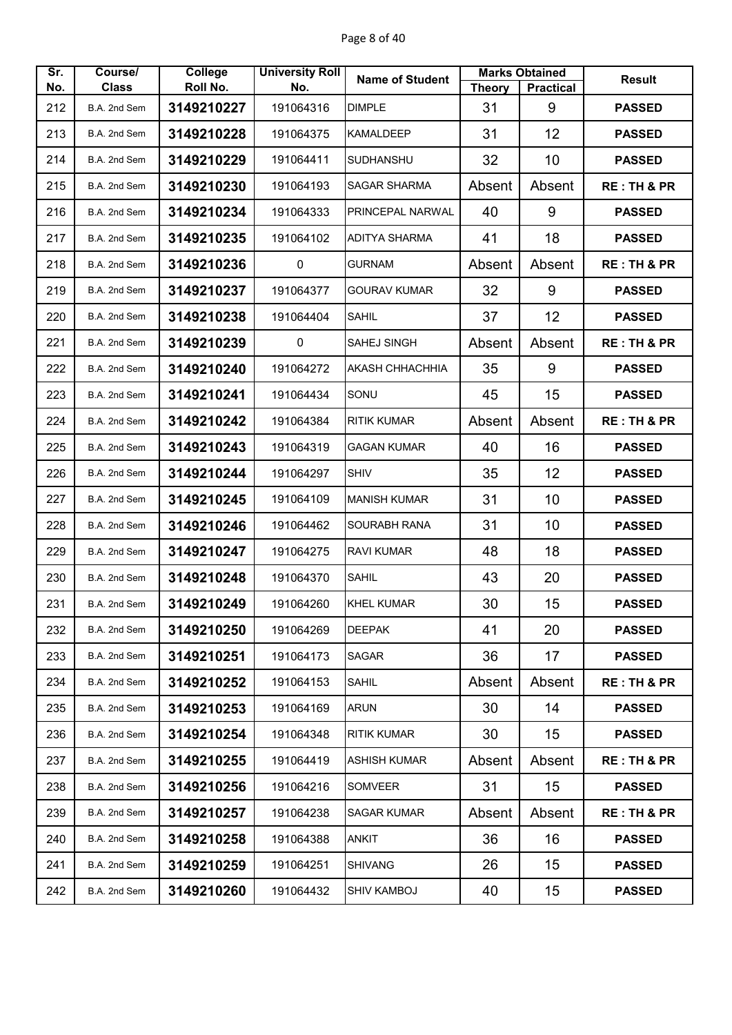| Sr. No. | Course/ Class | College Roll No. | University Roll No. | Name of Student | Marks Obtained | | Result |
|---|---|---|---|---|---|---|---|
| | | | | | Theory | Practical | |
| 212 | B.A. 2nd Sem | **3149210227** | 191064316 | DIMPLE | 31 | 9 | **PASSED** |
| 213 | B.A. 2nd Sem | **3149210228** | 191064375 | KAMALDEEP | 31 | 12 | **PASSED** |
| 214 | B.A. 2nd Sem | **3149210229** | 191064411 | SUDHANSHU | 32 | 10 | **PASSED** |
| 215 | B.A. 2nd Sem | **3149210230** | 191064193 | SAGAR SHARMA | Absent | Absent | **RE : TH & PR** |
| 216 | B.A. 2nd Sem | **3149210234** | 191064333 | PRINCEPAL NARWAL | 40 | 9 | **PASSED** |
| 217 | B.A. 2nd Sem | **3149210235** | 191064102 | ADITYA SHARMA | 41 | 18 | **PASSED** |
| 218 | B.A. 2nd Sem | **3149210236** | 0 | GURNAM | Absent | Absent | **RE : TH & PR** |
| 219 | B.A. 2nd Sem | **3149210237** | 191064377 | GOURAV KUMAR | 32 | 9 | **PASSED** |
| 220 | B.A. 2nd Sem | **3149210238** | 191064404 | SAHIL | 37 | 12 | **PASSED** |
| 221 | B.A. 2nd Sem | **3149210239** | 0 | SAHEJ SINGH | Absent | Absent | **RE : TH & PR** |
| 222 | B.A. 2nd Sem | **3149210240** | 191064272 | AKASH CHHACHHIA | 35 | 9 | **PASSED** |
| 223 | B.A. 2nd Sem | **3149210241** | 191064434 | SONU | 45 | 15 | **PASSED** |
| 224 | B.A. 2nd Sem | **3149210242** | 191064384 | RITIK KUMAR | Absent | Absent | **RE : TH & PR** |
| 225 | B.A. 2nd Sem | **3149210243** | 191064319 | GAGAN KUMAR | 40 | 16 | **PASSED** |
| 226 | B.A. 2nd Sem | **3149210244** | 191064297 | SHIV | 35 | 12 | **PASSED** |
| 227 | B.A. 2nd Sem | **3149210245** | 191064109 | MANISH KUMAR | 31 | 10 | **PASSED** |
| 228 | B.A. 2nd Sem | **3149210246** | 191064462 | SOURABH RANA | 31 | 10 | **PASSED** |
| 229 | B.A. 2nd Sem | **3149210247** | 191064275 | RAVI KUMAR | 48 | 18 | **PASSED** |
| 230 | B.A. 2nd Sem | **3149210248** | 191064370 | SAHIL | 43 | 20 | **PASSED** |
| 231 | B.A. 2nd Sem | **3149210249** | 191064260 | KHEL KUMAR | 30 | 15 | **PASSED** |
| 232 | B.A. 2nd Sem | **3149210250** | 191064269 | DEEPAK | 41 | 20 | **PASSED** |
| 233 | B.A. 2nd Sem | **3149210251** | 191064173 | SAGAR | 36 | 17 | **PASSED** |
| 234 | B.A. 2nd Sem | **3149210252** | 191064153 | SAHIL | Absent | Absent | **RE : TH & PR** |
| 235 | B.A. 2nd Sem | **3149210253** | 191064169 | ARUN | 30 | 14 | **PASSED** |
| 236 | B.A. 2nd Sem | **3149210254** | 191064348 | RITIK KUMAR | 30 | 15 | **PASSED** |
| 237 | B.A. 2nd Sem | **3149210255** | 191064419 | ASHISH KUMAR | Absent | Absent | **RE : TH & PR** |
| 238 | B.A. 2nd Sem | **3149210256** | 191064216 | SOMVEER | 31 | 15 | **PASSED** |
| 239 | B.A. 2nd Sem | **3149210257** | 191064238 | SAGAR KUMAR | Absent | Absent | **RE : TH & PR** |
| 240 | B.A. 2nd Sem | **3149210258** | 191064388 | ANKIT | 36 | 16 | **PASSED** |
| 241 | B.A. 2nd Sem | **3149210259** | 191064251 | SHIVANG | 26 | 15 | **PASSED** |
| 242 | B.A. 2nd Sem | **3149210260** | 191064432 | SHIV KAMBOJ | 40 | 15 | **PASSED** |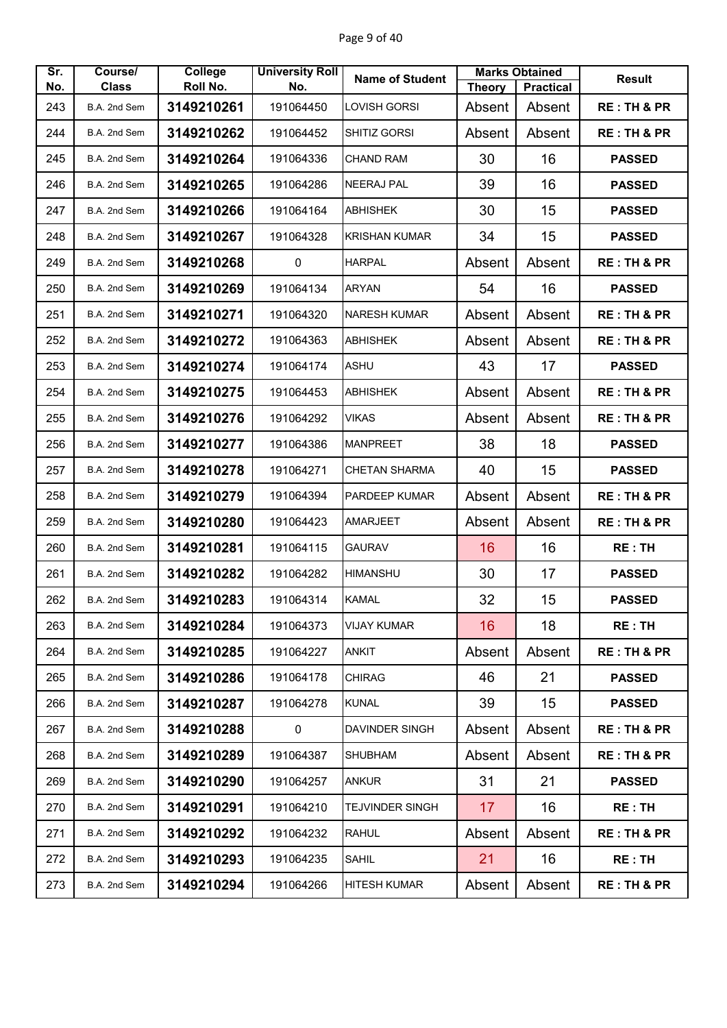| Sr. No. | Course/ Class | College Roll No. | University Roll No. | Name of Student | Marks Obtained | | Result |
|---|---|---|---|---|---|---|---|
| | | | | | Theory | Practical | |
| 243 | B.A. 2nd Sem | **3149210261** | 191064450 | LOVISH GORSI | Absent | Absent | **RE : TH & PR** |
| 244 | B.A. 2nd Sem | **3149210262** | 191064452 | SHITIZ GORSI | Absent | Absent | **RE : TH & PR** |
| 245 | B.A. 2nd Sem | **3149210264** | 191064336 | CHAND RAM | 30 | 16 | **PASSED** |
| 246 | B.A. 2nd Sem | **3149210265** | 191064286 | NEERAJ PAL | 39 | 16 | **PASSED** |
| 247 | B.A. 2nd Sem | **3149210266** | 191064164 | ABHISHEK | 30 | 15 | **PASSED** |
| 248 | B.A. 2nd Sem | **3149210267** | 191064328 | KRISHAN KUMAR | 34 | 15 | **PASSED** |
| 249 | B.A. 2nd Sem | **3149210268** | 0 | HARPAL | Absent | Absent | **RE : TH & PR** |
| 250 | B.A. 2nd Sem | **3149210269** | 191064134 | ARYAN | 54 | 16 | **PASSED** |
| 251 | B.A. 2nd Sem | **3149210271** | 191064320 | NARESH KUMAR | Absent | Absent | **RE : TH & PR** |
| 252 | B.A. 2nd Sem | **3149210272** | 191064363 | ABHISHEK | Absent | Absent | **RE : TH & PR** |
| 253 | B.A. 2nd Sem | **3149210274** | 191064174 | ASHU | 43 | 17 | **PASSED** |
| 254 | B.A. 2nd Sem | **3149210275** | 191064453 | ABHISHEK | Absent | Absent | **RE : TH & PR** |
| 255 | B.A. 2nd Sem | **3149210276** | 191064292 | VIKAS | Absent | Absent | **RE : TH & PR** |
| 256 | B.A. 2nd Sem | **3149210277** | 191064386 | MANPREET | 38 | 18 | **PASSED** |
| 257 | B.A. 2nd Sem | **3149210278** | 191064271 | CHETAN SHARMA | 40 | 15 | **PASSED** |
| 258 | B.A. 2nd Sem | **3149210279** | 191064394 | PARDEEP KUMAR | Absent | Absent | **RE : TH & PR** |
| 259 | B.A. 2nd Sem | **3149210280** | 191064423 | AMARJEET | Absent | Absent | **RE : TH & PR** |
| 260 | B.A. 2nd Sem | **3149210281** | 191064115 | GAURAV | 16 | 16 | **RE : TH** |
| 261 | B.A. 2nd Sem | **3149210282** | 191064282 | HIMANSHU | 30 | 17 | **PASSED** |
| 262 | B.A. 2nd Sem | **3149210283** | 191064314 | KAMAL | 32 | 15 | **PASSED** |
| 263 | B.A. 2nd Sem | **3149210284** | 191064373 | VIJAY KUMAR | 16 | 18 | **RE : TH** |
| 264 | B.A. 2nd Sem | **3149210285** | 191064227 | ANKIT | Absent | Absent | **RE : TH & PR** |
| 265 | B.A. 2nd Sem | **3149210286** | 191064178 | CHIRAG | 46 | 21 | **PASSED** |
| 266 | B.A. 2nd Sem | **3149210287** | 191064278 | KUNAL | 39 | 15 | **PASSED** |
| 267 | B.A. 2nd Sem | **3149210288** | 0 | DAVINDER SINGH | Absent | Absent | **RE : TH & PR** |
| 268 | B.A. 2nd Sem | **3149210289** | 191064387 | SHUBHAM | Absent | Absent | **RE : TH & PR** |
| 269 | B.A. 2nd Sem | **3149210290** | 191064257 | ANKUR | 31 | 21 | **PASSED** |
| 270 | B.A. 2nd Sem | **3149210291** | 191064210 | TEJVINDER SINGH | 17 | 16 | **RE : TH** |
| 271 | B.A. 2nd Sem | **3149210292** | 191064232 | RAHUL | Absent | Absent | **RE : TH & PR** |
| 272 | B.A. 2nd Sem | **3149210293** | 191064235 | SAHIL | 21 | 16 | **RE : TH** |
| 273 | B.A. 2nd Sem | **3149210294** | 191064266 | HITESH KUMAR | Absent | Absent | **RE : TH & PR** |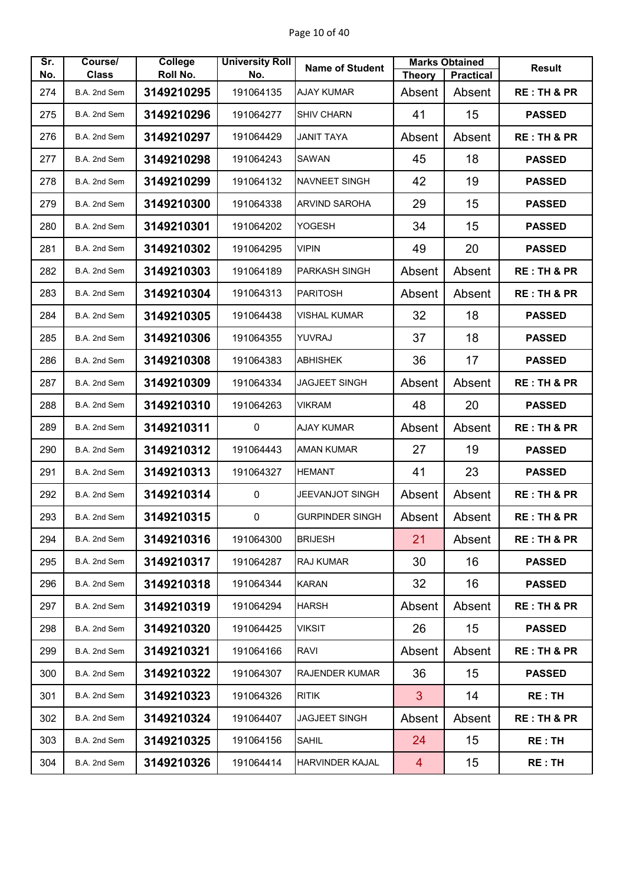| Sr. No. | Course/ Class | College Roll No. | University Roll No. | Name of Student | Marks Obtained | | Result |
|---|---|---|---|---|---|---|---|
| | | | | | Theory | Practical | |
| 274 | B.A. 2nd Sem | 3149210295 | 191064135 | AJAY KUMAR | Absent | Absent | RE : TH & PR |
| 275 | B.A. 2nd Sem | 3149210296 | 191064277 | SHIV CHARN | 41 | 15 | PASSED |
| 276 | B.A. 2nd Sem | 3149210297 | 191064429 | JANIT TAYA | Absent | Absent | RE : TH & PR |
| 277 | B.A. 2nd Sem | 3149210298 | 191064243 | SAWAN | 45 | 18 | PASSED |
| 278 | B.A. 2nd Sem | 3149210299 | 191064132 | NAVNEET SINGH | 42 | 19 | PASSED |
| 279 | B.A. 2nd Sem | 3149210300 | 191064338 | ARVIND SAROHA | 29 | 15 | PASSED |
| 280 | B.A. 2nd Sem | 3149210301 | 191064202 | YOGESH | 34 | 15 | PASSED |
| 281 | B.A. 2nd Sem | 3149210302 | 191064295 | VIPIN | 49 | 20 | PASSED |
| 282 | B.A. 2nd Sem | 3149210303 | 191064189 | PARKASH SINGH | Absent | Absent | RE : TH & PR |
| 283 | B.A. 2nd Sem | 3149210304 | 191064313 | PARITOSH | Absent | Absent | RE : TH & PR |
| 284 | B.A. 2nd Sem | 3149210305 | 191064438 | VISHAL KUMAR | 32 | 18 | PASSED |
| 285 | B.A. 2nd Sem | 3149210306 | 191064355 | YUVRAJ | 37 | 18 | PASSED |
| 286 | B.A. 2nd Sem | 3149210308 | 191064383 | ABHISHEK | 36 | 17 | PASSED |
| 287 | B.A. 2nd Sem | 3149210309 | 191064334 | JAGJEET SINGH | Absent | Absent | RE : TH & PR |
| 288 | B.A. 2nd Sem | 3149210310 | 191064263 | VIKRAM | 48 | 20 | PASSED |
| 289 | B.A. 2nd Sem | 3149210311 | 0 | AJAY KUMAR | Absent | Absent | RE : TH & PR |
| 290 | B.A. 2nd Sem | 3149210312 | 191064443 | AMAN KUMAR | 27 | 19 | PASSED |
| 291 | B.A. 2nd Sem | 3149210313 | 191064327 | HEMANT | 41 | 23 | PASSED |
| 292 | B.A. 2nd Sem | 3149210314 | 0 | JEEVANJOT SINGH | Absent | Absent | RE : TH & PR |
| 293 | B.A. 2nd Sem | 3149210315 | 0 | GURPINDER SINGH | Absent | Absent | RE : TH & PR |
| 294 | B.A. 2nd Sem | 3149210316 | 191064300 | BRIJESH | 21 | Absent | RE : TH & PR |
| 295 | B.A. 2nd Sem | 3149210317 | 191064287 | RAJ KUMAR | 30 | 16 | PASSED |
| 296 | B.A. 2nd Sem | 3149210318 | 191064344 | KARAN | 32 | 16 | PASSED |
| 297 | B.A. 2nd Sem | 3149210319 | 191064294 | HARSH | Absent | Absent | RE : TH & PR |
| 298 | B.A. 2nd Sem | 3149210320 | 191064425 | VIKSIT | 26 | 15 | PASSED |
| 299 | B.A. 2nd Sem | 3149210321 | 191064166 | RAVI | Absent | Absent | RE : TH & PR |
| 300 | B.A. 2nd Sem | 3149210322 | 191064307 | RAJENDER KUMAR | 36 | 15 | PASSED |
| 301 | B.A. 2nd Sem | 3149210323 | 191064326 | RITIK | 3 | 14 | RE : TH |
| 302 | B.A. 2nd Sem | 3149210324 | 191064407 | JAGJEET SINGH | Absent | Absent | RE : TH & PR |
| 303 | B.A. 2nd Sem | 3149210325 | 191064156 | SAHIL | 24 | 15 | RE : TH |
| 304 | B.A. 2nd Sem | 3149210326 | 191064414 | HARVINDER KAJAL | 4 | 15 | RE : TH |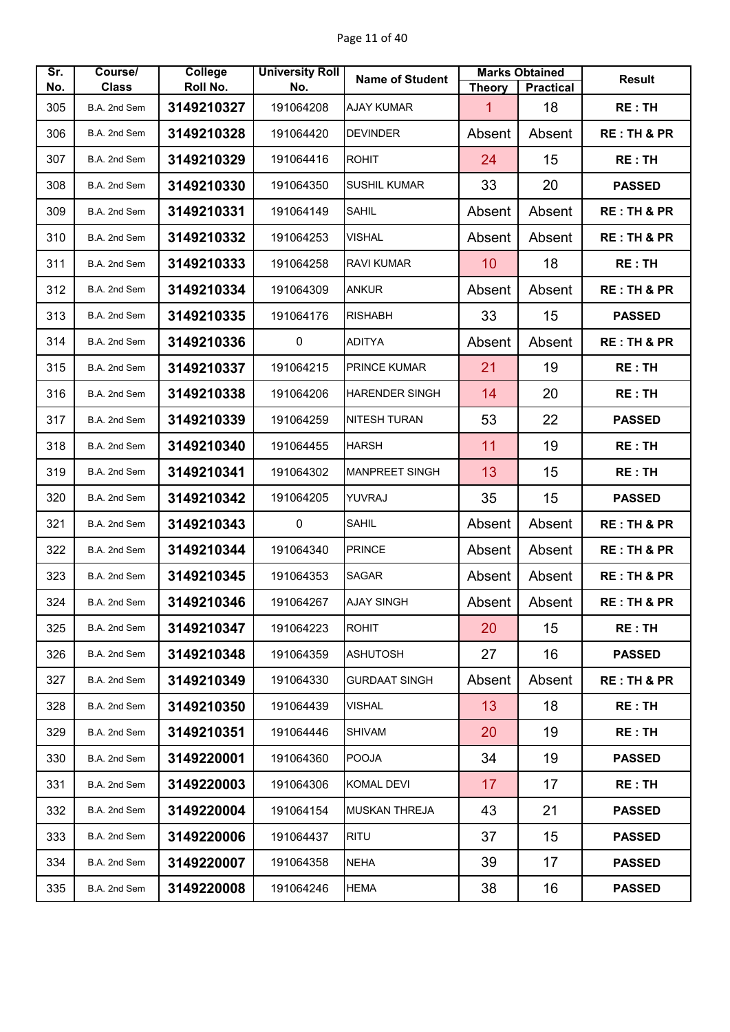| Sr. No. | Course/ Class | College Roll No. | University Roll No. | Name of Student | Marks Obtained | | Result |
|---|---|---|---|---|---|---|---|
| | | | | | Theory | Practical | |
| 305 | B.A. 2nd Sem | **3149210327** | 191064208 | AJAY KUMAR | 1 | 18 | **RE : TH** |
| 306 | B.A. 2nd Sem | **3149210328** | 191064420 | DEVINDER | Absent | Absent | **RE : TH & PR** |
| 307 | B.A. 2nd Sem | **3149210329** | 191064416 | ROHIT | 24 | 15 | **RE : TH** |
| 308 | B.A. 2nd Sem | **3149210330** | 191064350 | SUSHIL KUMAR | 33 | 20 | **PASSED** |
| 309 | B.A. 2nd Sem | **3149210331** | 191064149 | SAHIL | Absent | Absent | **RE : TH & PR** |
| 310 | B.A. 2nd Sem | **3149210332** | 191064253 | VISHAL | Absent | Absent | **RE : TH & PR** |
| 311 | B.A. 2nd Sem | **3149210333** | 191064258 | RAVI KUMAR | 10 | 18 | **RE : TH** |
| 312 | B.A. 2nd Sem | **3149210334** | 191064309 | ANKUR | Absent | Absent | **RE : TH & PR** |
| 313 | B.A. 2nd Sem | **3149210335** | 191064176 | RISHABH | 33 | 15 | **PASSED** |
| 314 | B.A. 2nd Sem | **3149210336** | 0 | ADITYA | Absent | Absent | **RE : TH & PR** |
| 315 | B.A. 2nd Sem | **3149210337** | 191064215 | PRINCE KUMAR | 21 | 19 | **RE : TH** |
| 316 | B.A. 2nd Sem | **3149210338** | 191064206 | HARENDER SINGH | 14 | 20 | **RE : TH** |
| 317 | B.A. 2nd Sem | **3149210339** | 191064259 | NITESH TURAN | 53 | 22 | **PASSED** |
| 318 | B.A. 2nd Sem | **3149210340** | 191064455 | HARSH | 11 | 19 | **RE : TH** |
| 319 | B.A. 2nd Sem | **3149210341** | 191064302 | MANPREET SINGH | 13 | 15 | **RE : TH** |
| 320 | B.A. 2nd Sem | **3149210342** | 191064205 | YUVRAJ | 35 | 15 | **PASSED** |
| 321 | B.A. 2nd Sem | **3149210343** | 0 | SAHIL | Absent | Absent | **RE : TH & PR** |
| 322 | B.A. 2nd Sem | **3149210344** | 191064340 | PRINCE | Absent | Absent | **RE : TH & PR** |
| 323 | B.A. 2nd Sem | **3149210345** | 191064353 | SAGAR | Absent | Absent | **RE : TH & PR** |
| 324 | B.A. 2nd Sem | **3149210346** | 191064267 | AJAY SINGH | Absent | Absent | **RE : TH & PR** |
| 325 | B.A. 2nd Sem | **3149210347** | 191064223 | ROHIT | 20 | 15 | **RE : TH** |
| 326 | B.A. 2nd Sem | **3149210348** | 191064359 | ASHUTOSH | 27 | 16 | **PASSED** |
| 327 | B.A. 2nd Sem | **3149210349** | 191064330 | GURDAAT SINGH | Absent | Absent | **RE : TH & PR** |
| 328 | B.A. 2nd Sem | **3149210350** | 191064439 | VISHAL | 13 | 18 | **RE : TH** |
| 329 | B.A. 2nd Sem | **3149210351** | 191064446 | SHIVAM | 20 | 19 | **RE : TH** |
| 330 | B.A. 2nd Sem | **3149220001** | 191064360 | POOJA | 34 | 19 | **PASSED** |
| 331 | B.A. 2nd Sem | **3149220003** | 191064306 | KOMAL DEVI | 17 | 17 | **RE : TH** |
| 332 | B.A. 2nd Sem | **3149220004** | 191064154 | MUSKAN THREJA | 43 | 21 | **PASSED** |
| 333 | B.A. 2nd Sem | **3149220006** | 191064437 | RITU | 37 | 15 | **PASSED** |
| 334 | B.A. 2nd Sem | **3149220007** | 191064358 | NEHA | 39 | 17 | **PASSED** |
| 335 | B.A. 2nd Sem | **3149220008** | 191064246 | HEMA | 38 | 16 | **PASSED** |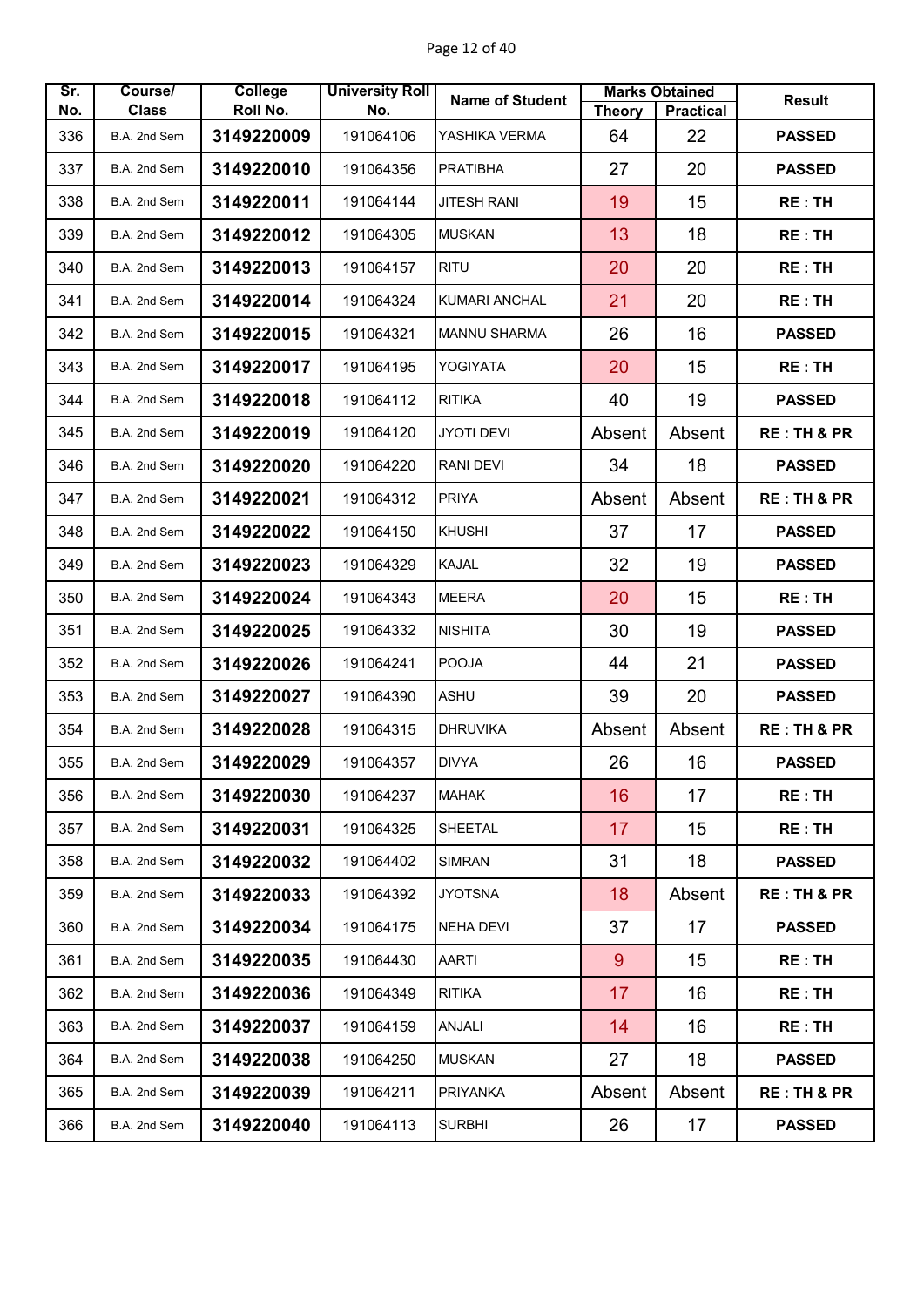| Sr. No. | Course/ Class | College Roll No. | University Roll No. | Name of Student | Marks Obtained | | Result |
|---|---|---|---|---|---|---|---|
| | | | | | Theory | Practical | |
| 336 | B.A. 2nd Sem | **3149220009** | 191064106 | YASHIKA VERMA | 64 | 22 | **PASSED** |
| 337 | B.A. 2nd Sem | **3149220010** | 191064356 | PRATIBHA | 27 | 20 | **PASSED** |
| 338 | B.A. 2nd Sem | **3149220011** | 191064144 | JITESH RANI | 19 | 15 | **RE : TH** |
| 339 | B.A. 2nd Sem | **3149220012** | 191064305 | MUSKAN | 13 | 18 | **RE : TH** |
| 340 | B.A. 2nd Sem | **3149220013** | 191064157 | RITU | 20 | 20 | **RE : TH** |
| 341 | B.A. 2nd Sem | **3149220014** | 191064324 | KUMARI ANCHAL | 21 | 20 | **RE : TH** |
| 342 | B.A. 2nd Sem | **3149220015** | 191064321 | MANNU SHARMA | 26 | 16 | **PASSED** |
| 343 | B.A. 2nd Sem | **3149220017** | 191064195 | YOGIYATA | 20 | 15 | **RE : TH** |
| 344 | B.A. 2nd Sem | **3149220018** | 191064112 | RITIKA | 40 | 19 | **PASSED** |
| 345 | B.A. 2nd Sem | **3149220019** | 191064120 | JYOTI DEVI | Absent | Absent | **RE : TH & PR** |
| 346 | B.A. 2nd Sem | **3149220020** | 191064220 | RANI DEVI | 34 | 18 | **PASSED** |
| 347 | B.A. 2nd Sem | **3149220021** | 191064312 | PRIYA | Absent | Absent | **RE : TH & PR** |
| 348 | B.A. 2nd Sem | **3149220022** | 191064150 | KHUSHI | 37 | 17 | **PASSED** |
| 349 | B.A. 2nd Sem | **3149220023** | 191064329 | KAJAL | 32 | 19 | **PASSED** |
| 350 | B.A. 2nd Sem | **3149220024** | 191064343 | MEERA | 20 | 15 | **RE : TH** |
| 351 | B.A. 2nd Sem | **3149220025** | 191064332 | NISHITA | 30 | 19 | **PASSED** |
| 352 | B.A. 2nd Sem | **3149220026** | 191064241 | POOJA | 44 | 21 | **PASSED** |
| 353 | B.A. 2nd Sem | **3149220027** | 191064390 | ASHU | 39 | 20 | **PASSED** |
| 354 | B.A. 2nd Sem | **3149220028** | 191064315 | DHRUVIKA | Absent | Absent | **RE : TH & PR** |
| 355 | B.A. 2nd Sem | **3149220029** | 191064357 | DIVYA | 26 | 16 | **PASSED** |
| 356 | B.A. 2nd Sem | **3149220030** | 191064237 | MAHAK | 16 | 17 | **RE : TH** |
| 357 | B.A. 2nd Sem | **3149220031** | 191064325 | SHEETAL | 17 | 15 | **RE : TH** |
| 358 | B.A. 2nd Sem | **3149220032** | 191064402 | SIMRAN | 31 | 18 | **PASSED** |
| 359 | B.A. 2nd Sem | **3149220033** | 191064392 | JYOTSNA | 18 | Absent | **RE : TH & PR** |
| 360 | B.A. 2nd Sem | **3149220034** | 191064175 | NEHA DEVI | 37 | 17 | **PASSED** |
| 361 | B.A. 2nd Sem | **3149220035** | 191064430 | AARTI | 9 | 15 | **RE : TH** |
| 362 | B.A. 2nd Sem | **3149220036** | 191064349 | RITIKA | 17 | 16 | **RE : TH** |
| 363 | B.A. 2nd Sem | **3149220037** | 191064159 | ANJALI | 14 | 16 | **RE : TH** |
| 364 | B.A. 2nd Sem | **3149220038** | 191064250 | MUSKAN | 27 | 18 | **PASSED** |
| 365 | B.A. 2nd Sem | **3149220039** | 191064211 | PRIYANKA | Absent | Absent | **RE : TH & PR** |
| 366 | B.A. 2nd Sem | **3149220040** | 191064113 | SURBHI | 26 | 17 | **PASSED** |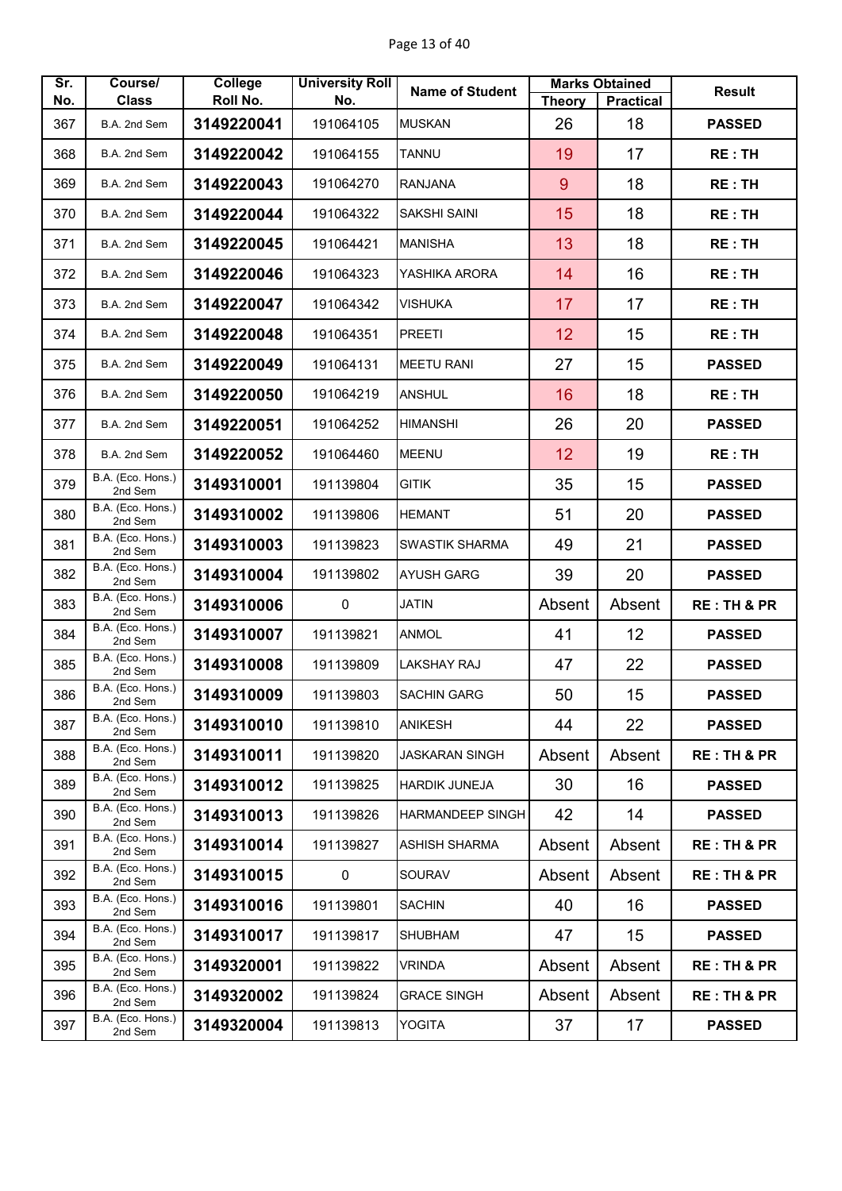| Sr. No. | Course/ Class | College Roll No. | University Roll No. | Name of Student | Marks Obtained | | Result |
|---|---|---|---|---|---|---|---|
| | | | | | Theory | Practical | |
| 367 | B.A. 2nd Sem | 3149220041 | 191064105 | MUSKAN | 26 | 18 | PASSED |
| 368 | B.A. 2nd Sem | 3149220042 | 191064155 | TANNU | 19 | 17 | RE : TH |
| 369 | B.A. 2nd Sem | 3149220043 | 191064270 | RANJANA | 9 | 18 | RE : TH |
| 370 | B.A. 2nd Sem | 3149220044 | 191064322 | SAKSHI SAINI | 15 | 18 | RE : TH |
| 371 | B.A. 2nd Sem | 3149220045 | 191064421 | MANISHA | 13 | 18 | RE : TH |
| 372 | B.A. 2nd Sem | 3149220046 | 191064323 | YASHIKA ARORA | 14 | 16 | RE : TH |
| 373 | B.A. 2nd Sem | 3149220047 | 191064342 | VISHUKA | 17 | 17 | RE : TH |
| 374 | B.A. 2nd Sem | 3149220048 | 191064351 | PREETI | 12 | 15 | RE : TH |
| 375 | B.A. 2nd Sem | 3149220049 | 191064131 | MEETU RANI | 27 | 15 | PASSED |
| 376 | B.A. 2nd Sem | 3149220050 | 191064219 | ANSHUL | 16 | 18 | RE : TH |
| 377 | B.A. 2nd Sem | 3149220051 | 191064252 | HIMANSHI | 26 | 20 | PASSED |
| 378 | B.A. 2nd Sem | 3149220052 | 191064460 | MEENU | 12 | 19 | RE : TH |
| 379 | B.A. (Eco. Hons.) 2nd Sem | 3149310001 | 191139804 | GITIK | 35 | 15 | PASSED |
| 380 | B.A. (Eco. Hons.) 2nd Sem | 3149310002 | 191139806 | HEMANT | 51 | 20 | PASSED |
| 381 | B.A. (Eco. Hons.) 2nd Sem | 3149310003 | 191139823 | SWASTIK SHARMA | 49 | 21 | PASSED |
| 382 | B.A. (Eco. Hons.) 2nd Sem | 3149310004 | 191139802 | AYUSH GARG | 39 | 20 | PASSED |
| 383 | B.A. (Eco. Hons.) 2nd Sem | 3149310006 | 0 | JATIN | Absent | Absent | RE : TH & PR |
| 384 | B.A. (Eco. Hons.) 2nd Sem | 3149310007 | 191139821 | ANMOL | 41 | 12 | PASSED |
| 385 | B.A. (Eco. Hons.) 2nd Sem | 3149310008 | 191139809 | LAKSHAY RAJ | 47 | 22 | PASSED |
| 386 | B.A. (Eco. Hons.) 2nd Sem | 3149310009 | 191139803 | SACHIN GARG | 50 | 15 | PASSED |
| 387 | B.A. (Eco. Hons.) 2nd Sem | 3149310010 | 191139810 | ANIKESH | 44 | 22 | PASSED |
| 388 | B.A. (Eco. Hons.) 2nd Sem | 3149310011 | 191139820 | JASKARAN SINGH | Absent | Absent | RE : TH & PR |
| 389 | B.A. (Eco. Hons.) 2nd Sem | 3149310012 | 191139825 | HARDIK JUNEJA | 30 | 16 | PASSED |
| 390 | B.A. (Eco. Hons.) 2nd Sem | 3149310013 | 191139826 | HARMANDEEP SINGH | 42 | 14 | PASSED |
| 391 | B.A. (Eco. Hons.) 2nd Sem | 3149310014 | 191139827 | ASHISH SHARMA | Absent | Absent | RE : TH & PR |
| 392 | B.A. (Eco. Hons.) 2nd Sem | 3149310015 | 0 | SOURAV | Absent | Absent | RE : TH & PR |
| 393 | B.A. (Eco. Hons.) 2nd Sem | 3149310016 | 191139801 | SACHIN | 40 | 16 | PASSED |
| 394 | B.A. (Eco. Hons.) 2nd Sem | 3149310017 | 191139817 | SHUBHAM | 47 | 15 | PASSED |
| 395 | B.A. (Eco. Hons.) 2nd Sem | 3149320001 | 191139822 | VRINDA | Absent | Absent | RE : TH & PR |
| 396 | B.A. (Eco. Hons.) 2nd Sem | 3149320002 | 191139824 | GRACE SINGH | Absent | Absent | RE : TH & PR |
| 397 | B.A. (Eco. Hons.) 2nd Sem | 3149320004 | 191139813 | YOGITA | 37 | 17 | PASSED |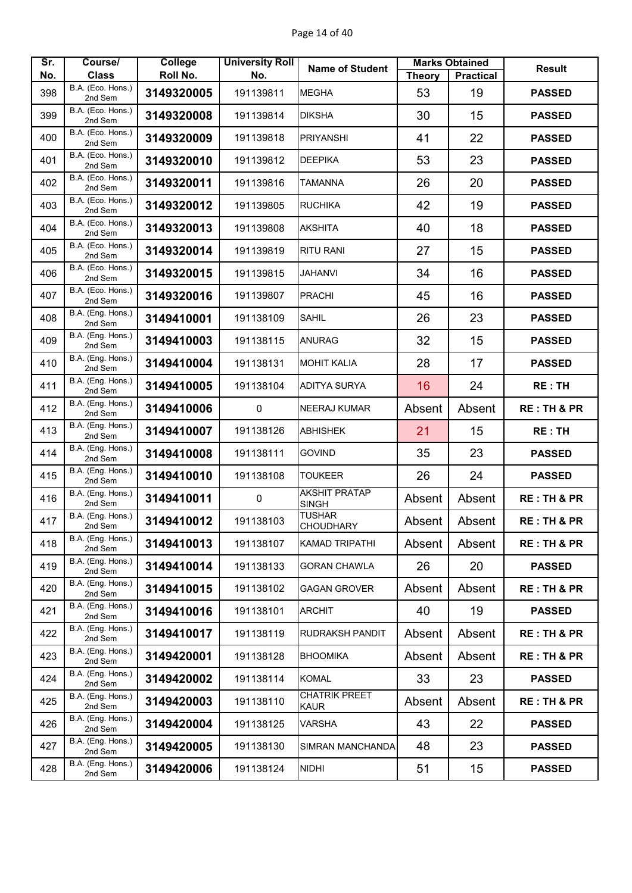| Sr. No. | Course/ Class | College Roll No. | University Roll No. | Name of Student | Marks Obtained | | Result |
|---|---|---|---|---|---|---|---|
| | | | | | Theory | Practical | |
| 398 | B.A. (Eco. Hons.) 2nd Sem | 3149320005 | 191139811 | MEGHA | 53 | 19 | PASSED |
| 399 | B.A. (Eco. Hons.) 2nd Sem | 3149320008 | 191139814 | DIKSHA | 30 | 15 | PASSED |
| 400 | B.A. (Eco. Hons.) 2nd Sem | 3149320009 | 191139818 | PRIYANSHI | 41 | 22 | PASSED |
| 401 | B.A. (Eco. Hons.) 2nd Sem | 3149320010 | 191139812 | DEEPIKA | 53 | 23 | PASSED |
| 402 | B.A. (Eco. Hons.) 2nd Sem | 3149320011 | 191139816 | TAMANNA | 26 | 20 | PASSED |
| 403 | B.A. (Eco. Hons.) 2nd Sem | 3149320012 | 191139805 | RUCHIKA | 42 | 19 | PASSED |
| 404 | B.A. (Eco. Hons.) 2nd Sem | 3149320013 | 191139808 | AKSHITA | 40 | 18 | PASSED |
| 405 | B.A. (Eco. Hons.) 2nd Sem | 3149320014 | 191139819 | RITU RANI | 27 | 15 | PASSED |
| 406 | B.A. (Eco. Hons.) 2nd Sem | 3149320015 | 191139815 | JAHANVI | 34 | 16 | PASSED |
| 407 | B.A. (Eco. Hons.) 2nd Sem | 3149320016 | 191139807 | PRACHI | 45 | 16 | PASSED |
| 408 | B.A. (Eng. Hons.) 2nd Sem | 3149410001 | 191138109 | SAHIL | 26 | 23 | PASSED |
| 409 | B.A. (Eng. Hons.) 2nd Sem | 3149410003 | 191138115 | ANURAG | 32 | 15 | PASSED |
| 410 | B.A. (Eng. Hons.) 2nd Sem | 3149410004 | 191138131 | MOHIT KALIA | 28 | 17 | PASSED |
| 411 | B.A. (Eng. Hons.) 2nd Sem | 3149410005 | 191138104 | ADITYA SURYA | 16 | 24 | RE : TH |
| 412 | B.A. (Eng. Hons.) 2nd Sem | 3149410006 | 0 | NEERAJ KUMAR | Absent | Absent | RE : TH & PR |
| 413 | B.A. (Eng. Hons.) 2nd Sem | 3149410007 | 191138126 | ABHISHEK | 21 | 15 | RE : TH |
| 414 | B.A. (Eng. Hons.) 2nd Sem | 3149410008 | 191138111 | GOVIND | 35 | 23 | PASSED |
| 415 | B.A. (Eng. Hons.) 2nd Sem | 3149410010 | 191138108 | TOUKEER | 26 | 24 | PASSED |
| 416 | B.A. (Eng. Hons.) 2nd Sem | 3149410011 | 0 | AKSHIT PRATAP SINGH | Absent | Absent | RE : TH & PR |
| 417 | B.A. (Eng. Hons.) 2nd Sem | 3149410012 | 191138103 | TUSHAR CHOUDHARY | Absent | Absent | RE : TH & PR |
| 418 | B.A. (Eng. Hons.) 2nd Sem | 3149410013 | 191138107 | KAMAD TRIPATHI | Absent | Absent | RE : TH & PR |
| 419 | B.A. (Eng. Hons.) 2nd Sem | 3149410014 | 191138133 | GORAN CHAWLA | 26 | 20 | PASSED |
| 420 | B.A. (Eng. Hons.) 2nd Sem | 3149410015 | 191138102 | GAGAN GROVER | Absent | Absent | RE : TH & PR |
| 421 | B.A. (Eng. Hons.) 2nd Sem | 3149410016 | 191138101 | ARCHIT | 40 | 19 | PASSED |
| 422 | B.A. (Eng. Hons.) 2nd Sem | 3149410017 | 191138119 | RUDRAKSH PANDIT | Absent | Absent | RE : TH & PR |
| 423 | B.A. (Eng. Hons.) 2nd Sem | 3149420001 | 191138128 | BHOOMIKA | Absent | Absent | RE : TH & PR |
| 424 | B.A. (Eng. Hons.) 2nd Sem | 3149420002 | 191138114 | KOMAL | 33 | 23 | PASSED |
| 425 | B.A. (Eng. Hons.) 2nd Sem | 3149420003 | 191138110 | CHATRIK PREET KAUR | Absent | Absent | RE : TH & PR |
| 426 | B.A. (Eng. Hons.) 2nd Sem | 3149420004 | 191138125 | VARSHA | 43 | 22 | PASSED |
| 427 | B.A. (Eng. Hons.) 2nd Sem | 3149420005 | 191138130 | SIMRAN MANCHANDA | 48 | 23 | PASSED |
| 428 | B.A. (Eng. Hons.) 2nd Sem | 3149420006 | 191138124 | NIDHI | 51 | 15 | PASSED |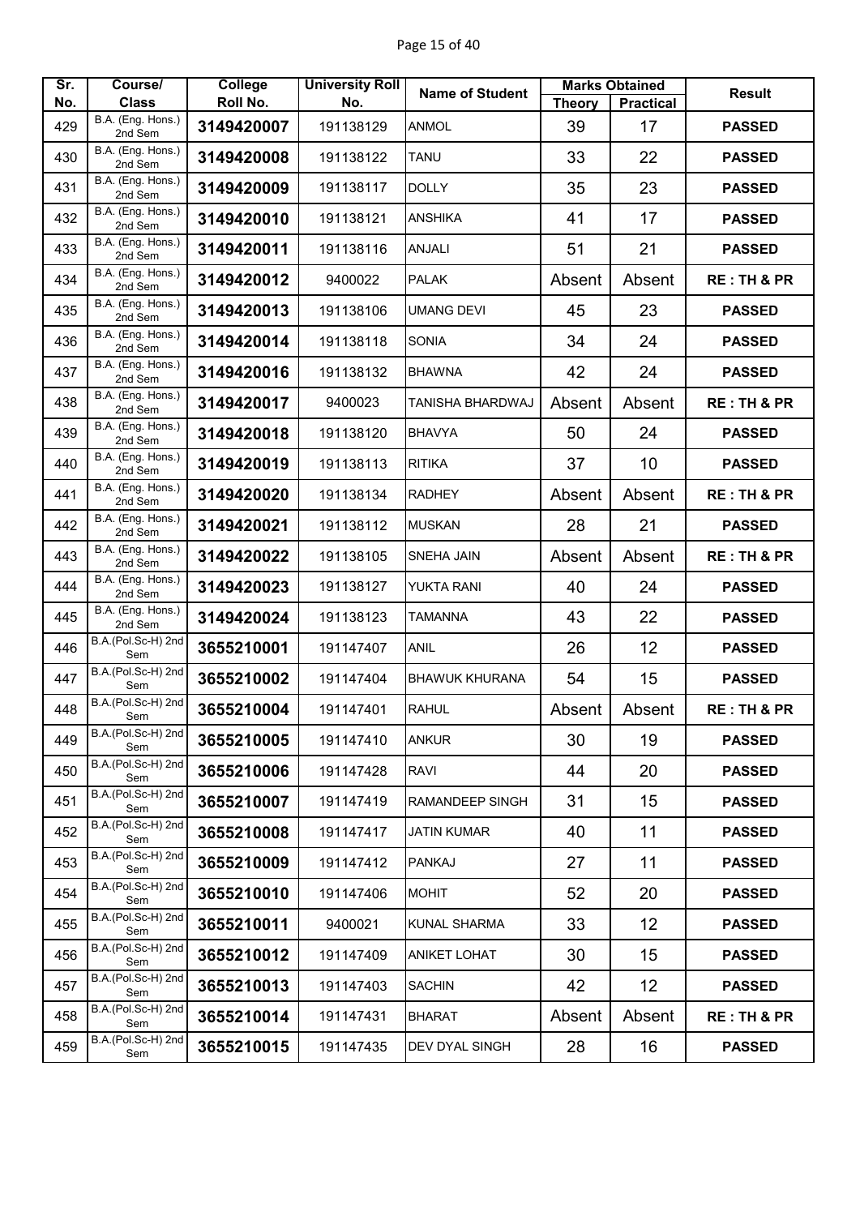| Sr. No. | Course/ Class | College Roll No. | University Roll No. | Name of Student | Marks Obtained | | Result |
|---|---|---|---|---|---|---|---|
| | | | | | Theory | Practical | |
| 429 | B.A. (Eng. Hons.) 2nd Sem | 3149420007 | 191138129 | ANMOL | 39 | 17 | PASSED |
| 430 | B.A. (Eng. Hons.) 2nd Sem | 3149420008 | 191138122 | TANU | 33 | 22 | PASSED |
| 431 | B.A. (Eng. Hons.) 2nd Sem | 3149420009 | 191138117 | DOLLY | 35 | 23 | PASSED |
| 432 | B.A. (Eng. Hons.) 2nd Sem | 3149420010 | 191138121 | ANSHIKA | 41 | 17 | PASSED |
| 433 | B.A. (Eng. Hons.) 2nd Sem | 3149420011 | 191138116 | ANJALI | 51 | 21 | PASSED |
| 434 | B.A. (Eng. Hons.) 2nd Sem | 3149420012 | 9400022 | PALAK | Absent | Absent | RE : TH & PR |
| 435 | B.A. (Eng. Hons.) 2nd Sem | 3149420013 | 191138106 | UMANG DEVI | 45 | 23 | PASSED |
| 436 | B.A. (Eng. Hons.) 2nd Sem | 3149420014 | 191138118 | SONIA | 34 | 24 | PASSED |
| 437 | B.A. (Eng. Hons.) 2nd Sem | 3149420016 | 191138132 | BHAWNA | 42 | 24 | PASSED |
| 438 | B.A. (Eng. Hons.) 2nd Sem | 3149420017 | 9400023 | TANISHA BHARDWAJ | Absent | Absent | RE : TH & PR |
| 439 | B.A. (Eng. Hons.) 2nd Sem | 3149420018 | 191138120 | BHAVYA | 50 | 24 | PASSED |
| 440 | B.A. (Eng. Hons.) 2nd Sem | 3149420019 | 191138113 | RITIKA | 37 | 10 | PASSED |
| 441 | B.A. (Eng. Hons.) 2nd Sem | 3149420020 | 191138134 | RADHEY | Absent | Absent | RE : TH & PR |
| 442 | B.A. (Eng. Hons.) 2nd Sem | 3149420021 | 191138112 | MUSKAN | 28 | 21 | PASSED |
| 443 | B.A. (Eng. Hons.) 2nd Sem | 3149420022 | 191138105 | SNEHA JAIN | Absent | Absent | RE : TH & PR |
| 444 | B.A. (Eng. Hons.) 2nd Sem | 3149420023 | 191138127 | YUKTA RANI | 40 | 24 | PASSED |
| 445 | B.A. (Eng. Hons.) 2nd Sem | 3149420024 | 191138123 | TAMANNA | 43 | 22 | PASSED |
| 446 | B.A.(Pol.Sc-H) 2nd Sem | 3655210001 | 191147407 | ANIL | 26 | 12 | PASSED |
| 447 | B.A.(Pol.Sc-H) 2nd Sem | 3655210002 | 191147404 | BHAWUK KHURANA | 54 | 15 | PASSED |
| 448 | B.A.(Pol.Sc-H) 2nd Sem | 3655210004 | 191147401 | RAHUL | Absent | Absent | RE : TH & PR |
| 449 | B.A.(Pol.Sc-H) 2nd Sem | 3655210005 | 191147410 | ANKUR | 30 | 19 | PASSED |
| 450 | B.A.(Pol.Sc-H) 2nd Sem | 3655210006 | 191147428 | RAVI | 44 | 20 | PASSED |
| 451 | B.A.(Pol.Sc-H) 2nd Sem | 3655210007 | 191147419 | RAMANDEEP SINGH | 31 | 15 | PASSED |
| 452 | B.A.(Pol.Sc-H) 2nd Sem | 3655210008 | 191147417 | JATIN KUMAR | 40 | 11 | PASSED |
| 453 | B.A.(Pol.Sc-H) 2nd Sem | 3655210009 | 191147412 | PANKAJ | 27 | 11 | PASSED |
| 454 | B.A.(Pol.Sc-H) 2nd Sem | 3655210010 | 191147406 | MOHIT | 52 | 20 | PASSED |
| 455 | B.A.(Pol.Sc-H) 2nd Sem | 3655210011 | 9400021 | KUNAL SHARMA | 33 | 12 | PASSED |
| 456 | B.A.(Pol.Sc-H) 2nd Sem | 3655210012 | 191147409 | ANIKET LOHAT | 30 | 15 | PASSED |
| 457 | B.A.(Pol.Sc-H) 2nd Sem | 3655210013 | 191147403 | SACHIN | 42 | 12 | PASSED |
| 458 | B.A.(Pol.Sc-H) 2nd Sem | 3655210014 | 191147431 | BHARAT | Absent | Absent | RE : TH & PR |
| 459 | B.A.(Pol.Sc-H) 2nd Sem | 3655210015 | 191147435 | DEV DYAL SINGH | 28 | 16 | PASSED |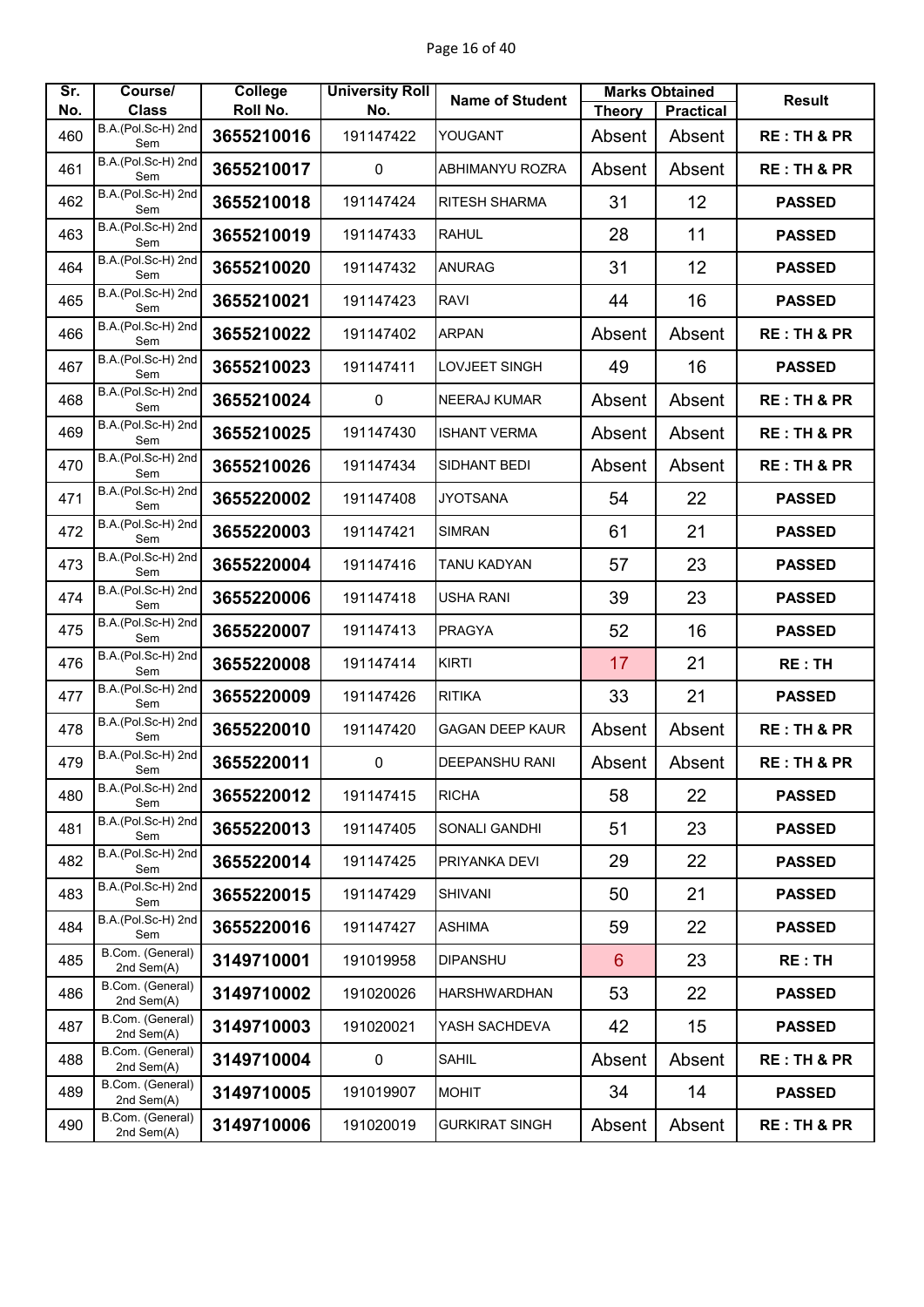| Sr. No. | Course/ Class | College Roll No. | University Roll No. | Name of Student | Marks Obtained | | Result |
|---|---|---|---|---|---|---|---|
| | | | | | Theory | Practical | |
| 460 | B.A.(Pol.Sc-H) 2nd Sem | 3655210016 | 191147422 | YOUGANT | Absent | Absent | RE : TH & PR |
| 461 | B.A.(Pol.Sc-H) 2nd Sem | 3655210017 | 0 | ABHIMANYU ROZRA | Absent | Absent | RE : TH & PR |
| 462 | B.A.(Pol.Sc-H) 2nd Sem | 3655210018 | 191147424 | RITESH SHARMA | 31 | 12 | PASSED |
| 463 | B.A.(Pol.Sc-H) 2nd Sem | 3655210019 | 191147433 | RAHUL | 28 | 11 | PASSED |
| 464 | B.A.(Pol.Sc-H) 2nd Sem | 3655210020 | 191147432 | ANURAG | 31 | 12 | PASSED |
| 465 | B.A.(Pol.Sc-H) 2nd Sem | 3655210021 | 191147423 | RAVI | 44 | 16 | PASSED |
| 466 | B.A.(Pol.Sc-H) 2nd Sem | 3655210022 | 191147402 | ARPAN | Absent | Absent | RE : TH & PR |
| 467 | B.A.(Pol.Sc-H) 2nd Sem | 3655210023 | 191147411 | LOVJEET SINGH | 49 | 16 | PASSED |
| 468 | B.A.(Pol.Sc-H) 2nd Sem | 3655210024 | 0 | NEERAJ KUMAR | Absent | Absent | RE : TH & PR |
| 469 | B.A.(Pol.Sc-H) 2nd Sem | 3655210025 | 191147430 | ISHANT VERMA | Absent | Absent | RE : TH & PR |
| 470 | B.A.(Pol.Sc-H) 2nd Sem | 3655210026 | 191147434 | SIDHANT BEDI | Absent | Absent | RE : TH & PR |
| 471 | B.A.(Pol.Sc-H) 2nd Sem | 3655220002 | 191147408 | JYOTSANA | 54 | 22 | PASSED |
| 472 | B.A.(Pol.Sc-H) 2nd Sem | 3655220003 | 191147421 | SIMRAN | 61 | 21 | PASSED |
| 473 | B.A.(Pol.Sc-H) 2nd Sem | 3655220004 | 191147416 | TANU KADYAN | 57 | 23 | PASSED |
| 474 | B.A.(Pol.Sc-H) 2nd Sem | 3655220006 | 191147418 | USHA RANI | 39 | 23 | PASSED |
| 475 | B.A.(Pol.Sc-H) 2nd Sem | 3655220007 | 191147413 | PRAGYA | 52 | 16 | PASSED |
| 476 | B.A.(Pol.Sc-H) 2nd Sem | 3655220008 | 191147414 | KIRTI | 17 | 21 | RE : TH |
| 477 | B.A.(Pol.Sc-H) 2nd Sem | 3655220009 | 191147426 | RITIKA | 33 | 21 | PASSED |
| 478 | B.A.(Pol.Sc-H) 2nd Sem | 3655220010 | 191147420 | GAGAN DEEP KAUR | Absent | Absent | RE : TH & PR |
| 479 | B.A.(Pol.Sc-H) 2nd Sem | 3655220011 | 0 | DEEPANSHU RANI | Absent | Absent | RE : TH & PR |
| 480 | B.A.(Pol.Sc-H) 2nd Sem | 3655220012 | 191147415 | RICHA | 58 | 22 | PASSED |
| 481 | B.A.(Pol.Sc-H) 2nd Sem | 3655220013 | 191147405 | SONALI GANDHI | 51 | 23 | PASSED |
| 482 | B.A.(Pol.Sc-H) 2nd Sem | 3655220014 | 191147425 | PRIYANKA DEVI | 29 | 22 | PASSED |
| 483 | B.A.(Pol.Sc-H) 2nd Sem | 3655220015 | 191147429 | SHIVANI | 50 | 21 | PASSED |
| 484 | B.A.(Pol.Sc-H) 2nd Sem | 3655220016 | 191147427 | ASHIMA | 59 | 22 | PASSED |
| 485 | B.Com. (General) 2nd Sem(A) | 3149710001 | 191019958 | DIPANSHU | 6 | 23 | RE : TH |
| 486 | B.Com. (General) 2nd Sem(A) | 3149710002 | 191020026 | HARSHWARDHAN | 53 | 22 | PASSED |
| 487 | B.Com. (General) 2nd Sem(A) | 3149710003 | 191020021 | YASH SACHDEVA | 42 | 15 | PASSED |
| 488 | B.Com. (General) 2nd Sem(A) | 3149710004 | 0 | SAHIL | Absent | Absent | RE : TH & PR |
| 489 | B.Com. (General) 2nd Sem(A) | 3149710005 | 191019907 | MOHIT | 34 | 14 | PASSED |
| 490 | B.Com. (General) 2nd Sem(A) | 3149710006 | 191020019 | GURKIRAT SINGH | Absent | Absent | RE : TH & PR |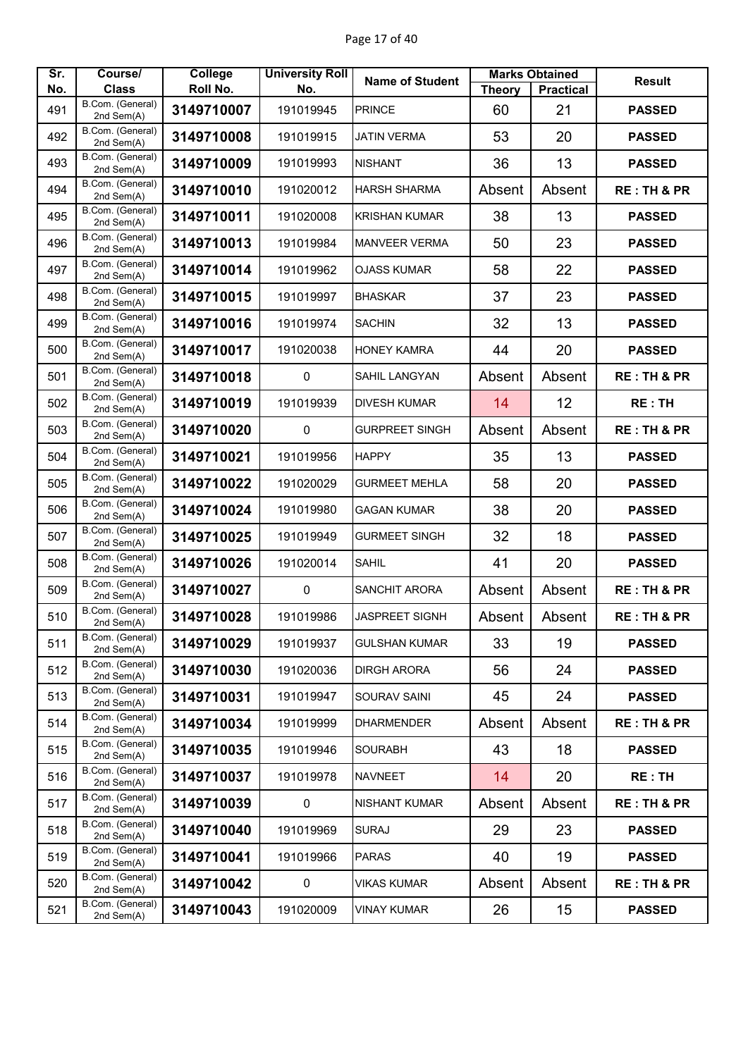| Sr. No. | Course/ Class | College Roll No. | University Roll No. | Name of Student | Marks Obtained | | Result |
|---|---|---|---|---|---|---|---|
| | | | | | Theory | Practical | |
| 491 | B.Com. (General) 2nd Sem(A) | 3149710007 | 191019945 | PRINCE | 60 | 21 | PASSED |
| 492 | B.Com. (General) 2nd Sem(A) | 3149710008 | 191019915 | JATIN VERMA | 53 | 20 | PASSED |
| 493 | B.Com. (General) 2nd Sem(A) | 3149710009 | 191019993 | NISHANT | 36 | 13 | PASSED |
| 494 | B.Com. (General) 2nd Sem(A) | 3149710010 | 191020012 | HARSH SHARMA | Absent | Absent | RE : TH & PR |
| 495 | B.Com. (General) 2nd Sem(A) | 3149710011 | 191020008 | KRISHAN KUMAR | 38 | 13 | PASSED |
| 496 | B.Com. (General) 2nd Sem(A) | 3149710013 | 191019984 | MANVEER VERMA | 50 | 23 | PASSED |
| 497 | B.Com. (General) 2nd Sem(A) | 3149710014 | 191019962 | OJASS KUMAR | 58 | 22 | PASSED |
| 498 | B.Com. (General) 2nd Sem(A) | 3149710015 | 191019997 | BHASKAR | 37 | 23 | PASSED |
| 499 | B.Com. (General) 2nd Sem(A) | 3149710016 | 191019974 | SACHIN | 32 | 13 | PASSED |
| 500 | B.Com. (General) 2nd Sem(A) | 3149710017 | 191020038 | HONEY KAMRA | 44 | 20 | PASSED |
| 501 | B.Com. (General) 2nd Sem(A) | 3149710018 | 0 | SAHIL LANGYAN | Absent | Absent | RE : TH & PR |
| 502 | B.Com. (General) 2nd Sem(A) | 3149710019 | 191019939 | DIVESH KUMAR | 14 | 12 | RE : TH |
| 503 | B.Com. (General) 2nd Sem(A) | 3149710020 | 0 | GURPREET SINGH | Absent | Absent | RE : TH & PR |
| 504 | B.Com. (General) 2nd Sem(A) | 3149710021 | 191019956 | HAPPY | 35 | 13 | PASSED |
| 505 | B.Com. (General) 2nd Sem(A) | 3149710022 | 191020029 | GURMEET MEHLA | 58 | 20 | PASSED |
| 506 | B.Com. (General) 2nd Sem(A) | 3149710024 | 191019980 | GAGAN KUMAR | 38 | 20 | PASSED |
| 507 | B.Com. (General) 2nd Sem(A) | 3149710025 | 191019949 | GURMEET SINGH | 32 | 18 | PASSED |
| 508 | B.Com. (General) 2nd Sem(A) | 3149710026 | 191020014 | SAHIL | 41 | 20 | PASSED |
| 509 | B.Com. (General) 2nd Sem(A) | 3149710027 | 0 | SANCHIT ARORA | Absent | Absent | RE : TH & PR |
| 510 | B.Com. (General) 2nd Sem(A) | 3149710028 | 191019986 | JASPREET SIGNH | Absent | Absent | RE : TH & PR |
| 511 | B.Com. (General) 2nd Sem(A) | 3149710029 | 191019937 | GULSHAN KUMAR | 33 | 19 | PASSED |
| 512 | B.Com. (General) 2nd Sem(A) | 3149710030 | 191020036 | DIRGH ARORA | 56 | 24 | PASSED |
| 513 | B.Com. (General) 2nd Sem(A) | 3149710031 | 191019947 | SOURAV SAINI | 45 | 24 | PASSED |
| 514 | B.Com. (General) 2nd Sem(A) | 3149710034 | 191019999 | DHARMENDER | Absent | Absent | RE : TH & PR |
| 515 | B.Com. (General) 2nd Sem(A) | 3149710035 | 191019946 | SOURABH | 43 | 18 | PASSED |
| 516 | B.Com. (General) 2nd Sem(A) | 3149710037 | 191019978 | NAVNEET | 14 | 20 | RE : TH |
| 517 | B.Com. (General) 2nd Sem(A) | 3149710039 | 0 | NISHANT KUMAR | Absent | Absent | RE : TH & PR |
| 518 | B.Com. (General) 2nd Sem(A) | 3149710040 | 191019969 | SURAJ | 29 | 23 | PASSED |
| 519 | B.Com. (General) 2nd Sem(A) | 3149710041 | 191019966 | PARAS | 40 | 19 | PASSED |
| 520 | B.Com. (General) 2nd Sem(A) | 3149710042 | 0 | VIKAS KUMAR | Absent | Absent | RE : TH & PR |
| 521 | B.Com. (General) 2nd Sem(A) | 3149710043 | 191020009 | VINAY KUMAR | 26 | 15 | PASSED |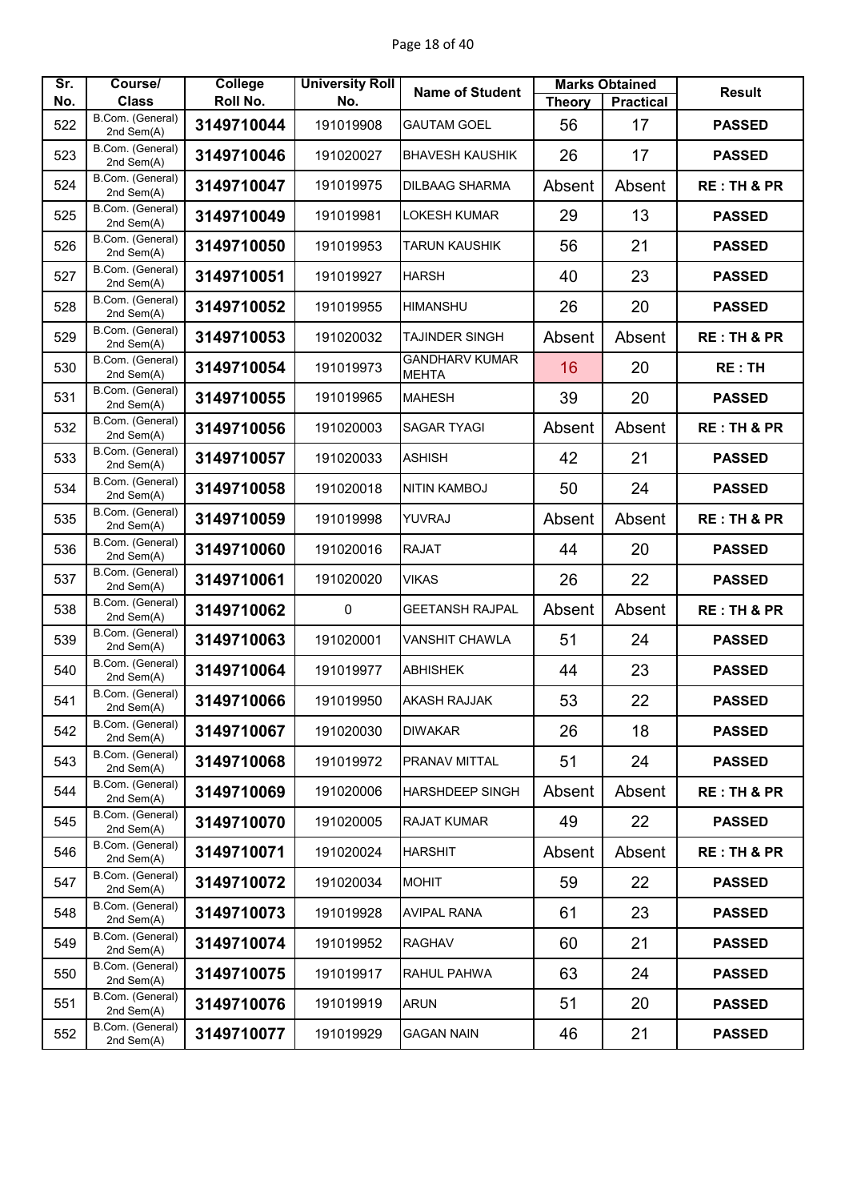| Sr. No. | Course/ Class | College Roll No. | University Roll No. | Name of Student | Marks Obtained | | Result |
|---|---|---|---|---|---|---|---|
| | | | | | Theory | Practical | |
| 522 | B.Com. (General) 2nd Sem(A) | 3149710044 | 191019908 | GAUTAM GOEL | 56 | 17 | PASSED |
| 523 | B.Com. (General) 2nd Sem(A) | 3149710046 | 191020027 | BHAVESH KAUSHIK | 26 | 17 | PASSED |
| 524 | B.Com. (General) 2nd Sem(A) | 3149710047 | 191019975 | DILBAAG SHARMA | Absent | Absent | RE : TH & PR |
| 525 | B.Com. (General) 2nd Sem(A) | 3149710049 | 191019981 | LOKESH KUMAR | 29 | 13 | PASSED |
| 526 | B.Com. (General) 2nd Sem(A) | 3149710050 | 191019953 | TARUN KAUSHIK | 56 | 21 | PASSED |
| 527 | B.Com. (General) 2nd Sem(A) | 3149710051 | 191019927 | HARSH | 40 | 23 | PASSED |
| 528 | B.Com. (General) 2nd Sem(A) | 3149710052 | 191019955 | HIMANSHU | 26 | 20 | PASSED |
| 529 | B.Com. (General) 2nd Sem(A) | 3149710053 | 191020032 | TAJINDER SINGH | Absent | Absent | RE : TH & PR |
| 530 | B.Com. (General) 2nd Sem(A) | 3149710054 | 191019973 | GANDHARV KUMAR MEHTA | 16 | 20 | RE : TH |
| 531 | B.Com. (General) 2nd Sem(A) | 3149710055 | 191019965 | MAHESH | 39 | 20 | PASSED |
| 532 | B.Com. (General) 2nd Sem(A) | 3149710056 | 191020003 | SAGAR TYAGI | Absent | Absent | RE : TH & PR |
| 533 | B.Com. (General) 2nd Sem(A) | 3149710057 | 191020033 | ASHISH | 42 | 21 | PASSED |
| 534 | B.Com. (General) 2nd Sem(A) | 3149710058 | 191020018 | NITIN KAMBOJ | 50 | 24 | PASSED |
| 535 | B.Com. (General) 2nd Sem(A) | 3149710059 | 191019998 | YUVRAJ | Absent | Absent | RE : TH & PR |
| 536 | B.Com. (General) 2nd Sem(A) | 3149710060 | 191020016 | RAJAT | 44 | 20 | PASSED |
| 537 | B.Com. (General) 2nd Sem(A) | 3149710061 | 191020020 | VIKAS | 26 | 22 | PASSED |
| 538 | B.Com. (General) 2nd Sem(A) | 3149710062 | 0 | GEETANSH RAJPAL | Absent | Absent | RE : TH & PR |
| 539 | B.Com. (General) 2nd Sem(A) | 3149710063 | 191020001 | VANSHIT CHAWLA | 51 | 24 | PASSED |
| 540 | B.Com. (General) 2nd Sem(A) | 3149710064 | 191019977 | ABHISHEK | 44 | 23 | PASSED |
| 541 | B.Com. (General) 2nd Sem(A) | 3149710066 | 191019950 | AKASH RAJJAK | 53 | 22 | PASSED |
| 542 | B.Com. (General) 2nd Sem(A) | 3149710067 | 191020030 | DIWAKAR | 26 | 18 | PASSED |
| 543 | B.Com. (General) 2nd Sem(A) | 3149710068 | 191019972 | PRANAV MITTAL | 51 | 24 | PASSED |
| 544 | B.Com. (General) 2nd Sem(A) | 3149710069 | 191020006 | HARSHDEEP SINGH | Absent | Absent | RE : TH & PR |
| 545 | B.Com. (General) 2nd Sem(A) | 3149710070 | 191020005 | RAJAT KUMAR | 49 | 22 | PASSED |
| 546 | B.Com. (General) 2nd Sem(A) | 3149710071 | 191020024 | HARSHIT | Absent | Absent | RE : TH & PR |
| 547 | B.Com. (General) 2nd Sem(A) | 3149710072 | 191020034 | MOHIT | 59 | 22 | PASSED |
| 548 | B.Com. (General) 2nd Sem(A) | 3149710073 | 191019928 | AVIPAL RANA | 61 | 23 | PASSED |
| 549 | B.Com. (General) 2nd Sem(A) | 3149710074 | 191019952 | RAGHAV | 60 | 21 | PASSED |
| 550 | B.Com. (General) 2nd Sem(A) | 3149710075 | 191019917 | RAHUL PAHWA | 63 | 24 | PASSED |
| 551 | B.Com. (General) 2nd Sem(A) | 3149710076 | 191019919 | ARUN | 51 | 20 | PASSED |
| 552 | B.Com. (General) 2nd Sem(A) | 3149710077 | 191019929 | GAGAN NAIN | 46 | 21 | PASSED |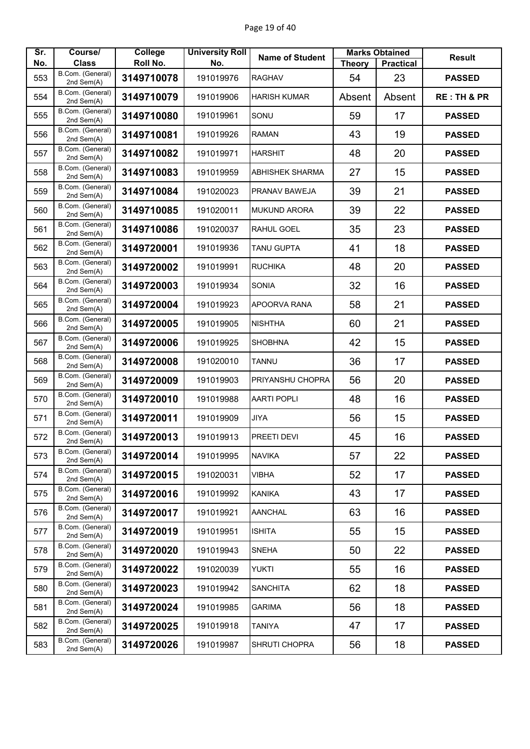| Sr. No. | Course/ Class | College Roll No. | University Roll No. | Name of Student | Marks Obtained | | Result |
|---|---|---|---|---|---|---|---|
| | | | | | Theory | Practical | |
| 553 | B.Com. (General) 2nd Sem(A) | 3149710078 | 191019976 | RAGHAV | 54 | 23 | PASSED |
| 554 | B.Com. (General) 2nd Sem(A) | 3149710079 | 191019906 | HARISH KUMAR | Absent | Absent | RE : TH & PR |
| 555 | B.Com. (General) 2nd Sem(A) | 3149710080 | 191019961 | SONU | 59 | 17 | PASSED |
| 556 | B.Com. (General) 2nd Sem(A) | 3149710081 | 191019926 | RAMAN | 43 | 19 | PASSED |
| 557 | B.Com. (General) 2nd Sem(A) | 3149710082 | 191019971 | HARSHIT | 48 | 20 | PASSED |
| 558 | B.Com. (General) 2nd Sem(A) | 3149710083 | 191019959 | ABHISHEK SHARMA | 27 | 15 | PASSED |
| 559 | B.Com. (General) 2nd Sem(A) | 3149710084 | 191020023 | PRANAV BAWEJA | 39 | 21 | PASSED |
| 560 | B.Com. (General) 2nd Sem(A) | 3149710085 | 191020011 | MUKUND ARORA | 39 | 22 | PASSED |
| 561 | B.Com. (General) 2nd Sem(A) | 3149710086 | 191020037 | RAHUL GOEL | 35 | 23 | PASSED |
| 562 | B.Com. (General) 2nd Sem(A) | 3149720001 | 191019936 | TANU GUPTA | 41 | 18 | PASSED |
| 563 | B.Com. (General) 2nd Sem(A) | 3149720002 | 191019991 | RUCHIKA | 48 | 20 | PASSED |
| 564 | B.Com. (General) 2nd Sem(A) | 3149720003 | 191019934 | SONIA | 32 | 16 | PASSED |
| 565 | B.Com. (General) 2nd Sem(A) | 3149720004 | 191019923 | APOORVA RANA | 58 | 21 | PASSED |
| 566 | B.Com. (General) 2nd Sem(A) | 3149720005 | 191019905 | NISHTHA | 60 | 21 | PASSED |
| 567 | B.Com. (General) 2nd Sem(A) | 3149720006 | 191019925 | SHOBHNA | 42 | 15 | PASSED |
| 568 | B.Com. (General) 2nd Sem(A) | 3149720008 | 191020010 | TANNU | 36 | 17 | PASSED |
| 569 | B.Com. (General) 2nd Sem(A) | 3149720009 | 191019903 | PRIYANSHU CHOPRA | 56 | 20 | PASSED |
| 570 | B.Com. (General) 2nd Sem(A) | 3149720010 | 191019988 | AARTI POPLI | 48 | 16 | PASSED |
| 571 | B.Com. (General) 2nd Sem(A) | 3149720011 | 191019909 | JIYA | 56 | 15 | PASSED |
| 572 | B.Com. (General) 2nd Sem(A) | 3149720013 | 191019913 | PREETI DEVI | 45 | 16 | PASSED |
| 573 | B.Com. (General) 2nd Sem(A) | 3149720014 | 191019995 | NAVIKA | 57 | 22 | PASSED |
| 574 | B.Com. (General) 2nd Sem(A) | 3149720015 | 191020031 | VIBHA | 52 | 17 | PASSED |
| 575 | B.Com. (General) 2nd Sem(A) | 3149720016 | 191019992 | KANIKA | 43 | 17 | PASSED |
| 576 | B.Com. (General) 2nd Sem(A) | 3149720017 | 191019921 | AANCHAL | 63 | 16 | PASSED |
| 577 | B.Com. (General) 2nd Sem(A) | 3149720019 | 191019951 | ISHITA | 55 | 15 | PASSED |
| 578 | B.Com. (General) 2nd Sem(A) | 3149720020 | 191019943 | SNEHA | 50 | 22 | PASSED |
| 579 | B.Com. (General) 2nd Sem(A) | 3149720022 | 191020039 | YUKTI | 55 | 16 | PASSED |
| 580 | B.Com. (General) 2nd Sem(A) | 3149720023 | 191019942 | SANCHITA | 62 | 18 | PASSED |
| 581 | B.Com. (General) 2nd Sem(A) | 3149720024 | 191019985 | GARIMA | 56 | 18 | PASSED |
| 582 | B.Com. (General) 2nd Sem(A) | 3149720025 | 191019918 | TANIYA | 47 | 17 | PASSED |
| 583 | B.Com. (General) 2nd Sem(A) | 3149720026 | 191019987 | SHRUTI CHOPRA | 56 | 18 | PASSED |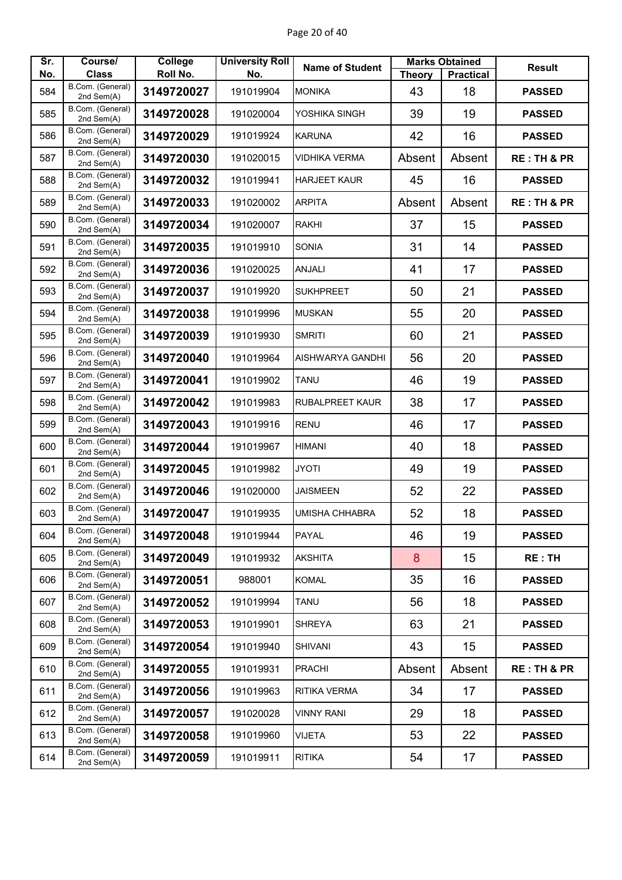| Sr. No. | Course/ Class | College Roll No. | University Roll No. | Name of Student | Marks Obtained | | Result |
|---|---|---|---|---|---|---|---|
| | | | | | Theory | Practical | |
| 584 | B.Com. (General) 2nd Sem(A) | 3149720027 | 191019904 | MONIKA | 43 | 18 | PASSED |
| 585 | B.Com. (General) 2nd Sem(A) | 3149720028 | 191020004 | YOSHIKA SINGH | 39 | 19 | PASSED |
| 586 | B.Com. (General) 2nd Sem(A) | 3149720029 | 191019924 | KARUNA | 42 | 16 | PASSED |
| 587 | B.Com. (General) 2nd Sem(A) | 3149720030 | 191020015 | VIDHIKA VERMA | Absent | Absent | RE : TH & PR |
| 588 | B.Com. (General) 2nd Sem(A) | 3149720032 | 191019941 | HARJEET KAUR | 45 | 16 | PASSED |
| 589 | B.Com. (General) 2nd Sem(A) | 3149720033 | 191020002 | ARPITA | Absent | Absent | RE : TH & PR |
| 590 | B.Com. (General) 2nd Sem(A) | 3149720034 | 191020007 | RAKHI | 37 | 15 | PASSED |
| 591 | B.Com. (General) 2nd Sem(A) | 3149720035 | 191019910 | SONIA | 31 | 14 | PASSED |
| 592 | B.Com. (General) 2nd Sem(A) | 3149720036 | 191020025 | ANJALI | 41 | 17 | PASSED |
| 593 | B.Com. (General) 2nd Sem(A) | 3149720037 | 191019920 | SUKHPREET | 50 | 21 | PASSED |
| 594 | B.Com. (General) 2nd Sem(A) | 3149720038 | 191019996 | MUSKAN | 55 | 20 | PASSED |
| 595 | B.Com. (General) 2nd Sem(A) | 3149720039 | 191019930 | SMRITI | 60 | 21 | PASSED |
| 596 | B.Com. (General) 2nd Sem(A) | 3149720040 | 191019964 | AISHWARYA GANDHI | 56 | 20 | PASSED |
| 597 | B.Com. (General) 2nd Sem(A) | 3149720041 | 191019902 | TANU | 46 | 19 | PASSED |
| 598 | B.Com. (General) 2nd Sem(A) | 3149720042 | 191019983 | RUBALPREET KAUR | 38 | 17 | PASSED |
| 599 | B.Com. (General) 2nd Sem(A) | 3149720043 | 191019916 | RENU | 46 | 17 | PASSED |
| 600 | B.Com. (General) 2nd Sem(A) | 3149720044 | 191019967 | HIMANI | 40 | 18 | PASSED |
| 601 | B.Com. (General) 2nd Sem(A) | 3149720045 | 191019982 | JYOTI | 49 | 19 | PASSED |
| 602 | B.Com. (General) 2nd Sem(A) | 3149720046 | 191020000 | JAISMEEN | 52 | 22 | PASSED |
| 603 | B.Com. (General) 2nd Sem(A) | 3149720047 | 191019935 | UMISHA CHHABRA | 52 | 18 | PASSED |
| 604 | B.Com. (General) 2nd Sem(A) | 3149720048 | 191019944 | PAYAL | 46 | 19 | PASSED |
| 605 | B.Com. (General) 2nd Sem(A) | 3149720049 | 191019932 | AKSHITA | 8 | 15 | RE : TH |
| 606 | B.Com. (General) 2nd Sem(A) | 3149720051 | 988001 | KOMAL | 35 | 16 | PASSED |
| 607 | B.Com. (General) 2nd Sem(A) | 3149720052 | 191019994 | TANU | 56 | 18 | PASSED |
| 608 | B.Com. (General) 2nd Sem(A) | 3149720053 | 191019901 | SHREYA | 63 | 21 | PASSED |
| 609 | B.Com. (General) 2nd Sem(A) | 3149720054 | 191019940 | SHIVANI | 43 | 15 | PASSED |
| 610 | B.Com. (General) 2nd Sem(A) | 3149720055 | 191019931 | PRACHI | Absent | Absent | RE : TH & PR |
| 611 | B.Com. (General) 2nd Sem(A) | 3149720056 | 191019963 | RITIKA VERMA | 34 | 17 | PASSED |
| 612 | B.Com. (General) 2nd Sem(A) | 3149720057 | 191020028 | VINNY RANI | 29 | 18 | PASSED |
| 613 | B.Com. (General) 2nd Sem(A) | 3149720058 | 191019960 | VIJETA | 53 | 22 | PASSED |
| 614 | B.Com. (General) 2nd Sem(A) | 3149720059 | 191019911 | RITIKA | 54 | 17 | PASSED |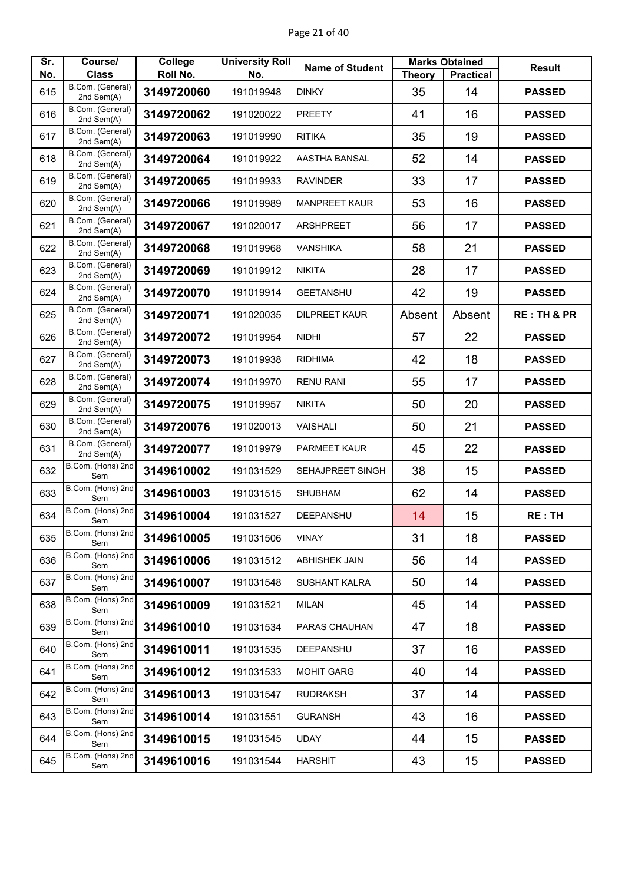| Sr. No. | Course/ Class | College Roll No. | University Roll No. | Name of Student | Marks Obtained | | Result |
|---|---|---|---|---|---|---|---|
| | | | | | Theory | Practical | |
| 615 | B.Com. (General) 2nd Sem(A) | 3149720060 | 191019948 | DINKY | 35 | 14 | PASSED |
| 616 | B.Com. (General) 2nd Sem(A) | 3149720062 | 191020022 | PREETY | 41 | 16 | PASSED |
| 617 | B.Com. (General) 2nd Sem(A) | 3149720063 | 191019990 | RITIKA | 35 | 19 | PASSED |
| 618 | B.Com. (General) 2nd Sem(A) | 3149720064 | 191019922 | AASTHA BANSAL | 52 | 14 | PASSED |
| 619 | B.Com. (General) 2nd Sem(A) | 3149720065 | 191019933 | RAVINDER | 33 | 17 | PASSED |
| 620 | B.Com. (General) 2nd Sem(A) | 3149720066 | 191019989 | MANPREET KAUR | 53 | 16 | PASSED |
| 621 | B.Com. (General) 2nd Sem(A) | 3149720067 | 191020017 | ARSHPREET | 56 | 17 | PASSED |
| 622 | B.Com. (General) 2nd Sem(A) | 3149720068 | 191019968 | VANSHIKA | 58 | 21 | PASSED |
| 623 | B.Com. (General) 2nd Sem(A) | 3149720069 | 191019912 | NIKITA | 28 | 17 | PASSED |
| 624 | B.Com. (General) 2nd Sem(A) | 3149720070 | 191019914 | GEETANSHU | 42 | 19 | PASSED |
| 625 | B.Com. (General) 2nd Sem(A) | 3149720071 | 191020035 | DILPREET KAUR | Absent | Absent | RE : TH & PR |
| 626 | B.Com. (General) 2nd Sem(A) | 3149720072 | 191019954 | NIDHI | 57 | 22 | PASSED |
| 627 | B.Com. (General) 2nd Sem(A) | 3149720073 | 191019938 | RIDHIMA | 42 | 18 | PASSED |
| 628 | B.Com. (General) 2nd Sem(A) | 3149720074 | 191019970 | RENU RANI | 55 | 17 | PASSED |
| 629 | B.Com. (General) 2nd Sem(A) | 3149720075 | 191019957 | NIKITA | 50 | 20 | PASSED |
| 630 | B.Com. (General) 2nd Sem(A) | 3149720076 | 191020013 | VAISHALI | 50 | 21 | PASSED |
| 631 | B.Com. (General) 2nd Sem(A) | 3149720077 | 191019979 | PARMEET KAUR | 45 | 22 | PASSED |
| 632 | B.Com. (Hons) 2nd Sem | 3149610002 | 191031529 | SEHAJPREET SINGH | 38 | 15 | PASSED |
| 633 | B.Com. (Hons) 2nd Sem | 3149610003 | 191031515 | SHUBHAM | 62 | 14 | PASSED |
| 634 | B.Com. (Hons) 2nd Sem | 3149610004 | 191031527 | DEEPANSHU | 14 | 15 | RE : TH |
| 635 | B.Com. (Hons) 2nd Sem | 3149610005 | 191031506 | VINAY | 31 | 18 | PASSED |
| 636 | B.Com. (Hons) 2nd Sem | 3149610006 | 191031512 | ABHISHEK JAIN | 56 | 14 | PASSED |
| 637 | B.Com. (Hons) 2nd Sem | 3149610007 | 191031548 | SUSHANT KALRA | 50 | 14 | PASSED |
| 638 | B.Com. (Hons) 2nd Sem | 3149610009 | 191031521 | MILAN | 45 | 14 | PASSED |
| 639 | B.Com. (Hons) 2nd Sem | 3149610010 | 191031534 | PARAS CHAUHAN | 47 | 18 | PASSED |
| 640 | B.Com. (Hons) 2nd Sem | 3149610011 | 191031535 | DEEPANSHU | 37 | 16 | PASSED |
| 641 | B.Com. (Hons) 2nd Sem | 3149610012 | 191031533 | MOHIT GARG | 40 | 14 | PASSED |
| 642 | B.Com. (Hons) 2nd Sem | 3149610013 | 191031547 | RUDRAKSH | 37 | 14 | PASSED |
| 643 | B.Com. (Hons) 2nd Sem | 3149610014 | 191031551 | GURANSH | 43 | 16 | PASSED |
| 644 | B.Com. (Hons) 2nd Sem | 3149610015 | 191031545 | UDAY | 44 | 15 | PASSED |
| 645 | B.Com. (Hons) 2nd Sem | 3149610016 | 191031544 | HARSHIT | 43 | 15 | PASSED |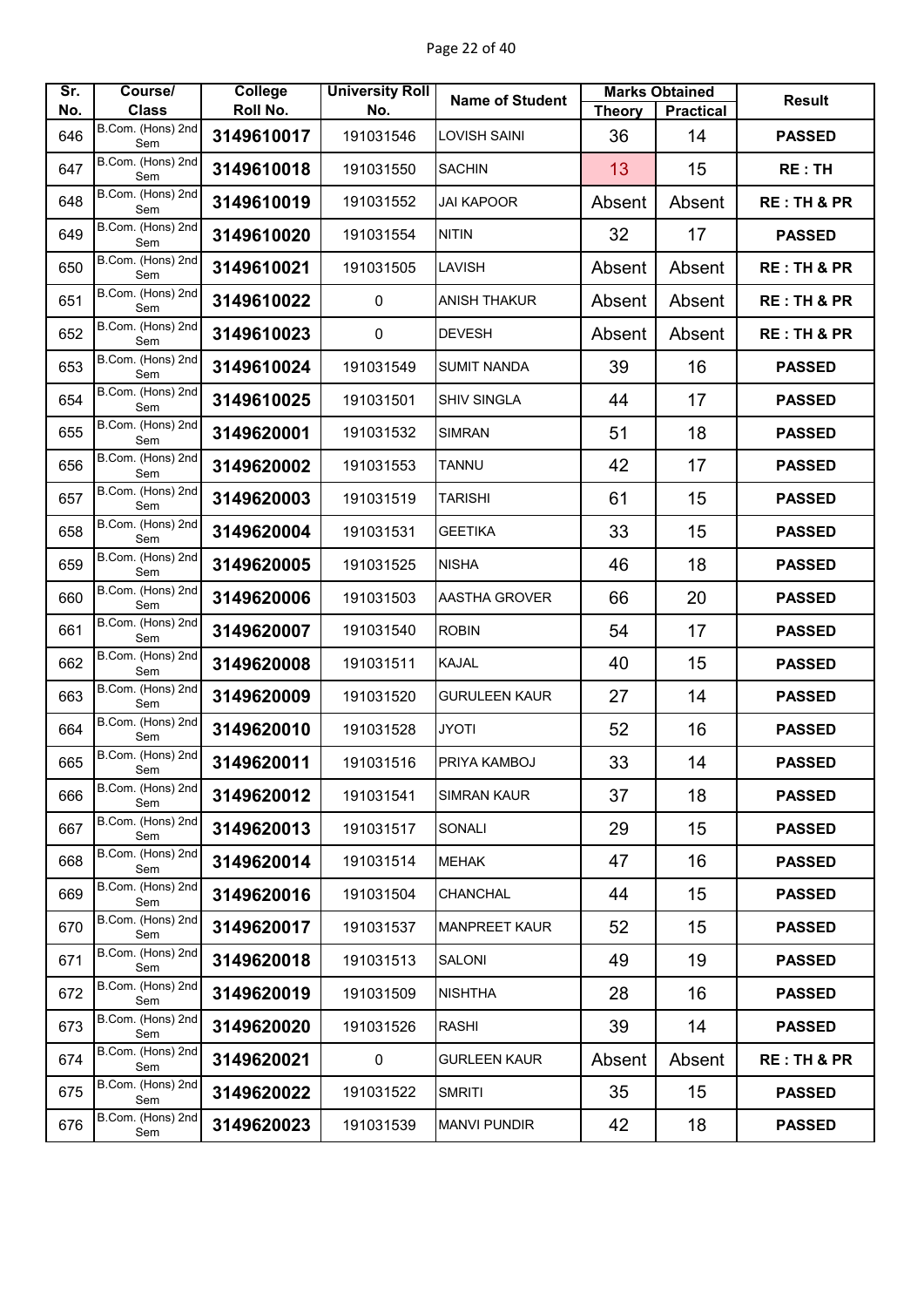| Sr. No. | Course/ Class | College Roll No. | University Roll No. | Name of Student | Marks Obtained | | Result |
|---|---|---|---|---|---|---|---|
| | | | | | Theory | Practical | |
| 646 | B.Com. (Hons) 2nd Sem | 3149610017 | 191031546 | LOVISH SAINI | 36 | 14 | PASSED |
| 647 | B.Com. (Hons) 2nd Sem | 3149610018 | 191031550 | SACHIN | 13 | 15 | RE : TH |
| 648 | B.Com. (Hons) 2nd Sem | 3149610019 | 191031552 | JAI KAPOOR | Absent | Absent | RE : TH & PR |
| 649 | B.Com. (Hons) 2nd Sem | 3149610020 | 191031554 | NITIN | 32 | 17 | PASSED |
| 650 | B.Com. (Hons) 2nd Sem | 3149610021 | 191031505 | LAVISH | Absent | Absent | RE : TH & PR |
| 651 | B.Com. (Hons) 2nd Sem | 3149610022 | 0 | ANISH THAKUR | Absent | Absent | RE : TH & PR |
| 652 | B.Com. (Hons) 2nd Sem | 3149610023 | 0 | DEVESH | Absent | Absent | RE : TH & PR |
| 653 | B.Com. (Hons) 2nd Sem | 3149610024 | 191031549 | SUMIT NANDA | 39 | 16 | PASSED |
| 654 | B.Com. (Hons) 2nd Sem | 3149610025 | 191031501 | SHIV SINGLA | 44 | 17 | PASSED |
| 655 | B.Com. (Hons) 2nd Sem | 3149620001 | 191031532 | SIMRAN | 51 | 18 | PASSED |
| 656 | B.Com. (Hons) 2nd Sem | 3149620002 | 191031553 | TANNU | 42 | 17 | PASSED |
| 657 | B.Com. (Hons) 2nd Sem | 3149620003 | 191031519 | TARISHI | 61 | 15 | PASSED |
| 658 | B.Com. (Hons) 2nd Sem | 3149620004 | 191031531 | GEETIKA | 33 | 15 | PASSED |
| 659 | B.Com. (Hons) 2nd Sem | 3149620005 | 191031525 | NISHA | 46 | 18 | PASSED |
| 660 | B.Com. (Hons) 2nd Sem | 3149620006 | 191031503 | AASTHA GROVER | 66 | 20 | PASSED |
| 661 | B.Com. (Hons) 2nd Sem | 3149620007 | 191031540 | ROBIN | 54 | 17 | PASSED |
| 662 | B.Com. (Hons) 2nd Sem | 3149620008 | 191031511 | KAJAL | 40 | 15 | PASSED |
| 663 | B.Com. (Hons) 2nd Sem | 3149620009 | 191031520 | GURULEEN KAUR | 27 | 14 | PASSED |
| 664 | B.Com. (Hons) 2nd Sem | 3149620010 | 191031528 | JYOTI | 52 | 16 | PASSED |
| 665 | B.Com. (Hons) 2nd Sem | 3149620011 | 191031516 | PRIYA KAMBOJ | 33 | 14 | PASSED |
| 666 | B.Com. (Hons) 2nd Sem | 3149620012 | 191031541 | SIMRAN KAUR | 37 | 18 | PASSED |
| 667 | B.Com. (Hons) 2nd Sem | 3149620013 | 191031517 | SONALI | 29 | 15 | PASSED |
| 668 | B.Com. (Hons) 2nd Sem | 3149620014 | 191031514 | MEHAK | 47 | 16 | PASSED |
| 669 | B.Com. (Hons) 2nd Sem | 3149620016 | 191031504 | CHANCHAL | 44 | 15 | PASSED |
| 670 | B.Com. (Hons) 2nd Sem | 3149620017 | 191031537 | MANPREET KAUR | 52 | 15 | PASSED |
| 671 | B.Com. (Hons) 2nd Sem | 3149620018 | 191031513 | SALONI | 49 | 19 | PASSED |
| 672 | B.Com. (Hons) 2nd Sem | 3149620019 | 191031509 | NISHTHA | 28 | 16 | PASSED |
| 673 | B.Com. (Hons) 2nd Sem | 3149620020 | 191031526 | RASHI | 39 | 14 | PASSED |
| 674 | B.Com. (Hons) 2nd Sem | 3149620021 | 0 | GURLEEN KAUR | Absent | Absent | RE : TH & PR |
| 675 | B.Com. (Hons) 2nd Sem | 3149620022 | 191031522 | SMRITI | 35 | 15 | PASSED |
| 676 | B.Com. (Hons) 2nd Sem | 3149620023 | 191031539 | MANVI PUNDIR | 42 | 18 | PASSED |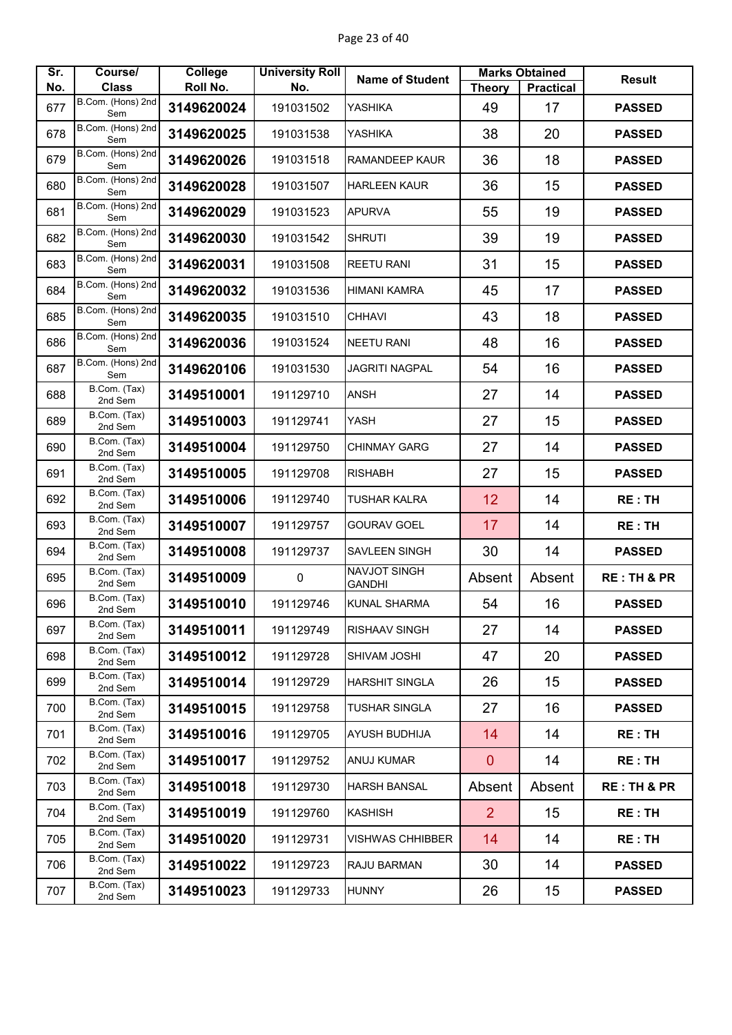| Sr. No. | Course/ Class | College Roll No. | University Roll No. | Name of Student | Marks Obtained | | Result |
|---|---|---|---|---|---|---|---|
| | | | | | Theory | Practical | |
| 677 | B.Com. (Hons) 2nd Sem | 3149620024 | 191031502 | YASHIKA | 49 | 17 | PASSED |
| 678 | B.Com. (Hons) 2nd Sem | 3149620025 | 191031538 | YASHIKA | 38 | 20 | PASSED |
| 679 | B.Com. (Hons) 2nd Sem | 3149620026 | 191031518 | RAMANDEEP KAUR | 36 | 18 | PASSED |
| 680 | B.Com. (Hons) 2nd Sem | 3149620028 | 191031507 | HARLEEN KAUR | 36 | 15 | PASSED |
| 681 | B.Com. (Hons) 2nd Sem | 3149620029 | 191031523 | APURVA | 55 | 19 | PASSED |
| 682 | B.Com. (Hons) 2nd Sem | 3149620030 | 191031542 | SHRUTI | 39 | 19 | PASSED |
| 683 | B.Com. (Hons) 2nd Sem | 3149620031 | 191031508 | REETU RANI | 31 | 15 | PASSED |
| 684 | B.Com. (Hons) 2nd Sem | 3149620032 | 191031536 | HIMANI KAMRA | 45 | 17 | PASSED |
| 685 | B.Com. (Hons) 2nd Sem | 3149620035 | 191031510 | CHHAVI | 43 | 18 | PASSED |
| 686 | B.Com. (Hons) 2nd Sem | 3149620036 | 191031524 | NEETU RANI | 48 | 16 | PASSED |
| 687 | B.Com. (Hons) 2nd Sem | 3149620106 | 191031530 | JAGRITI NAGPAL | 54 | 16 | PASSED |
| 688 | B.Com. (Tax) 2nd Sem | 3149510001 | 191129710 | ANSH | 27 | 14 | PASSED |
| 689 | B.Com. (Tax) 2nd Sem | 3149510003 | 191129741 | YASH | 27 | 15 | PASSED |
| 690 | B.Com. (Tax) 2nd Sem | 3149510004 | 191129750 | CHINMAY GARG | 27 | 14 | PASSED |
| 691 | B.Com. (Tax) 2nd Sem | 3149510005 | 191129708 | RISHABH | 27 | 15 | PASSED |
| 692 | B.Com. (Tax) 2nd Sem | 3149510006 | 191129740 | TUSHAR KALRA | 12 | 14 | RE : TH |
| 693 | B.Com. (Tax) 2nd Sem | 3149510007 | 191129757 | GOURAV GOEL | 17 | 14 | RE : TH |
| 694 | B.Com. (Tax) 2nd Sem | 3149510008 | 191129737 | SAVLEEN SINGH | 30 | 14 | PASSED |
| 695 | B.Com. (Tax) 2nd Sem | 3149510009 | 0 | NAVJOT SINGH GANDHI | Absent | Absent | RE : TH & PR |
| 696 | B.Com. (Tax) 2nd Sem | 3149510010 | 191129746 | KUNAL SHARMA | 54 | 16 | PASSED |
| 697 | B.Com. (Tax) 2nd Sem | 3149510011 | 191129749 | RISHAAV SINGH | 27 | 14 | PASSED |
| 698 | B.Com. (Tax) 2nd Sem | 3149510012 | 191129728 | SHIVAM JOSHI | 47 | 20 | PASSED |
| 699 | B.Com. (Tax) 2nd Sem | 3149510014 | 191129729 | HARSHIT SINGLA | 26 | 15 | PASSED |
| 700 | B.Com. (Tax) 2nd Sem | 3149510015 | 191129758 | TUSHAR SINGLA | 27 | 16 | PASSED |
| 701 | B.Com. (Tax) 2nd Sem | 3149510016 | 191129705 | AYUSH BUDHIJA | 14 | 14 | RE : TH |
| 702 | B.Com. (Tax) 2nd Sem | 3149510017 | 191129752 | ANUJ KUMAR | 0 | 14 | RE : TH |
| 703 | B.Com. (Tax) 2nd Sem | 3149510018 | 191129730 | HARSH BANSAL | Absent | Absent | RE : TH & PR |
| 704 | B.Com. (Tax) 2nd Sem | 3149510019 | 191129760 | KASHISH | 2 | 15 | RE : TH |
| 705 | B.Com. (Tax) 2nd Sem | 3149510020 | 191129731 | VISHWAS CHHIBBER | 14 | 14 | RE : TH |
| 706 | B.Com. (Tax) 2nd Sem | 3149510022 | 191129723 | RAJU BARMAN | 30 | 14 | PASSED |
| 707 | B.Com. (Tax) 2nd Sem | 3149510023 | 191129733 | HUNNY | 26 | 15 | PASSED |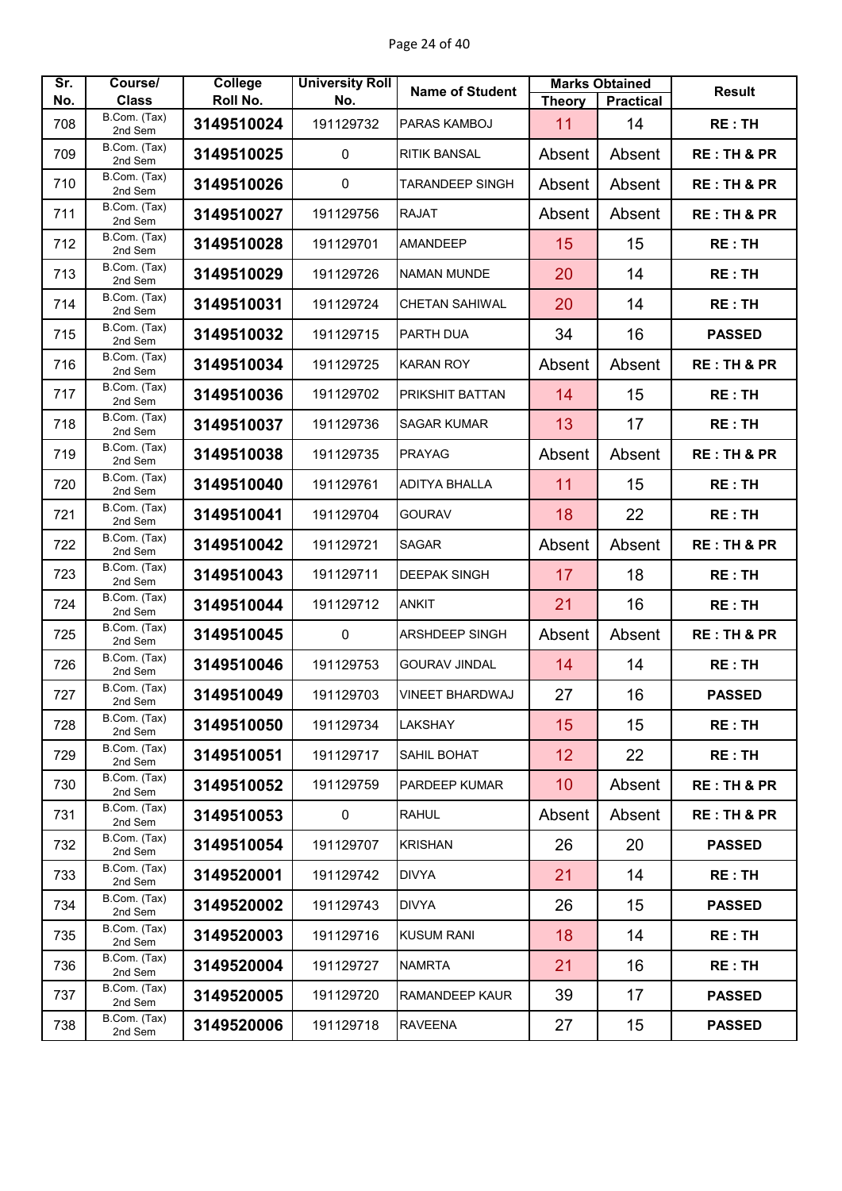| Sr. No. | Course/ Class | College Roll No. | University Roll No. | Name of Student | Marks Obtained | | Result |
|---|---|---|---|---|---|---|---|
| | | | | | Theory | Practical | |
| 708 | B.Com. (Tax) 2nd Sem | 3149510024 | 191129732 | PARAS KAMBOJ | 11 | 14 | RE : TH |
| 709 | B.Com. (Tax) 2nd Sem | 3149510025 | 0 | RITIK BANSAL | Absent | Absent | RE : TH & PR |
| 710 | B.Com. (Tax) 2nd Sem | 3149510026 | 0 | TARANDEEP SINGH | Absent | Absent | RE : TH & PR |
| 711 | B.Com. (Tax) 2nd Sem | 3149510027 | 191129756 | RAJAT | Absent | Absent | RE : TH & PR |
| 712 | B.Com. (Tax) 2nd Sem | 3149510028 | 191129701 | AMANDEEP | 15 | 15 | RE : TH |
| 713 | B.Com. (Tax) 2nd Sem | 3149510029 | 191129726 | NAMAN MUNDE | 20 | 14 | RE : TH |
| 714 | B.Com. (Tax) 2nd Sem | 3149510031 | 191129724 | CHETAN SAHIWAL | 20 | 14 | RE : TH |
| 715 | B.Com. (Tax) 2nd Sem | 3149510032 | 191129715 | PARTH DUA | 34 | 16 | PASSED |
| 716 | B.Com. (Tax) 2nd Sem | 3149510034 | 191129725 | KARAN ROY | Absent | Absent | RE : TH & PR |
| 717 | B.Com. (Tax) 2nd Sem | 3149510036 | 191129702 | PRIKSHIT BATTAN | 14 | 15 | RE : TH |
| 718 | B.Com. (Tax) 2nd Sem | 3149510037 | 191129736 | SAGAR KUMAR | 13 | 17 | RE : TH |
| 719 | B.Com. (Tax) 2nd Sem | 3149510038 | 191129735 | PRAYAG | Absent | Absent | RE : TH & PR |
| 720 | B.Com. (Tax) 2nd Sem | 3149510040 | 191129761 | ADITYA BHALLA | 11 | 15 | RE : TH |
| 721 | B.Com. (Tax) 2nd Sem | 3149510041 | 191129704 | GOURAV | 18 | 22 | RE : TH |
| 722 | B.Com. (Tax) 2nd Sem | 3149510042 | 191129721 | SAGAR | Absent | Absent | RE : TH & PR |
| 723 | B.Com. (Tax) 2nd Sem | 3149510043 | 191129711 | DEEPAK SINGH | 17 | 18 | RE : TH |
| 724 | B.Com. (Tax) 2nd Sem | 3149510044 | 191129712 | ANKIT | 21 | 16 | RE : TH |
| 725 | B.Com. (Tax) 2nd Sem | 3149510045 | 0 | ARSHDEEP SINGH | Absent | Absent | RE : TH & PR |
| 726 | B.Com. (Tax) 2nd Sem | 3149510046 | 191129753 | GOURAV JINDAL | 14 | 14 | RE : TH |
| 727 | B.Com. (Tax) 2nd Sem | 3149510049 | 191129703 | VINEET BHARDWAJ | 27 | 16 | PASSED |
| 728 | B.Com. (Tax) 2nd Sem | 3149510050 | 191129734 | LAKSHAY | 15 | 15 | RE : TH |
| 729 | B.Com. (Tax) 2nd Sem | 3149510051 | 191129717 | SAHIL BOHAT | 12 | 22 | RE : TH |
| 730 | B.Com. (Tax) 2nd Sem | 3149510052 | 191129759 | PARDEEP KUMAR | 10 | Absent | RE : TH & PR |
| 731 | B.Com. (Tax) 2nd Sem | 3149510053 | 0 | RAHUL | Absent | Absent | RE : TH & PR |
| 732 | B.Com. (Tax) 2nd Sem | 3149510054 | 191129707 | KRISHAN | 26 | 20 | PASSED |
| 733 | B.Com. (Tax) 2nd Sem | 3149520001 | 191129742 | DIVYA | 21 | 14 | RE : TH |
| 734 | B.Com. (Tax) 2nd Sem | 3149520002 | 191129743 | DIVYA | 26 | 15 | PASSED |
| 735 | B.Com. (Tax) 2nd Sem | 3149520003 | 191129716 | KUSUM RANI | 18 | 14 | RE : TH |
| 736 | B.Com. (Tax) 2nd Sem | 3149520004 | 191129727 | NAMRTA | 21 | 16 | RE : TH |
| 737 | B.Com. (Tax) 2nd Sem | 3149520005 | 191129720 | RAMANDEEP KAUR | 39 | 17 | PASSED |
| 738 | B.Com. (Tax) 2nd Sem | 3149520006 | 191129718 | RAVEENA | 27 | 15 | PASSED |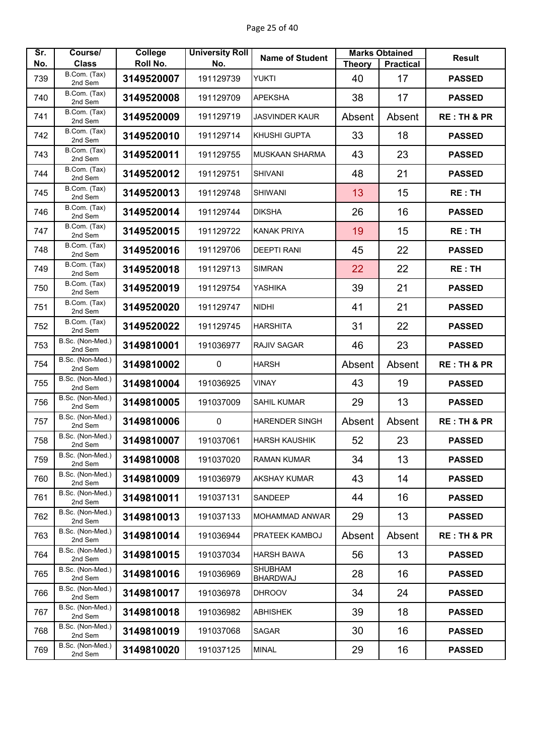| Sr. No. | Course/ Class | College Roll No. | University Roll No. | Name of Student | Marks Obtained | | Result |
|---|---|---|---|---|---|---|---|
| | | | | | Theory | Practical | |
| 739 | B.Com. (Tax) 2nd Sem | **3149520007** | 191129739 | YUKTI | 40 | 17 | **PASSED** |
| 740 | B.Com. (Tax) 2nd Sem | **3149520008** | 191129709 | APEKSHA | 38 | 17 | **PASSED** |
| 741 | B.Com. (Tax) 2nd Sem | **3149520009** | 191129719 | JASVINDER KAUR | Absent | Absent | **RE : TH & PR** |
| 742 | B.Com. (Tax) 2nd Sem | **3149520010** | 191129714 | KHUSHI GUPTA | 33 | 18 | **PASSED** |
| 743 | B.Com. (Tax) 2nd Sem | **3149520011** | 191129755 | MUSKAAN SHARMA | 43 | 23 | **PASSED** |
| 744 | B.Com. (Tax) 2nd Sem | **3149520012** | 191129751 | SHIVANI | 48 | 21 | **PASSED** |
| 745 | B.Com. (Tax) 2nd Sem | **3149520013** | 191129748 | SHIWANI | 13 | 15 | **RE : TH** |
| 746 | B.Com. (Tax) 2nd Sem | **3149520014** | 191129744 | DIKSHA | 26 | 16 | **PASSED** |
| 747 | B.Com. (Tax) 2nd Sem | **3149520015** | 191129722 | KANAK PRIYA | 19 | 15 | **RE : TH** |
| 748 | B.Com. (Tax) 2nd Sem | **3149520016** | 191129706 | DEEPTI RANI | 45 | 22 | **PASSED** |
| 749 | B.Com. (Tax) 2nd Sem | **3149520018** | 191129713 | SIMRAN | 22 | 22 | **RE : TH** |
| 750 | B.Com. (Tax) 2nd Sem | **3149520019** | 191129754 | YASHIKA | 39 | 21 | **PASSED** |
| 751 | B.Com. (Tax) 2nd Sem | **3149520020** | 191129747 | NIDHI | 41 | 21 | **PASSED** |
| 752 | B.Com. (Tax) 2nd Sem | **3149520022** | 191129745 | HARSHITA | 31 | 22 | **PASSED** |
| 753 | B.Sc. (Non-Med.) 2nd Sem | **3149810001** | 191036977 | RAJIV SAGAR | 46 | 23 | **PASSED** |
| 754 | B.Sc. (Non-Med.) 2nd Sem | **3149810002** | 0 | HARSH | Absent | Absent | **RE : TH & PR** |
| 755 | B.Sc. (Non-Med.) 2nd Sem | **3149810004** | 191036925 | VINAY | 43 | 19 | **PASSED** |
| 756 | B.Sc. (Non-Med.) 2nd Sem | **3149810005** | 191037009 | SAHIL KUMAR | 29 | 13 | **PASSED** |
| 757 | B.Sc. (Non-Med.) 2nd Sem | **3149810006** | 0 | HARENDER SINGH | Absent | Absent | **RE : TH & PR** |
| 758 | B.Sc. (Non-Med.) 2nd Sem | **3149810007** | 191037061 | HARSH KAUSHIK | 52 | 23 | **PASSED** |
| 759 | B.Sc. (Non-Med.) 2nd Sem | **3149810008** | 191037020 | RAMAN KUMAR | 34 | 13 | **PASSED** |
| 760 | B.Sc. (Non-Med.) 2nd Sem | **3149810009** | 191036979 | AKSHAY KUMAR | 43 | 14 | **PASSED** |
| 761 | B.Sc. (Non-Med.) 2nd Sem | **3149810011** | 191037131 | SANDEEP | 44 | 16 | **PASSED** |
| 762 | B.Sc. (Non-Med.) 2nd Sem | **3149810013** | 191037133 | MOHAMMAD ANWAR | 29 | 13 | **PASSED** |
| 763 | B.Sc. (Non-Med.) 2nd Sem | **3149810014** | 191036944 | PRATEEK KAMBOJ | Absent | Absent | **RE : TH & PR** |
| 764 | B.Sc. (Non-Med.) 2nd Sem | **3149810015** | 191037034 | HARSH BAWA | 56 | 13 | **PASSED** |
| 765 | B.Sc. (Non-Med.) 2nd Sem | **3149810016** | 191036969 | SHUBHAM BHARDWAJ | 28 | 16 | **PASSED** |
| 766 | B.Sc. (Non-Med.) 2nd Sem | **3149810017** | 191036978 | DHROOV | 34 | 24 | **PASSED** |
| 767 | B.Sc. (Non-Med.) 2nd Sem | **3149810018** | 191036982 | ABHISHEK | 39 | 18 | **PASSED** |
| 768 | B.Sc. (Non-Med.) 2nd Sem | **3149810019** | 191037068 | SAGAR | 30 | 16 | **PASSED** |
| 769 | B.Sc. (Non-Med.) 2nd Sem | **3149810020** | 191037125 | MINAL | 29 | 16 | **PASSED** |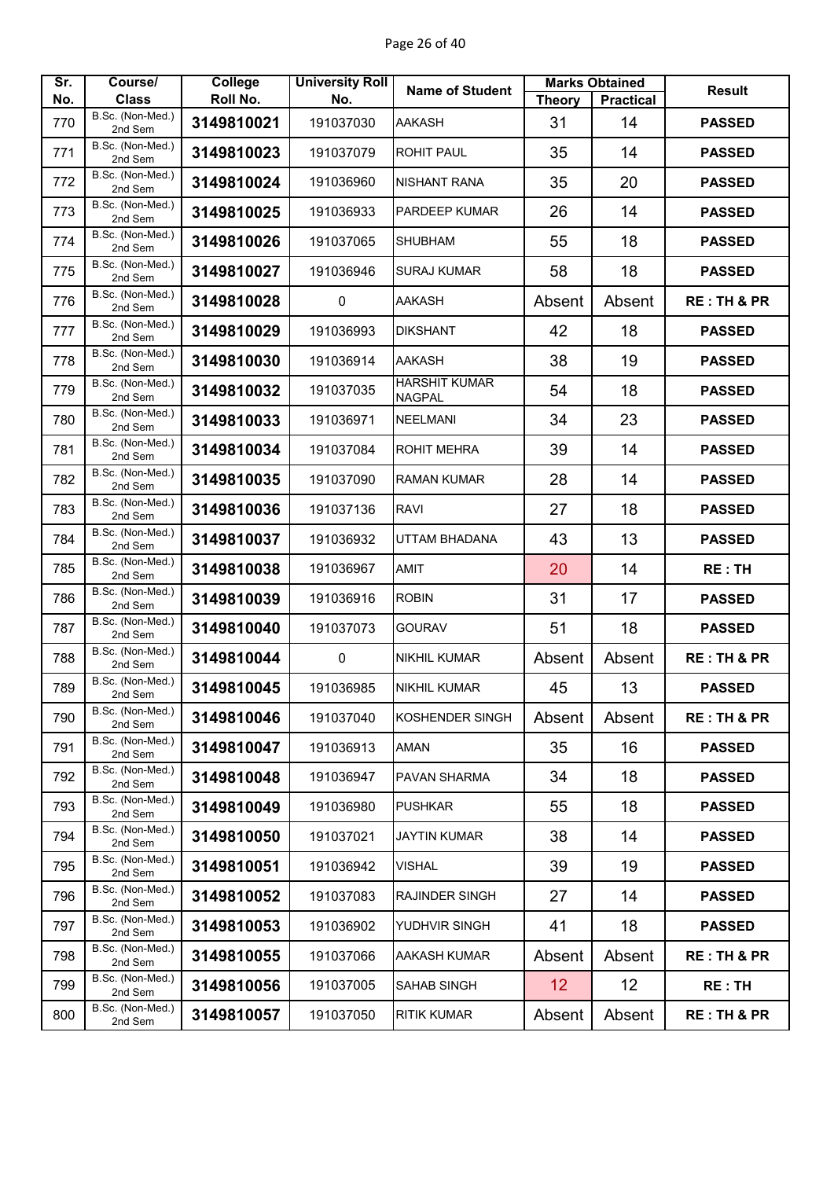| Sr. No. | Course/ Class | College Roll No. | University Roll No. | Name of Student | Marks Obtained | | Result |
|---|---|---|---|---|---|---|---|
| | | | | | Theory | Practical | |
| 770 | B.Sc. (Non-Med.) 2nd Sem | 3149810021 | 191037030 | AAKASH | 31 | 14 | PASSED |
| 771 | B.Sc. (Non-Med.) 2nd Sem | 3149810023 | 191037079 | ROHIT PAUL | 35 | 14 | PASSED |
| 772 | B.Sc. (Non-Med.) 2nd Sem | 3149810024 | 191036960 | NISHANT RANA | 35 | 20 | PASSED |
| 773 | B.Sc. (Non-Med.) 2nd Sem | 3149810025 | 191036933 | PARDEEP KUMAR | 26 | 14 | PASSED |
| 774 | B.Sc. (Non-Med.) 2nd Sem | 3149810026 | 191037065 | SHUBHAM | 55 | 18 | PASSED |
| 775 | B.Sc. (Non-Med.) 2nd Sem | 3149810027 | 191036946 | SURAJ KUMAR | 58 | 18 | PASSED |
| 776 | B.Sc. (Non-Med.) 2nd Sem | 3149810028 | 0 | AAKASH | Absent | Absent | RE : TH & PR |
| 777 | B.Sc. (Non-Med.) 2nd Sem | 3149810029 | 191036993 | DIKSHANT | 42 | 18 | PASSED |
| 778 | B.Sc. (Non-Med.) 2nd Sem | 3149810030 | 191036914 | AAKASH | 38 | 19 | PASSED |
| 779 | B.Sc. (Non-Med.) 2nd Sem | 3149810032 | 191037035 | HARSHIT KUMAR NAGPAL | 54 | 18 | PASSED |
| 780 | B.Sc. (Non-Med.) 2nd Sem | 3149810033 | 191036971 | NEELMANI | 34 | 23 | PASSED |
| 781 | B.Sc. (Non-Med.) 2nd Sem | 3149810034 | 191037084 | ROHIT MEHRA | 39 | 14 | PASSED |
| 782 | B.Sc. (Non-Med.) 2nd Sem | 3149810035 | 191037090 | RAMAN KUMAR | 28 | 14 | PASSED |
| 783 | B.Sc. (Non-Med.) 2nd Sem | 3149810036 | 191037136 | RAVI | 27 | 18 | PASSED |
| 784 | B.Sc. (Non-Med.) 2nd Sem | 3149810037 | 191036932 | UTTAM BHADANA | 43 | 13 | PASSED |
| 785 | B.Sc. (Non-Med.) 2nd Sem | 3149810038 | 191036967 | AMIT | 20 | 14 | RE : TH |
| 786 | B.Sc. (Non-Med.) 2nd Sem | 3149810039 | 191036916 | ROBIN | 31 | 17 | PASSED |
| 787 | B.Sc. (Non-Med.) 2nd Sem | 3149810040 | 191037073 | GOURAV | 51 | 18 | PASSED |
| 788 | B.Sc. (Non-Med.) 2nd Sem | 3149810044 | 0 | NIKHIL KUMAR | Absent | Absent | RE : TH & PR |
| 789 | B.Sc. (Non-Med.) 2nd Sem | 3149810045 | 191036985 | NIKHIL KUMAR | 45 | 13 | PASSED |
| 790 | B.Sc. (Non-Med.) 2nd Sem | 3149810046 | 191037040 | KOSHENDER SINGH | Absent | Absent | RE : TH & PR |
| 791 | B.Sc. (Non-Med.) 2nd Sem | 3149810047 | 191036913 | AMAN | 35 | 16 | PASSED |
| 792 | B.Sc. (Non-Med.) 2nd Sem | 3149810048 | 191036947 | PAVAN SHARMA | 34 | 18 | PASSED |
| 793 | B.Sc. (Non-Med.) 2nd Sem | 3149810049 | 191036980 | PUSHKAR | 55 | 18 | PASSED |
| 794 | B.Sc. (Non-Med.) 2nd Sem | 3149810050 | 191037021 | JAYTIN KUMAR | 38 | 14 | PASSED |
| 795 | B.Sc. (Non-Med.) 2nd Sem | 3149810051 | 191036942 | VISHAL | 39 | 19 | PASSED |
| 796 | B.Sc. (Non-Med.) 2nd Sem | 3149810052 | 191037083 | RAJINDER SINGH | 27 | 14 | PASSED |
| 797 | B.Sc. (Non-Med.) 2nd Sem | 3149810053 | 191036902 | YUDHVIR SINGH | 41 | 18 | PASSED |
| 798 | B.Sc. (Non-Med.) 2nd Sem | 3149810055 | 191037066 | AAKASH KUMAR | Absent | Absent | RE : TH & PR |
| 799 | B.Sc. (Non-Med.) 2nd Sem | 3149810056 | 191037005 | SAHAB SINGH | 12 | 12 | RE : TH |
| 800 | B.Sc. (Non-Med.) 2nd Sem | 3149810057 | 191037050 | RITIK KUMAR | Absent | Absent | RE : TH & PR |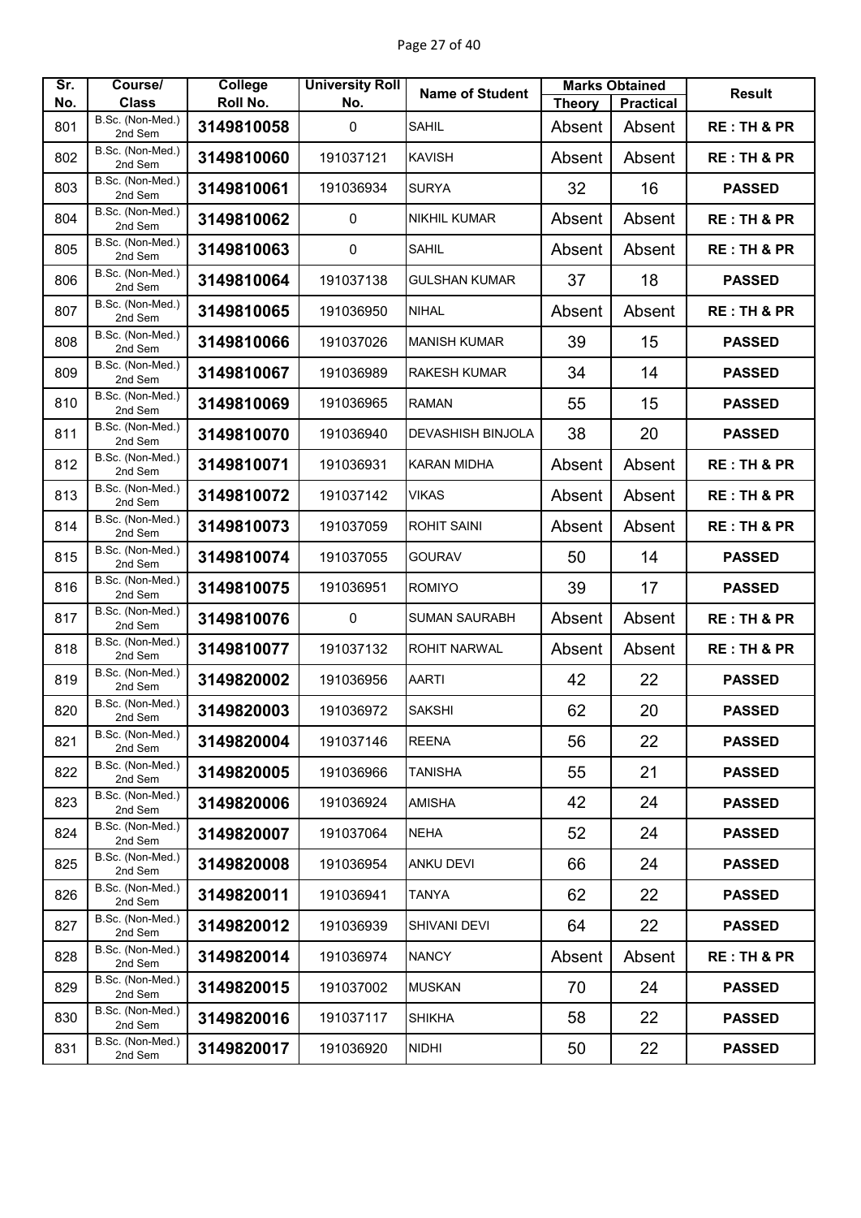| Sr. No. | Course/ Class | College Roll No. | University Roll No. | Name of Student | Marks Obtained | | Result |
|---|---|---|---|---|---|---|---|
| | | | | | Theory | Practical | |
| 801 | B.Sc. (Non-Med.) 2nd Sem | 3149810058 | 0 | SAHIL | Absent | Absent | RE : TH & PR |
| 802 | B.Sc. (Non-Med.) 2nd Sem | 3149810060 | 191037121 | KAVISH | Absent | Absent | RE : TH & PR |
| 803 | B.Sc. (Non-Med.) 2nd Sem | 3149810061 | 191036934 | SURYA | 32 | 16 | PASSED |
| 804 | B.Sc. (Non-Med.) 2nd Sem | 3149810062 | 0 | NIKHIL KUMAR | Absent | Absent | RE : TH & PR |
| 805 | B.Sc. (Non-Med.) 2nd Sem | 3149810063 | 0 | SAHIL | Absent | Absent | RE : TH & PR |
| 806 | B.Sc. (Non-Med.) 2nd Sem | 3149810064 | 191037138 | GULSHAN KUMAR | 37 | 18 | PASSED |
| 807 | B.Sc. (Non-Med.) 2nd Sem | 3149810065 | 191036950 | NIHAL | Absent | Absent | RE : TH & PR |
| 808 | B.Sc. (Non-Med.) 2nd Sem | 3149810066 | 191037026 | MANISH KUMAR | 39 | 15 | PASSED |
| 809 | B.Sc. (Non-Med.) 2nd Sem | 3149810067 | 191036989 | RAKESH KUMAR | 34 | 14 | PASSED |
| 810 | B.Sc. (Non-Med.) 2nd Sem | 3149810069 | 191036965 | RAMAN | 55 | 15 | PASSED |
| 811 | B.Sc. (Non-Med.) 2nd Sem | 3149810070 | 191036940 | DEVASHISH BINJOLA | 38 | 20 | PASSED |
| 812 | B.Sc. (Non-Med.) 2nd Sem | 3149810071 | 191036931 | KARAN MIDHA | Absent | Absent | RE : TH & PR |
| 813 | B.Sc. (Non-Med.) 2nd Sem | 3149810072 | 191037142 | VIKAS | Absent | Absent | RE : TH & PR |
| 814 | B.Sc. (Non-Med.) 2nd Sem | 3149810073 | 191037059 | ROHIT SAINI | Absent | Absent | RE : TH & PR |
| 815 | B.Sc. (Non-Med.) 2nd Sem | 3149810074 | 191037055 | GOURAV | 50 | 14 | PASSED |
| 816 | B.Sc. (Non-Med.) 2nd Sem | 3149810075 | 191036951 | ROMIYO | 39 | 17 | PASSED |
| 817 | B.Sc. (Non-Med.) 2nd Sem | 3149810076 | 0 | SUMAN SAURABH | Absent | Absent | RE : TH & PR |
| 818 | B.Sc. (Non-Med.) 2nd Sem | 3149810077 | 191037132 | ROHIT NARWAL | Absent | Absent | RE : TH & PR |
| 819 | B.Sc. (Non-Med.) 2nd Sem | 3149820002 | 191036956 | AARTI | 42 | 22 | PASSED |
| 820 | B.Sc. (Non-Med.) 2nd Sem | 3149820003 | 191036972 | SAKSHI | 62 | 20 | PASSED |
| 821 | B.Sc. (Non-Med.) 2nd Sem | 3149820004 | 191037146 | REENA | 56 | 22 | PASSED |
| 822 | B.Sc. (Non-Med.) 2nd Sem | 3149820005 | 191036966 | TANISHA | 55 | 21 | PASSED |
| 823 | B.Sc. (Non-Med.) 2nd Sem | 3149820006 | 191036924 | AMISHA | 42 | 24 | PASSED |
| 824 | B.Sc. (Non-Med.) 2nd Sem | 3149820007 | 191037064 | NEHA | 52 | 24 | PASSED |
| 825 | B.Sc. (Non-Med.) 2nd Sem | 3149820008 | 191036954 | ANKU DEVI | 66 | 24 | PASSED |
| 826 | B.Sc. (Non-Med.) 2nd Sem | 3149820011 | 191036941 | TANYA | 62 | 22 | PASSED |
| 827 | B.Sc. (Non-Med.) 2nd Sem | 3149820012 | 191036939 | SHIVANI DEVI | 64 | 22 | PASSED |
| 828 | B.Sc. (Non-Med.) 2nd Sem | 3149820014 | 191036974 | NANCY | Absent | Absent | RE : TH & PR |
| 829 | B.Sc. (Non-Med.) 2nd Sem | 3149820015 | 191037002 | MUSKAN | 70 | 24 | PASSED |
| 830 | B.Sc. (Non-Med.) 2nd Sem | 3149820016 | 191037117 | SHIKHA | 58 | 22 | PASSED |
| 831 | B.Sc. (Non-Med.) 2nd Sem | 3149820017 | 191036920 | NIDHI | 50 | 22 | PASSED |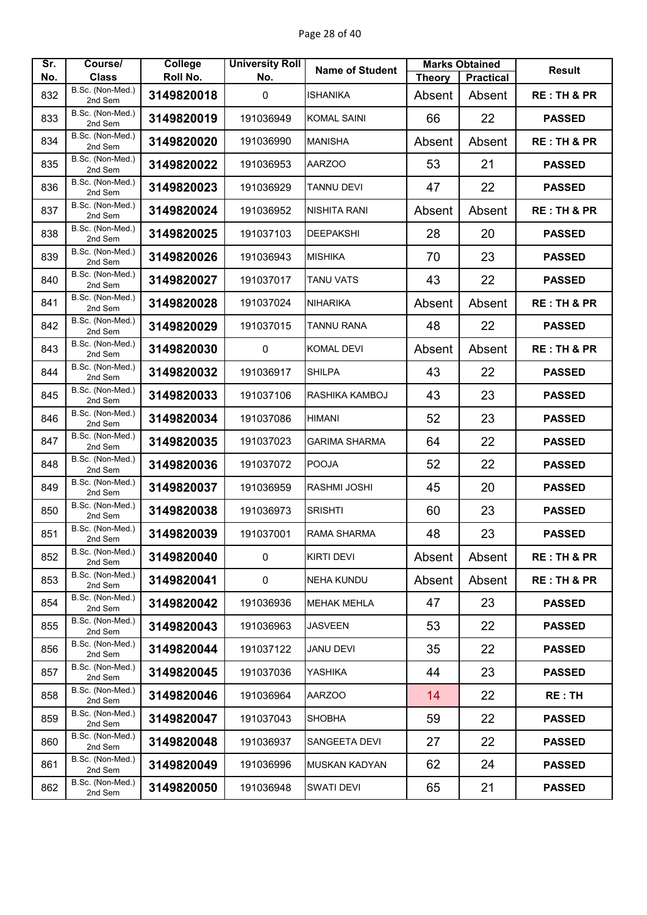| Sr. No. | Course/ Class | College Roll No. | University Roll No. | Name of Student | Marks Obtained | | Result |
|---|---|---|---|---|---|---|---|
| | | | | | Theory | Practical | |
| 832 | B.Sc. (Non-Med.) 2nd Sem | 3149820018 | 0 | ISHANIKA | Absent | Absent | RE : TH & PR |
| 833 | B.Sc. (Non-Med.) 2nd Sem | 3149820019 | 191036949 | KOMAL SAINI | 66 | 22 | PASSED |
| 834 | B.Sc. (Non-Med.) 2nd Sem | 3149820020 | 191036990 | MANISHA | Absent | Absent | RE : TH & PR |
| 835 | B.Sc. (Non-Med.) 2nd Sem | 3149820022 | 191036953 | AARZOO | 53 | 21 | PASSED |
| 836 | B.Sc. (Non-Med.) 2nd Sem | 3149820023 | 191036929 | TANNU DEVI | 47 | 22 | PASSED |
| 837 | B.Sc. (Non-Med.) 2nd Sem | 3149820024 | 191036952 | NISHITA RANI | Absent | Absent | RE : TH & PR |
| 838 | B.Sc. (Non-Med.) 2nd Sem | 3149820025 | 191037103 | DEEPAKSHI | 28 | 20 | PASSED |
| 839 | B.Sc. (Non-Med.) 2nd Sem | 3149820026 | 191036943 | MISHIKA | 70 | 23 | PASSED |
| 840 | B.Sc. (Non-Med.) 2nd Sem | 3149820027 | 191037017 | TANU VATS | 43 | 22 | PASSED |
| 841 | B.Sc. (Non-Med.) 2nd Sem | 3149820028 | 191037024 | NIHARIKA | Absent | Absent | RE : TH & PR |
| 842 | B.Sc. (Non-Med.) 2nd Sem | 3149820029 | 191037015 | TANNU RANA | 48 | 22 | PASSED |
| 843 | B.Sc. (Non-Med.) 2nd Sem | 3149820030 | 0 | KOMAL DEVI | Absent | Absent | RE : TH & PR |
| 844 | B.Sc. (Non-Med.) 2nd Sem | 3149820032 | 191036917 | SHILPA | 43 | 22 | PASSED |
| 845 | B.Sc. (Non-Med.) 2nd Sem | 3149820033 | 191037106 | RASHIKA KAMBOJ | 43 | 23 | PASSED |
| 846 | B.Sc. (Non-Med.) 2nd Sem | 3149820034 | 191037086 | HIMANI | 52 | 23 | PASSED |
| 847 | B.Sc. (Non-Med.) 2nd Sem | 3149820035 | 191037023 | GARIMA SHARMA | 64 | 22 | PASSED |
| 848 | B.Sc. (Non-Med.) 2nd Sem | 3149820036 | 191037072 | POOJA | 52 | 22 | PASSED |
| 849 | B.Sc. (Non-Med.) 2nd Sem | 3149820037 | 191036959 | RASHMI JOSHI | 45 | 20 | PASSED |
| 850 | B.Sc. (Non-Med.) 2nd Sem | 3149820038 | 191036973 | SRISHTI | 60 | 23 | PASSED |
| 851 | B.Sc. (Non-Med.) 2nd Sem | 3149820039 | 191037001 | RAMA SHARMA | 48 | 23 | PASSED |
| 852 | B.Sc. (Non-Med.) 2nd Sem | 3149820040 | 0 | KIRTI DEVI | Absent | Absent | RE : TH & PR |
| 853 | B.Sc. (Non-Med.) 2nd Sem | 3149820041 | 0 | NEHA KUNDU | Absent | Absent | RE : TH & PR |
| 854 | B.Sc. (Non-Med.) 2nd Sem | 3149820042 | 191036936 | MEHAK MEHLA | 47 | 23 | PASSED |
| 855 | B.Sc. (Non-Med.) 2nd Sem | 3149820043 | 191036963 | JASVEEN | 53 | 22 | PASSED |
| 856 | B.Sc. (Non-Med.) 2nd Sem | 3149820044 | 191037122 | JANU DEVI | 35 | 22 | PASSED |
| 857 | B.Sc. (Non-Med.) 2nd Sem | 3149820045 | 191037036 | YASHIKA | 44 | 23 | PASSED |
| 858 | B.Sc. (Non-Med.) 2nd Sem | 3149820046 | 191036964 | AARZOO | 14 | 22 | RE : TH |
| 859 | B.Sc. (Non-Med.) 2nd Sem | 3149820047 | 191037043 | SHOBHA | 59 | 22 | PASSED |
| 860 | B.Sc. (Non-Med.) 2nd Sem | 3149820048 | 191036937 | SANGEETA DEVI | 27 | 22 | PASSED |
| 861 | B.Sc. (Non-Med.) 2nd Sem | 3149820049 | 191036996 | MUSKAN KADYAN | 62 | 24 | PASSED |
| 862 | B.Sc. (Non-Med.) 2nd Sem | 3149820050 | 191036948 | SWATI DEVI | 65 | 21 | PASSED |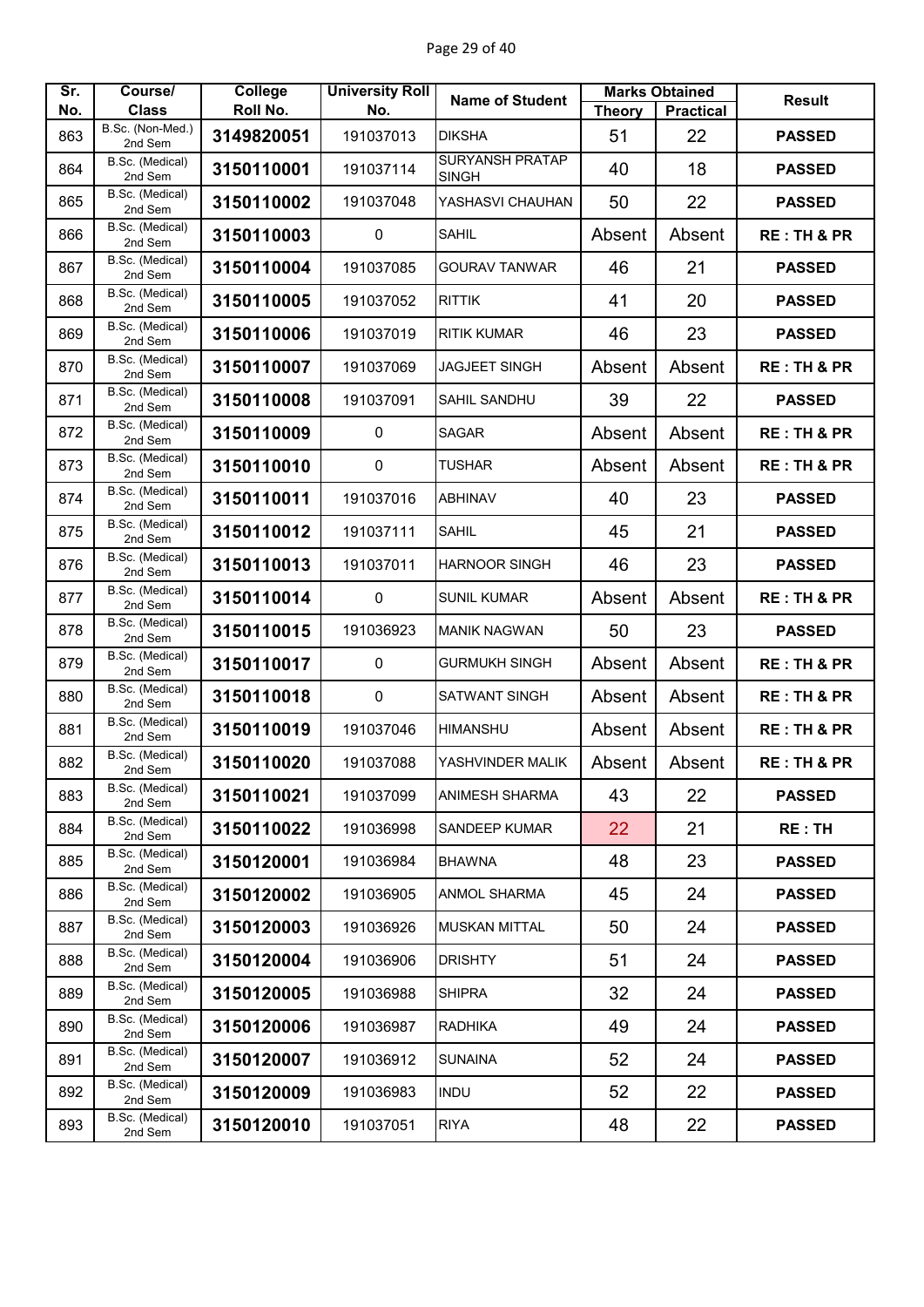| Sr. No. | Course/ Class | College Roll No. | University Roll No. | Name of Student | Marks Obtained | | Result |
|---|---|---|---|---|---|---|---|
| | | | | | Theory | Practical | |
| 863 | B.Sc. (Non-Med.) 2nd Sem | 3149820051 | 191037013 | DIKSHA | 51 | 22 | PASSED |
| 864 | B.Sc. (Medical) 2nd Sem | 3150110001 | 191037114 | SURYANSH PRATAP SINGH | 40 | 18 | PASSED |
| 865 | B.Sc. (Medical) 2nd Sem | 3150110002 | 191037048 | YASHASVI CHAUHAN | 50 | 22 | PASSED |
| 866 | B.Sc. (Medical) 2nd Sem | 3150110003 | 0 | SAHIL | Absent | Absent | RE : TH & PR |
| 867 | B.Sc. (Medical) 2nd Sem | 3150110004 | 191037085 | GOURAV TANWAR | 46 | 21 | PASSED |
| 868 | B.Sc. (Medical) 2nd Sem | 3150110005 | 191037052 | RITTIK | 41 | 20 | PASSED |
| 869 | B.Sc. (Medical) 2nd Sem | 3150110006 | 191037019 | RITIK KUMAR | 46 | 23 | PASSED |
| 870 | B.Sc. (Medical) 2nd Sem | 3150110007 | 191037069 | JAGJEET SINGH | Absent | Absent | RE : TH & PR |
| 871 | B.Sc. (Medical) 2nd Sem | 3150110008 | 191037091 | SAHIL SANDHU | 39 | 22 | PASSED |
| 872 | B.Sc. (Medical) 2nd Sem | 3150110009 | 0 | SAGAR | Absent | Absent | RE : TH & PR |
| 873 | B.Sc. (Medical) 2nd Sem | 3150110010 | 0 | TUSHAR | Absent | Absent | RE : TH & PR |
| 874 | B.Sc. (Medical) 2nd Sem | 3150110011 | 191037016 | ABHINAV | 40 | 23 | PASSED |
| 875 | B.Sc. (Medical) 2nd Sem | 3150110012 | 191037111 | SAHIL | 45 | 21 | PASSED |
| 876 | B.Sc. (Medical) 2nd Sem | 3150110013 | 191037011 | HARNOOR SINGH | 46 | 23 | PASSED |
| 877 | B.Sc. (Medical) 2nd Sem | 3150110014 | 0 | SUNIL KUMAR | Absent | Absent | RE : TH & PR |
| 878 | B.Sc. (Medical) 2nd Sem | 3150110015 | 191036923 | MANIK NAGWAN | 50 | 23 | PASSED |
| 879 | B.Sc. (Medical) 2nd Sem | 3150110017 | 0 | GURMUKH SINGH | Absent | Absent | RE : TH & PR |
| 880 | B.Sc. (Medical) 2nd Sem | 3150110018 | 0 | SATWANT SINGH | Absent | Absent | RE : TH & PR |
| 881 | B.Sc. (Medical) 2nd Sem | 3150110019 | 191037046 | HIMANSHU | Absent | Absent | RE : TH & PR |
| 882 | B.Sc. (Medical) 2nd Sem | 3150110020 | 191037088 | YASHVINDER MALIK | Absent | Absent | RE : TH & PR |
| 883 | B.Sc. (Medical) 2nd Sem | 3150110021 | 191037099 | ANIMESH SHARMA | 43 | 22 | PASSED |
| 884 | B.Sc. (Medical) 2nd Sem | 3150110022 | 191036998 | SANDEEP KUMAR | 22 | 21 | RE : TH |
| 885 | B.Sc. (Medical) 2nd Sem | 3150120001 | 191036984 | BHAWNA | 48 | 23 | PASSED |
| 886 | B.Sc. (Medical) 2nd Sem | 3150120002 | 191036905 | ANMOL SHARMA | 45 | 24 | PASSED |
| 887 | B.Sc. (Medical) 2nd Sem | 3150120003 | 191036926 | MUSKAN MITTAL | 50 | 24 | PASSED |
| 888 | B.Sc. (Medical) 2nd Sem | 3150120004 | 191036906 | DRISHTY | 51 | 24 | PASSED |
| 889 | B.Sc. (Medical) 2nd Sem | 3150120005 | 191036988 | SHIPRA | 32 | 24 | PASSED |
| 890 | B.Sc. (Medical) 2nd Sem | 3150120006 | 191036987 | RADHIKA | 49 | 24 | PASSED |
| 891 | B.Sc. (Medical) 2nd Sem | 3150120007 | 191036912 | SUNAINA | 52 | 24 | PASSED |
| 892 | B.Sc. (Medical) 2nd Sem | 3150120009 | 191036983 | INDU | 52 | 22 | PASSED |
| 893 | B.Sc. (Medical) 2nd Sem | 3150120010 | 191037051 | RIYA | 48 | 22 | PASSED |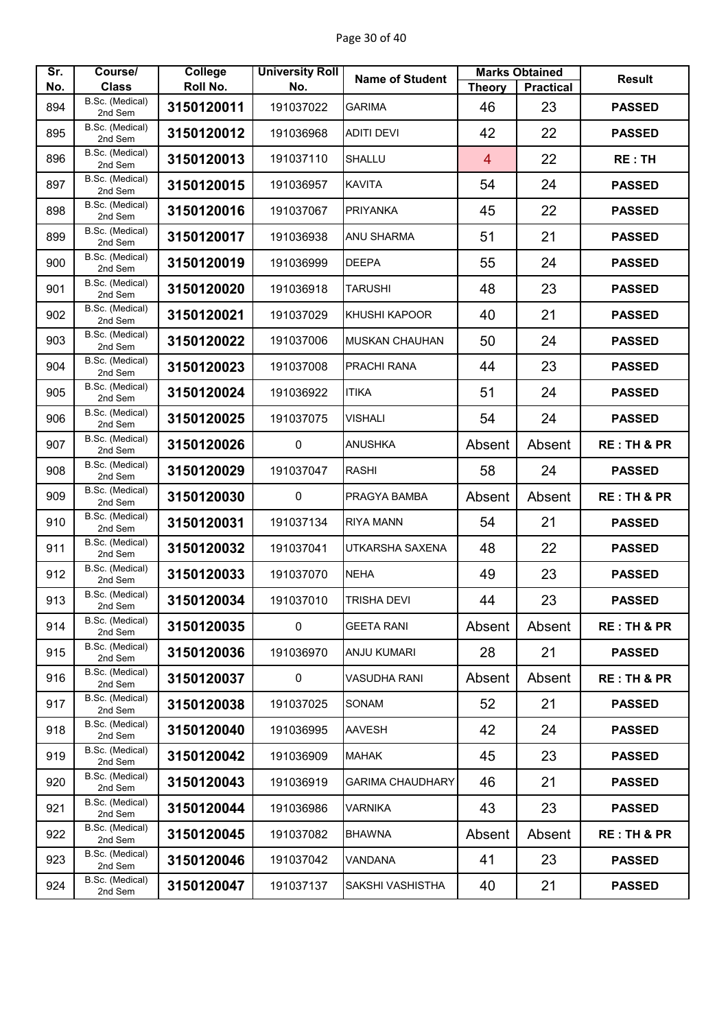| Sr. No. | Course/ Class | College Roll No. | University Roll No. | Name of Student | Marks Obtained | | Result |
|---|---|---|---|---|---|---|---|
| | | | | | Theory | Practical | |
| 894 | B.Sc. (Medical) 2nd Sem | 3150120011 | 191037022 | GARIMA | 46 | 23 | PASSED |
| 895 | B.Sc. (Medical) 2nd Sem | 3150120012 | 191036968 | ADITI DEVI | 42 | 22 | PASSED |
| 896 | B.Sc. (Medical) 2nd Sem | 3150120013 | 191037110 | SHALLU | 4 | 22 | RE : TH |
| 897 | B.Sc. (Medical) 2nd Sem | 3150120015 | 191036957 | KAVITA | 54 | 24 | PASSED |
| 898 | B.Sc. (Medical) 2nd Sem | 3150120016 | 191037067 | PRIYANKA | 45 | 22 | PASSED |
| 899 | B.Sc. (Medical) 2nd Sem | 3150120017 | 191036938 | ANU SHARMA | 51 | 21 | PASSED |
| 900 | B.Sc. (Medical) 2nd Sem | 3150120019 | 191036999 | DEEPA | 55 | 24 | PASSED |
| 901 | B.Sc. (Medical) 2nd Sem | 3150120020 | 191036918 | TARUSHI | 48 | 23 | PASSED |
| 902 | B.Sc. (Medical) 2nd Sem | 3150120021 | 191037029 | KHUSHI KAPOOR | 40 | 21 | PASSED |
| 903 | B.Sc. (Medical) 2nd Sem | 3150120022 | 191037006 | MUSKAN CHAUHAN | 50 | 24 | PASSED |
| 904 | B.Sc. (Medical) 2nd Sem | 3150120023 | 191037008 | PRACHI RANA | 44 | 23 | PASSED |
| 905 | B.Sc. (Medical) 2nd Sem | 3150120024 | 191036922 | ITIKA | 51 | 24 | PASSED |
| 906 | B.Sc. (Medical) 2nd Sem | 3150120025 | 191037075 | VISHALI | 54 | 24 | PASSED |
| 907 | B.Sc. (Medical) 2nd Sem | 3150120026 | 0 | ANUSHKA | Absent | Absent | RE : TH & PR |
| 908 | B.Sc. (Medical) 2nd Sem | 3150120029 | 191037047 | RASHI | 58 | 24 | PASSED |
| 909 | B.Sc. (Medical) 2nd Sem | 3150120030 | 0 | PRAGYA BAMBA | Absent | Absent | RE : TH & PR |
| 910 | B.Sc. (Medical) 2nd Sem | 3150120031 | 191037134 | RIYA MANN | 54 | 21 | PASSED |
| 911 | B.Sc. (Medical) 2nd Sem | 3150120032 | 191037041 | UTKARSHA SAXENA | 48 | 22 | PASSED |
| 912 | B.Sc. (Medical) 2nd Sem | 3150120033 | 191037070 | NEHA | 49 | 23 | PASSED |
| 913 | B.Sc. (Medical) 2nd Sem | 3150120034 | 191037010 | TRISHA DEVI | 44 | 23 | PASSED |
| 914 | B.Sc. (Medical) 2nd Sem | 3150120035 | 0 | GEETA RANI | Absent | Absent | RE : TH & PR |
| 915 | B.Sc. (Medical) 2nd Sem | 3150120036 | 191036970 | ANJU KUMARI | 28 | 21 | PASSED |
| 916 | B.Sc. (Medical) 2nd Sem | 3150120037 | 0 | VASUDHA RANI | Absent | Absent | RE : TH & PR |
| 917 | B.Sc. (Medical) 2nd Sem | 3150120038 | 191037025 | SONAM | 52 | 21 | PASSED |
| 918 | B.Sc. (Medical) 2nd Sem | 3150120040 | 191036995 | AAVESH | 42 | 24 | PASSED |
| 919 | B.Sc. (Medical) 2nd Sem | 3150120042 | 191036909 | MAHAK | 45 | 23 | PASSED |
| 920 | B.Sc. (Medical) 2nd Sem | 3150120043 | 191036919 | GARIMA CHAUDHARY | 46 | 21 | PASSED |
| 921 | B.Sc. (Medical) 2nd Sem | 3150120044 | 191036986 | VARNIKA | 43 | 23 | PASSED |
| 922 | B.Sc. (Medical) 2nd Sem | 3150120045 | 191037082 | BHAWNA | Absent | Absent | RE : TH & PR |
| 923 | B.Sc. (Medical) 2nd Sem | 3150120046 | 191037042 | VANDANA | 41 | 23 | PASSED |
| 924 | B.Sc. (Medical) 2nd Sem | 3150120047 | 191037137 | SAKSHI VASHISTHA | 40 | 21 | PASSED |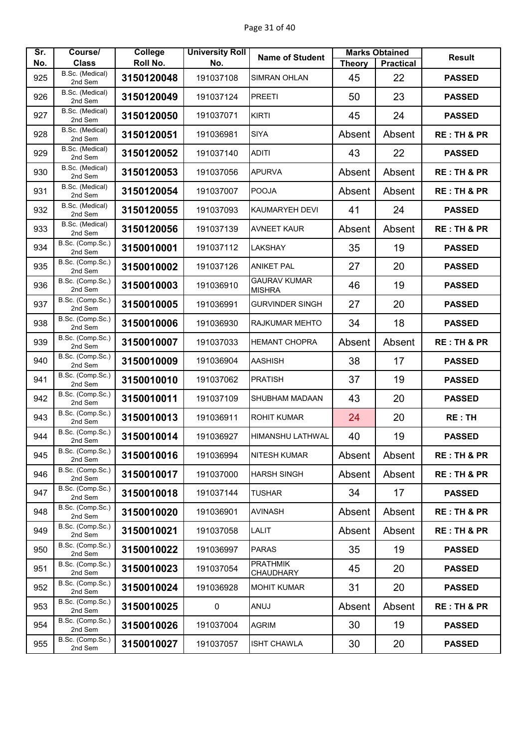| Sr. No. | Course/ Class | College Roll No. | University Roll No. | Name of Student | Marks Obtained | | Result |
|---|---|---|---|---|---|---|---|
| | | | | | Theory | Practical | |
| 925 | B.Sc. (Medical) 2nd Sem | **3150120048** | 191037108 | SIMRAN OHLAN | 45 | 22 | **PASSED** |
| 926 | B.Sc. (Medical) 2nd Sem | **3150120049** | 191037124 | PREETI | 50 | 23 | **PASSED** |
| 927 | B.Sc. (Medical) 2nd Sem | **3150120050** | 191037071 | KIRTI | 45 | 24 | **PASSED** |
| 928 | B.Sc. (Medical) 2nd Sem | **3150120051** | 191036981 | SIYA | Absent | Absent | **RE : TH & PR** |
| 929 | B.Sc. (Medical) 2nd Sem | **3150120052** | 191037140 | ADITI | 43 | 22 | **PASSED** |
| 930 | B.Sc. (Medical) 2nd Sem | **3150120053** | 191037056 | APURVA | Absent | Absent | **RE : TH & PR** |
| 931 | B.Sc. (Medical) 2nd Sem | **3150120054** | 191037007 | POOJA | Absent | Absent | **RE : TH & PR** |
| 932 | B.Sc. (Medical) 2nd Sem | **3150120055** | 191037093 | KAUMARYEH DEVI | 41 | 24 | **PASSED** |
| 933 | B.Sc. (Medical) 2nd Sem | **3150120056** | 191037139 | AVNEET KAUR | Absent | Absent | **RE : TH & PR** |
| 934 | B.Sc. (Comp.Sc.) 2nd Sem | **3150010001** | 191037112 | LAKSHAY | 35 | 19 | **PASSED** |
| 935 | B.Sc. (Comp.Sc.) 2nd Sem | **3150010002** | 191037126 | ANIKET PAL | 27 | 20 | **PASSED** |
| 936 | B.Sc. (Comp.Sc.) 2nd Sem | **3150010003** | 191036910 | GAURAV KUMAR MISHRA | 46 | 19 | **PASSED** |
| 937 | B.Sc. (Comp.Sc.) 2nd Sem | **3150010005** | 191036991 | GURVINDER SINGH | 27 | 20 | **PASSED** |
| 938 | B.Sc. (Comp.Sc.) 2nd Sem | **3150010006** | 191036930 | RAJKUMAR MEHTO | 34 | 18 | **PASSED** |
| 939 | B.Sc. (Comp.Sc.) 2nd Sem | **3150010007** | 191037033 | HEMANT CHOPRA | Absent | Absent | **RE : TH & PR** |
| 940 | B.Sc. (Comp.Sc.) 2nd Sem | **3150010009** | 191036904 | AASHISH | 38 | 17 | **PASSED** |
| 941 | B.Sc. (Comp.Sc.) 2nd Sem | **3150010010** | 191037062 | PRATISH | 37 | 19 | **PASSED** |
| 942 | B.Sc. (Comp.Sc.) 2nd Sem | **3150010011** | 191037109 | SHUBHAM MADAAN | 43 | 20 | **PASSED** |
| 943 | B.Sc. (Comp.Sc.) 2nd Sem | **3150010013** | 191036911 | ROHIT KUMAR | 24 | 20 | **RE : TH** |
| 944 | B.Sc. (Comp.Sc.) 2nd Sem | **3150010014** | 191036927 | HIMANSHU LATHWAL | 40 | 19 | **PASSED** |
| 945 | B.Sc. (Comp.Sc.) 2nd Sem | **3150010016** | 191036994 | NITESH KUMAR | Absent | Absent | **RE : TH & PR** |
| 946 | B.Sc. (Comp.Sc.) 2nd Sem | **3150010017** | 191037000 | HARSH SINGH | Absent | Absent | **RE : TH & PR** |
| 947 | B.Sc. (Comp.Sc.) 2nd Sem | **3150010018** | 191037144 | TUSHAR | 34 | 17 | **PASSED** |
| 948 | B.Sc. (Comp.Sc.) 2nd Sem | **3150010020** | 191036901 | AVINASH | Absent | Absent | **RE : TH & PR** |
| 949 | B.Sc. (Comp.Sc.) 2nd Sem | **3150010021** | 191037058 | LALIT | Absent | Absent | **RE : TH & PR** |
| 950 | B.Sc. (Comp.Sc.) 2nd Sem | **3150010022** | 191036997 | PARAS | 35 | 19 | **PASSED** |
| 951 | B.Sc. (Comp.Sc.) 2nd Sem | **3150010023** | 191037054 | PRATHMIK CHAUDHARY | 45 | 20 | **PASSED** |
| 952 | B.Sc. (Comp.Sc.) 2nd Sem | **3150010024** | 191036928 | MOHIT KUMAR | 31 | 20 | **PASSED** |
| 953 | B.Sc. (Comp.Sc.) 2nd Sem | **3150010025** | 0 | ANUJ | Absent | Absent | **RE : TH & PR** |
| 954 | B.Sc. (Comp.Sc.) 2nd Sem | **3150010026** | 191037004 | AGRIM | 30 | 19 | **PASSED** |
| 955 | B.Sc. (Comp.Sc.) 2nd Sem | **3150010027** | 191037057 | ISHT CHAWLA | 30 | 20 | **PASSED** |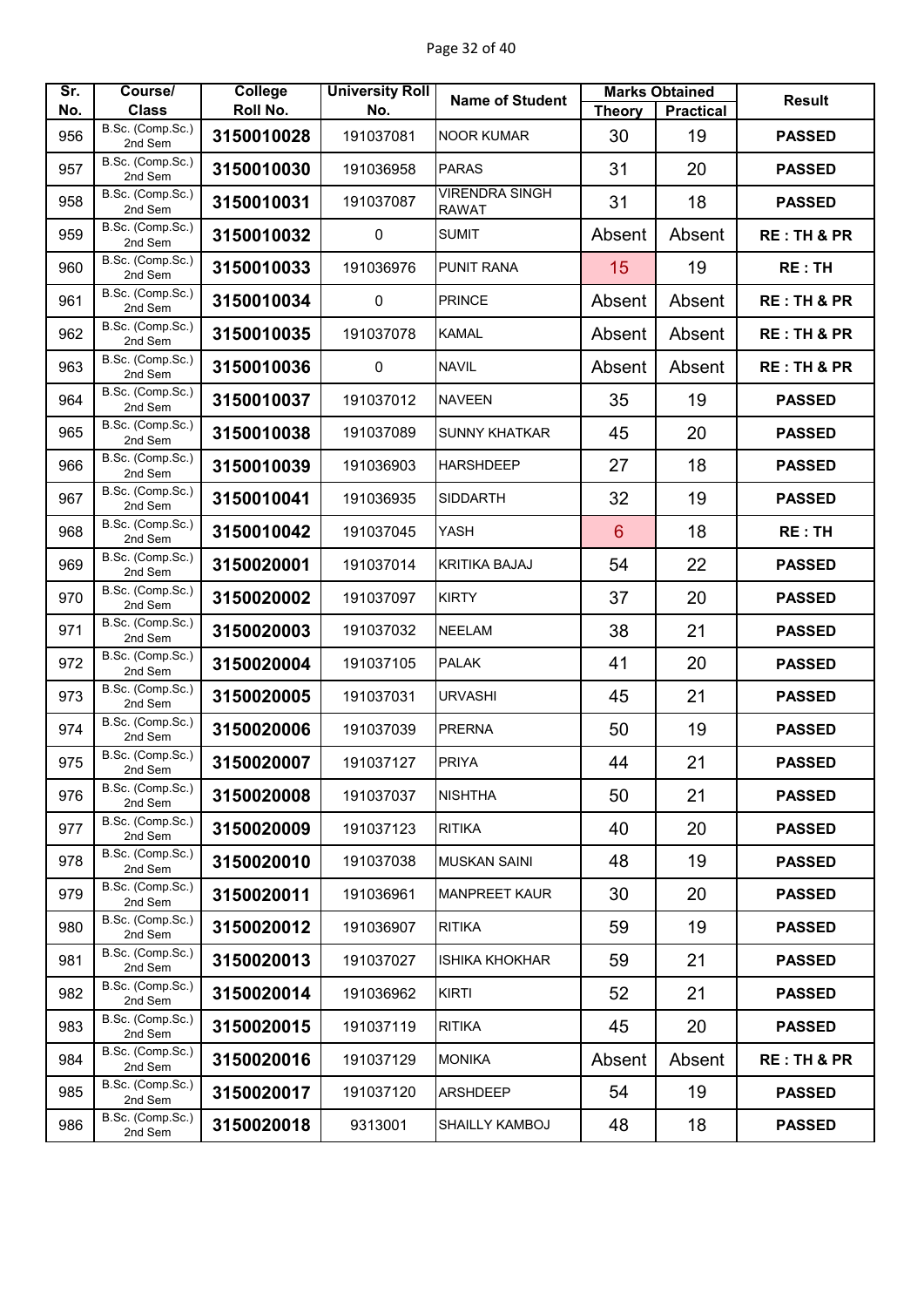| Sr. No. | Course/ Class | College Roll No. | University Roll No. | Name of Student | Marks Obtained | | Result |
|---|---|---|---|---|---|---|---|
| | | | | | Theory | Practical | |
| 956 | B.Sc. (Comp.Sc.) 2nd Sem | 3150010028 | 191037081 | NOOR KUMAR | 30 | 19 | PASSED |
| 957 | B.Sc. (Comp.Sc.) 2nd Sem | 3150010030 | 191036958 | PARAS | 31 | 20 | PASSED |
| 958 | B.Sc. (Comp.Sc.) 2nd Sem | 3150010031 | 191037087 | VIRENDRA SINGH RAWAT | 31 | 18 | PASSED |
| 959 | B.Sc. (Comp.Sc.) 2nd Sem | 3150010032 | 0 | SUMIT | Absent | Absent | RE : TH & PR |
| 960 | B.Sc. (Comp.Sc.) 2nd Sem | 3150010033 | 191036976 | PUNIT RANA | 15 | 19 | RE : TH |
| 961 | B.Sc. (Comp.Sc.) 2nd Sem | 3150010034 | 0 | PRINCE | Absent | Absent | RE : TH & PR |
| 962 | B.Sc. (Comp.Sc.) 2nd Sem | 3150010035 | 191037078 | KAMAL | Absent | Absent | RE : TH & PR |
| 963 | B.Sc. (Comp.Sc.) 2nd Sem | 3150010036 | 0 | NAVIL | Absent | Absent | RE : TH & PR |
| 964 | B.Sc. (Comp.Sc.) 2nd Sem | 3150010037 | 191037012 | NAVEEN | 35 | 19 | PASSED |
| 965 | B.Sc. (Comp.Sc.) 2nd Sem | 3150010038 | 191037089 | SUNNY KHATKAR | 45 | 20 | PASSED |
| 966 | B.Sc. (Comp.Sc.) 2nd Sem | 3150010039 | 191036903 | HARSHDEEP | 27 | 18 | PASSED |
| 967 | B.Sc. (Comp.Sc.) 2nd Sem | 3150010041 | 191036935 | SIDDARTH | 32 | 19 | PASSED |
| 968 | B.Sc. (Comp.Sc.) 2nd Sem | 3150010042 | 191037045 | YASH | 6 | 18 | RE : TH |
| 969 | B.Sc. (Comp.Sc.) 2nd Sem | 3150020001 | 191037014 | KRITIKA BAJAJ | 54 | 22 | PASSED |
| 970 | B.Sc. (Comp.Sc.) 2nd Sem | 3150020002 | 191037097 | KIRTY | 37 | 20 | PASSED |
| 971 | B.Sc. (Comp.Sc.) 2nd Sem | 3150020003 | 191037032 | NEELAM | 38 | 21 | PASSED |
| 972 | B.Sc. (Comp.Sc.) 2nd Sem | 3150020004 | 191037105 | PALAK | 41 | 20 | PASSED |
| 973 | B.Sc. (Comp.Sc.) 2nd Sem | 3150020005 | 191037031 | URVASHI | 45 | 21 | PASSED |
| 974 | B.Sc. (Comp.Sc.) 2nd Sem | 3150020006 | 191037039 | PRERNA | 50 | 19 | PASSED |
| 975 | B.Sc. (Comp.Sc.) 2nd Sem | 3150020007 | 191037127 | PRIYA | 44 | 21 | PASSED |
| 976 | B.Sc. (Comp.Sc.) 2nd Sem | 3150020008 | 191037037 | NISHTHA | 50 | 21 | PASSED |
| 977 | B.Sc. (Comp.Sc.) 2nd Sem | 3150020009 | 191037123 | RITIKA | 40 | 20 | PASSED |
| 978 | B.Sc. (Comp.Sc.) 2nd Sem | 3150020010 | 191037038 | MUSKAN SAINI | 48 | 19 | PASSED |
| 979 | B.Sc. (Comp.Sc.) 2nd Sem | 3150020011 | 191036961 | MANPREET KAUR | 30 | 20 | PASSED |
| 980 | B.Sc. (Comp.Sc.) 2nd Sem | 3150020012 | 191036907 | RITIKA | 59 | 19 | PASSED |
| 981 | B.Sc. (Comp.Sc.) 2nd Sem | 3150020013 | 191037027 | ISHIKA KHOKHAR | 59 | 21 | PASSED |
| 982 | B.Sc. (Comp.Sc.) 2nd Sem | 3150020014 | 191036962 | KIRTI | 52 | 21 | PASSED |
| 983 | B.Sc. (Comp.Sc.) 2nd Sem | 3150020015 | 191037119 | RITIKA | 45 | 20 | PASSED |
| 984 | B.Sc. (Comp.Sc.) 2nd Sem | 3150020016 | 191037129 | MONIKA | Absent | Absent | RE : TH & PR |
| 985 | B.Sc. (Comp.Sc.) 2nd Sem | 3150020017 | 191037120 | ARSHDEEP | 54 | 19 | PASSED |
| 986 | B.Sc. (Comp.Sc.) 2nd Sem | 3150020018 | 9313001 | SHAILLY KAMBOJ | 48 | 18 | PASSED |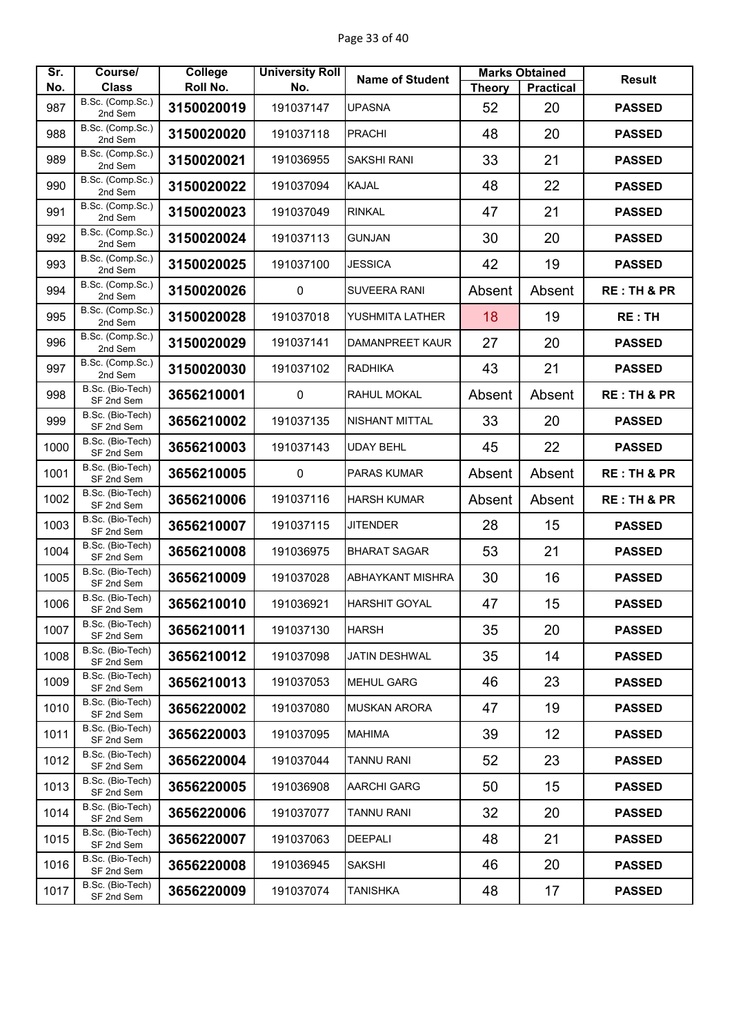| Sr. No. | Course/ Class | College Roll No. | University Roll No. | Name of Student | Marks Obtained | | Result |
|---|---|---|---|---|---|---|---|
| | | | | | Theory | Practical | |
| 987 | B.Sc. (Comp.Sc.) 2nd Sem | 3150020019 | 191037147 | UPASNA | 52 | 20 | PASSED |
| 988 | B.Sc. (Comp.Sc.) 2nd Sem | 3150020020 | 191037118 | PRACHI | 48 | 20 | PASSED |
| 989 | B.Sc. (Comp.Sc.) 2nd Sem | 3150020021 | 191036955 | SAKSHI RANI | 33 | 21 | PASSED |
| 990 | B.Sc. (Comp.Sc.) 2nd Sem | 3150020022 | 191037094 | KAJAL | 48 | 22 | PASSED |
| 991 | B.Sc. (Comp.Sc.) 2nd Sem | 3150020023 | 191037049 | RINKAL | 47 | 21 | PASSED |
| 992 | B.Sc. (Comp.Sc.) 2nd Sem | 3150020024 | 191037113 | GUNJAN | 30 | 20 | PASSED |
| 993 | B.Sc. (Comp.Sc.) 2nd Sem | 3150020025 | 191037100 | JESSICA | 42 | 19 | PASSED |
| 994 | B.Sc. (Comp.Sc.) 2nd Sem | 3150020026 | 0 | SUVEERA RANI | Absent | Absent | RE : TH & PR |
| 995 | B.Sc. (Comp.Sc.) 2nd Sem | 3150020028 | 191037018 | YUSHMITA LATHER | 18 | 19 | RE : TH |
| 996 | B.Sc. (Comp.Sc.) 2nd Sem | 3150020029 | 191037141 | DAMANPREET KAUR | 27 | 20 | PASSED |
| 997 | B.Sc. (Comp.Sc.) 2nd Sem | 3150020030 | 191037102 | RADHIKA | 43 | 21 | PASSED |
| 998 | B.Sc. (Bio-Tech) SF 2nd Sem | 3656210001 | 0 | RAHUL MOKAL | Absent | Absent | RE : TH & PR |
| 999 | B.Sc. (Bio-Tech) SF 2nd Sem | 3656210002 | 191037135 | NISHANT MITTAL | 33 | 20 | PASSED |
| 1000 | B.Sc. (Bio-Tech) SF 2nd Sem | 3656210003 | 191037143 | UDAY BEHL | 45 | 22 | PASSED |
| 1001 | B.Sc. (Bio-Tech) SF 2nd Sem | 3656210005 | 0 | PARAS KUMAR | Absent | Absent | RE : TH & PR |
| 1002 | B.Sc. (Bio-Tech) SF 2nd Sem | 3656210006 | 191037116 | HARSH KUMAR | Absent | Absent | RE : TH & PR |
| 1003 | B.Sc. (Bio-Tech) SF 2nd Sem | 3656210007 | 191037115 | JITENDER | 28 | 15 | PASSED |
| 1004 | B.Sc. (Bio-Tech) SF 2nd Sem | 3656210008 | 191036975 | BHARAT SAGAR | 53 | 21 | PASSED |
| 1005 | B.Sc. (Bio-Tech) SF 2nd Sem | 3656210009 | 191037028 | ABHAYKANT MISHRA | 30 | 16 | PASSED |
| 1006 | B.Sc. (Bio-Tech) SF 2nd Sem | 3656210010 | 191036921 | HARSHIT GOYAL | 47 | 15 | PASSED |
| 1007 | B.Sc. (Bio-Tech) SF 2nd Sem | 3656210011 | 191037130 | HARSH | 35 | 20 | PASSED |
| 1008 | B.Sc. (Bio-Tech) SF 2nd Sem | 3656210012 | 191037098 | JATIN DESHWAL | 35 | 14 | PASSED |
| 1009 | B.Sc. (Bio-Tech) SF 2nd Sem | 3656210013 | 191037053 | MEHUL GARG | 46 | 23 | PASSED |
| 1010 | B.Sc. (Bio-Tech) SF 2nd Sem | 3656220002 | 191037080 | MUSKAN ARORA | 47 | 19 | PASSED |
| 1011 | B.Sc. (Bio-Tech) SF 2nd Sem | 3656220003 | 191037095 | MAHIMA | 39 | 12 | PASSED |
| 1012 | B.Sc. (Bio-Tech) SF 2nd Sem | 3656220004 | 191037044 | TANNU RANI | 52 | 23 | PASSED |
| 1013 | B.Sc. (Bio-Tech) SF 2nd Sem | 3656220005 | 191036908 | AARCHI GARG | 50 | 15 | PASSED |
| 1014 | B.Sc. (Bio-Tech) SF 2nd Sem | 3656220006 | 191037077 | TANNU RANI | 32 | 20 | PASSED |
| 1015 | B.Sc. (Bio-Tech) SF 2nd Sem | 3656220007 | 191037063 | DEEPALI | 48 | 21 | PASSED |
| 1016 | B.Sc. (Bio-Tech) SF 2nd Sem | 3656220008 | 191036945 | SAKSHI | 46 | 20 | PASSED |
| 1017 | B.Sc. (Bio-Tech) SF 2nd Sem | 3656220009 | 191037074 | TANISHKA | 48 | 17 | PASSED |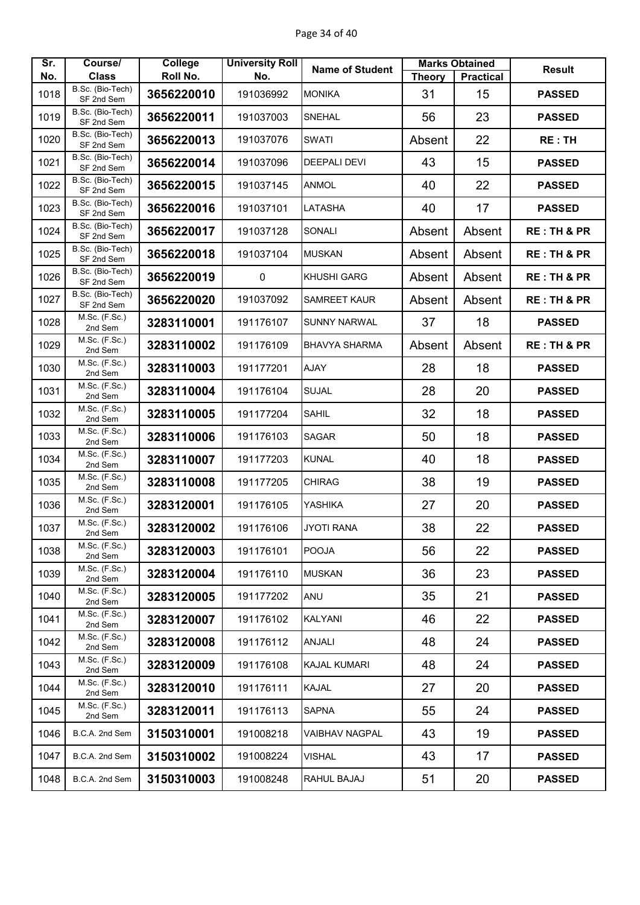| Sr. No. | Course/ Class | College Roll No. | University Roll No. | Name of Student | Marks Obtained | | Result |
|---|---|---|---|---|---|---|---|
| | | | | | Theory | Practical | |
| 1018 | B.Sc. (Bio-Tech) SF 2nd Sem | 3656220010 | 191036992 | MONIKA | 31 | 15 | PASSED |
| 1019 | B.Sc. (Bio-Tech) SF 2nd Sem | 3656220011 | 191037003 | SNEHAL | 56 | 23 | PASSED |
| 1020 | B.Sc. (Bio-Tech) SF 2nd Sem | 3656220013 | 191037076 | SWATI | Absent | 22 | RE : TH |
| 1021 | B.Sc. (Bio-Tech) SF 2nd Sem | 3656220014 | 191037096 | DEEPALI DEVI | 43 | 15 | PASSED |
| 1022 | B.Sc. (Bio-Tech) SF 2nd Sem | 3656220015 | 191037145 | ANMOL | 40 | 22 | PASSED |
| 1023 | B.Sc. (Bio-Tech) SF 2nd Sem | 3656220016 | 191037101 | LATASHA | 40 | 17 | PASSED |
| 1024 | B.Sc. (Bio-Tech) SF 2nd Sem | 3656220017 | 191037128 | SONALI | Absent | Absent | RE : TH & PR |
| 1025 | B.Sc. (Bio-Tech) SF 2nd Sem | 3656220018 | 191037104 | MUSKAN | Absent | Absent | RE : TH & PR |
| 1026 | B.Sc. (Bio-Tech) SF 2nd Sem | 3656220019 | 0 | KHUSHI GARG | Absent | Absent | RE : TH & PR |
| 1027 | B.Sc. (Bio-Tech) SF 2nd Sem | 3656220020 | 191037092 | SAMREET KAUR | Absent | Absent | RE : TH & PR |
| 1028 | M.Sc. (F.Sc.) 2nd Sem | 3283110001 | 191176107 | SUNNY NARWAL | 37 | 18 | PASSED |
| 1029 | M.Sc. (F.Sc.) 2nd Sem | 3283110002 | 191176109 | BHAVYA SHARMA | Absent | Absent | RE : TH & PR |
| 1030 | M.Sc. (F.Sc.) 2nd Sem | 3283110003 | 191177201 | AJAY | 28 | 18 | PASSED |
| 1031 | M.Sc. (F.Sc.) 2nd Sem | 3283110004 | 191176104 | SUJAL | 28 | 20 | PASSED |
| 1032 | M.Sc. (F.Sc.) 2nd Sem | 3283110005 | 191177204 | SAHIL | 32 | 18 | PASSED |
| 1033 | M.Sc. (F.Sc.) 2nd Sem | 3283110006 | 191176103 | SAGAR | 50 | 18 | PASSED |
| 1034 | M.Sc. (F.Sc.) 2nd Sem | 3283110007 | 191177203 | KUNAL | 40 | 18 | PASSED |
| 1035 | M.Sc. (F.Sc.) 2nd Sem | 3283110008 | 191177205 | CHIRAG | 38 | 19 | PASSED |
| 1036 | M.Sc. (F.Sc.) 2nd Sem | 3283120001 | 191176105 | YASHIKA | 27 | 20 | PASSED |
| 1037 | M.Sc. (F.Sc.) 2nd Sem | 3283120002 | 191176106 | JYOTI RANA | 38 | 22 | PASSED |
| 1038 | M.Sc. (F.Sc.) 2nd Sem | 3283120003 | 191176101 | POOJA | 56 | 22 | PASSED |
| 1039 | M.Sc. (F.Sc.) 2nd Sem | 3283120004 | 191176110 | MUSKAN | 36 | 23 | PASSED |
| 1040 | M.Sc. (F.Sc.) 2nd Sem | 3283120005 | 191177202 | ANU | 35 | 21 | PASSED |
| 1041 | M.Sc. (F.Sc.) 2nd Sem | 3283120007 | 191176102 | KALYANI | 46 | 22 | PASSED |
| 1042 | M.Sc. (F.Sc.) 2nd Sem | 3283120008 | 191176112 | ANJALI | 48 | 24 | PASSED |
| 1043 | M.Sc. (F.Sc.) 2nd Sem | 3283120009 | 191176108 | KAJAL KUMARI | 48 | 24 | PASSED |
| 1044 | M.Sc. (F.Sc.) 2nd Sem | 3283120010 | 191176111 | KAJAL | 27 | 20 | PASSED |
| 1045 | M.Sc. (F.Sc.) 2nd Sem | 3283120011 | 191176113 | SAPNA | 55 | 24 | PASSED |
| 1046 | B.C.A. 2nd Sem | 3150310001 | 191008218 | VAIBHAV NAGPAL | 43 | 19 | PASSED |
| 1047 | B.C.A. 2nd Sem | 3150310002 | 191008224 | VISHAL | 43 | 17 | PASSED |
| 1048 | B.C.A. 2nd Sem | 3150310003 | 191008248 | RAHUL BAJAJ | 51 | 20 | PASSED |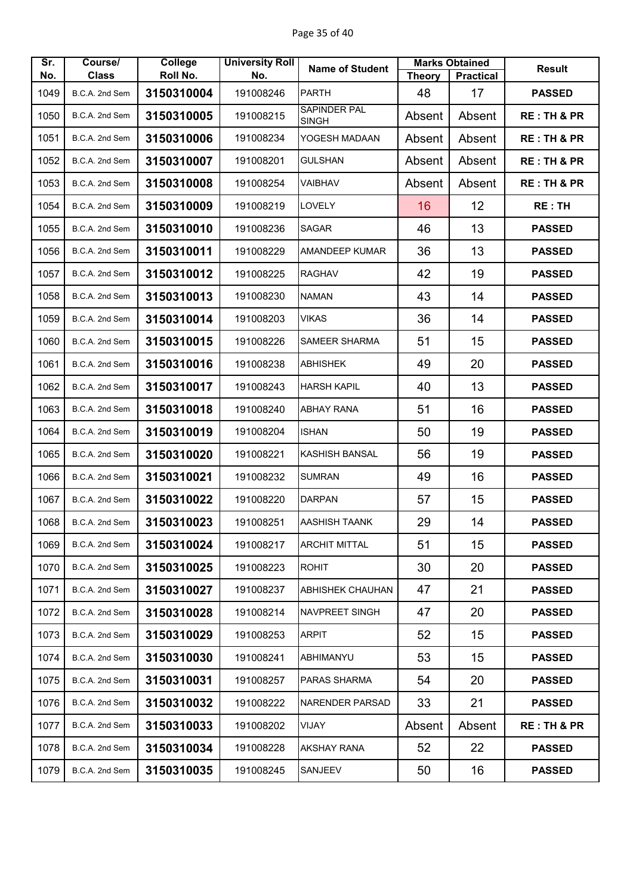| Sr. No. | Course/ Class | College Roll No. | University Roll No. | Name of Student | Marks Obtained | | Result |
|---|---|---|---|---|---|---|---|
| | | | | | Theory | Practical | |
| 1049 | B.C.A. 2nd Sem | **3150310004** | 191008246 | PARTH | 48 | 17 | **PASSED** |
| 1050 | B.C.A. 2nd Sem | **3150310005** | 191008215 | SAPINDER PAL SINGH | Absent | Absent | **RE : TH & PR** |
| 1051 | B.C.A. 2nd Sem | **3150310006** | 191008234 | YOGESH MADAAN | Absent | Absent | **RE : TH & PR** |
| 1052 | B.C.A. 2nd Sem | **3150310007** | 191008201 | GULSHAN | Absent | Absent | **RE : TH & PR** |
| 1053 | B.C.A. 2nd Sem | **3150310008** | 191008254 | VAIBHAV | Absent | Absent | **RE : TH & PR** |
| 1054 | B.C.A. 2nd Sem | **3150310009** | 191008219 | LOVELY | 16 | 12 | **RE : TH** |
| 1055 | B.C.A. 2nd Sem | **3150310010** | 191008236 | SAGAR | 46 | 13 | **PASSED** |
| 1056 | B.C.A. 2nd Sem | **3150310011** | 191008229 | AMANDEEP KUMAR | 36 | 13 | **PASSED** |
| 1057 | B.C.A. 2nd Sem | **3150310012** | 191008225 | RAGHAV | 42 | 19 | **PASSED** |
| 1058 | B.C.A. 2nd Sem | **3150310013** | 191008230 | NAMAN | 43 | 14 | **PASSED** |
| 1059 | B.C.A. 2nd Sem | **3150310014** | 191008203 | VIKAS | 36 | 14 | **PASSED** |
| 1060 | B.C.A. 2nd Sem | **3150310015** | 191008226 | SAMEER SHARMA | 51 | 15 | **PASSED** |
| 1061 | B.C.A. 2nd Sem | **3150310016** | 191008238 | ABHISHEK | 49 | 20 | **PASSED** |
| 1062 | B.C.A. 2nd Sem | **3150310017** | 191008243 | HARSH KAPIL | 40 | 13 | **PASSED** |
| 1063 | B.C.A. 2nd Sem | **3150310018** | 191008240 | ABHAY RANA | 51 | 16 | **PASSED** |
| 1064 | B.C.A. 2nd Sem | **3150310019** | 191008204 | ISHAN | 50 | 19 | **PASSED** |
| 1065 | B.C.A. 2nd Sem | **3150310020** | 191008221 | KASHISH BANSAL | 56 | 19 | **PASSED** |
| 1066 | B.C.A. 2nd Sem | **3150310021** | 191008232 | SUMRAN | 49 | 16 | **PASSED** |
| 1067 | B.C.A. 2nd Sem | **3150310022** | 191008220 | DARPAN | 57 | 15 | **PASSED** |
| 1068 | B.C.A. 2nd Sem | **3150310023** | 191008251 | AASHISH TAANK | 29 | 14 | **PASSED** |
| 1069 | B.C.A. 2nd Sem | **3150310024** | 191008217 | ARCHIT MITTAL | 51 | 15 | **PASSED** |
| 1070 | B.C.A. 2nd Sem | **3150310025** | 191008223 | ROHIT | 30 | 20 | **PASSED** |
| 1071 | B.C.A. 2nd Sem | **3150310027** | 191008237 | ABHISHEK CHAUHAN | 47 | 21 | **PASSED** |
| 1072 | B.C.A. 2nd Sem | **3150310028** | 191008214 | NAVPREET SINGH | 47 | 20 | **PASSED** |
| 1073 | B.C.A. 2nd Sem | **3150310029** | 191008253 | ARPIT | 52 | 15 | **PASSED** |
| 1074 | B.C.A. 2nd Sem | **3150310030** | 191008241 | ABHIMANYU | 53 | 15 | **PASSED** |
| 1075 | B.C.A. 2nd Sem | **3150310031** | 191008257 | PARAS SHARMA | 54 | 20 | **PASSED** |
| 1076 | B.C.A. 2nd Sem | **3150310032** | 191008222 | NARENDER PARSAD | 33 | 21 | **PASSED** |
| 1077 | B.C.A. 2nd Sem | **3150310033** | 191008202 | VIJAY | Absent | Absent | **RE : TH & PR** |
| 1078 | B.C.A. 2nd Sem | **3150310034** | 191008228 | AKSHAY RANA | 52 | 22 | **PASSED** |
| 1079 | B.C.A. 2nd Sem | **3150310035** | 191008245 | SANJEEV | 50 | 16 | **PASSED** |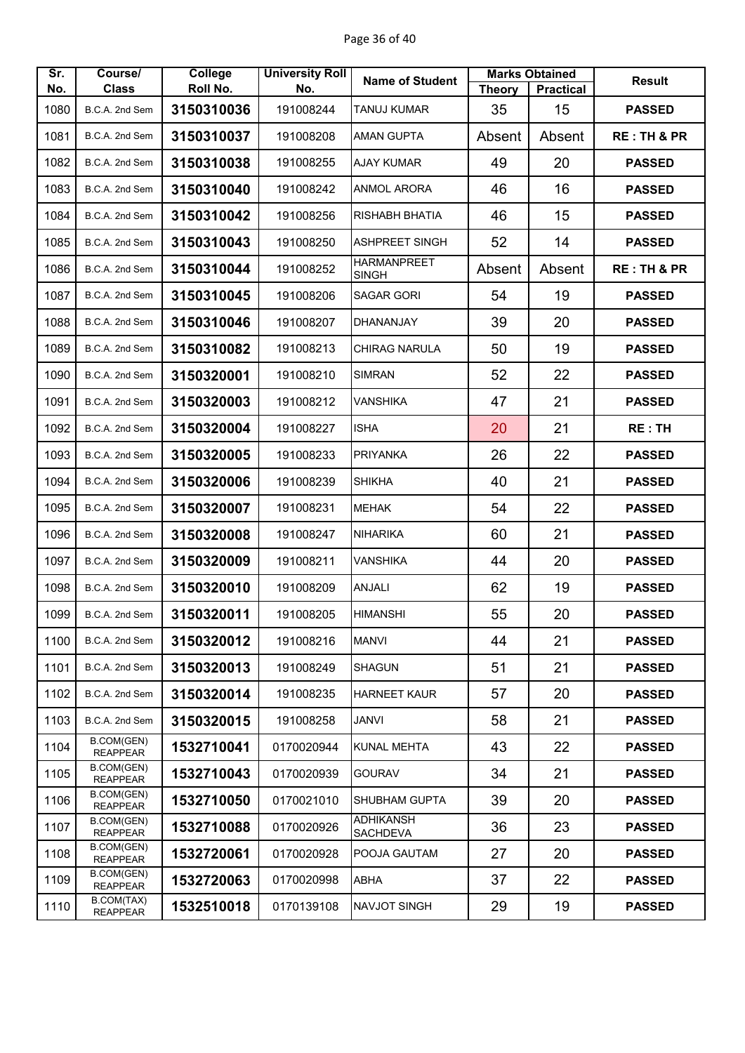| Sr. No. | Course/ Class | College Roll No. | University Roll No. | Name of Student | Marks Obtained | | Result |
|---|---|---|---|---|---|---|---|
| | | | | | Theory | Practical | |
| 1080 | B.C.A. 2nd Sem | 3150310036 | 191008244 | TANUJ KUMAR | 35 | 15 | PASSED |
| 1081 | B.C.A. 2nd Sem | 3150310037 | 191008208 | AMAN GUPTA | Absent | Absent | RE : TH & PR |
| 1082 | B.C.A. 2nd Sem | 3150310038 | 191008255 | AJAY KUMAR | 49 | 20 | PASSED |
| 1083 | B.C.A. 2nd Sem | 3150310040 | 191008242 | ANMOL ARORA | 46 | 16 | PASSED |
| 1084 | B.C.A. 2nd Sem | 3150310042 | 191008256 | RISHABH BHATIA | 46 | 15 | PASSED |
| 1085 | B.C.A. 2nd Sem | 3150310043 | 191008250 | ASHPREET SINGH | 52 | 14 | PASSED |
| 1086 | B.C.A. 2nd Sem | 3150310044 | 191008252 | HARMANPREET SINGH | Absent | Absent | RE : TH & PR |
| 1087 | B.C.A. 2nd Sem | 3150310045 | 191008206 | SAGAR GORI | 54 | 19 | PASSED |
| 1088 | B.C.A. 2nd Sem | 3150310046 | 191008207 | DHANANJAY | 39 | 20 | PASSED |
| 1089 | B.C.A. 2nd Sem | 3150310082 | 191008213 | CHIRAG NARULA | 50 | 19 | PASSED |
| 1090 | B.C.A. 2nd Sem | 3150320001 | 191008210 | SIMRAN | 52 | 22 | PASSED |
| 1091 | B.C.A. 2nd Sem | 3150320003 | 191008212 | VANSHIKA | 47 | 21 | PASSED |
| 1092 | B.C.A. 2nd Sem | 3150320004 | 191008227 | ISHA | 20 | 21 | RE : TH |
| 1093 | B.C.A. 2nd Sem | 3150320005 | 191008233 | PRIYANKA | 26 | 22 | PASSED |
| 1094 | B.C.A. 2nd Sem | 3150320006 | 191008239 | SHIKHA | 40 | 21 | PASSED |
| 1095 | B.C.A. 2nd Sem | 3150320007 | 191008231 | MEHAK | 54 | 22 | PASSED |
| 1096 | B.C.A. 2nd Sem | 3150320008 | 191008247 | NIHARIKA | 60 | 21 | PASSED |
| 1097 | B.C.A. 2nd Sem | 3150320009 | 191008211 | VANSHIKA | 44 | 20 | PASSED |
| 1098 | B.C.A. 2nd Sem | 3150320010 | 191008209 | ANJALI | 62 | 19 | PASSED |
| 1099 | B.C.A. 2nd Sem | 3150320011 | 191008205 | HIMANSHI | 55 | 20 | PASSED |
| 1100 | B.C.A. 2nd Sem | 3150320012 | 191008216 | MANVI | 44 | 21 | PASSED |
| 1101 | B.C.A. 2nd Sem | 3150320013 | 191008249 | SHAGUN | 51 | 21 | PASSED |
| 1102 | B.C.A. 2nd Sem | 3150320014 | 191008235 | HARNEET KAUR | 57 | 20 | PASSED |
| 1103 | B.C.A. 2nd Sem | 3150320015 | 191008258 | JANVI | 58 | 21 | PASSED |
| 1104 | B.COM(GEN) REAPPEAR | 1532710041 | 0170020944 | KUNAL MEHTA | 43 | 22 | PASSED |
| 1105 | B.COM(GEN) REAPPEAR | 1532710043 | 0170020939 | GOURAV | 34 | 21 | PASSED |
| 1106 | B.COM(GEN) REAPPEAR | 1532710050 | 0170021010 | SHUBHAM GUPTA | 39 | 20 | PASSED |
| 1107 | B.COM(GEN) REAPPEAR | 1532710088 | 0170020926 | ADHIKANSH SACHDEVA | 36 | 23 | PASSED |
| 1108 | B.COM(GEN) REAPPEAR | 1532720061 | 0170020928 | POOJA GAUTAM | 27 | 20 | PASSED |
| 1109 | B.COM(GEN) REAPPEAR | 1532720063 | 0170020998 | ABHA | 37 | 22 | PASSED |
| 1110 | B.COM(TAX) REAPPEAR | 1532510018 | 0170139108 | NAVJOT SINGH | 29 | 19 | PASSED |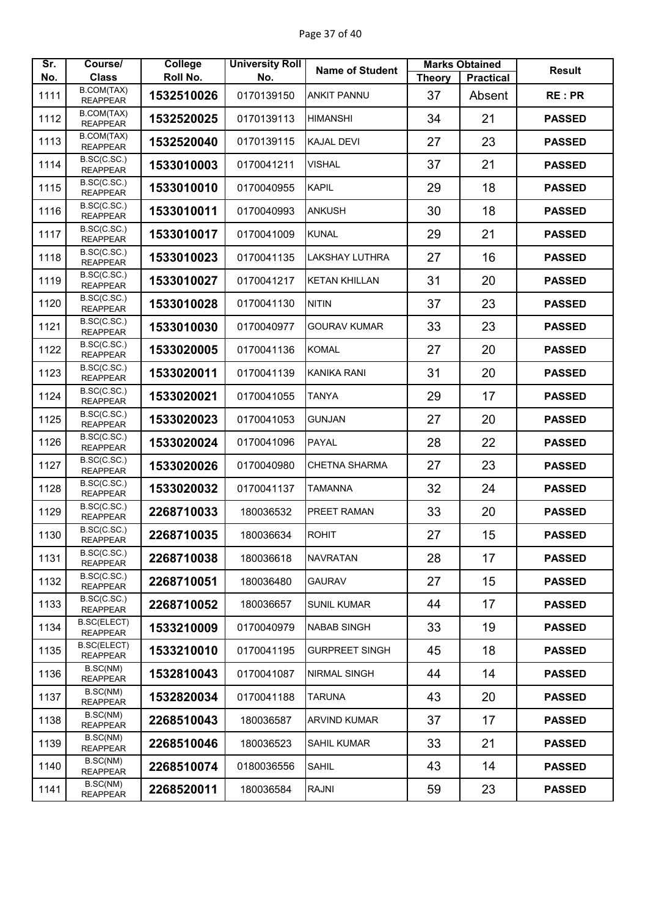| Sr. No. | Course/ Class | College Roll No. | University Roll No. | Name of Student | Marks Obtained | | Result |
|---|---|---|---|---|---|---|---|
| | | | | | Theory | Practical | |
| 1111 | B.COM(TAX) REAPPEAR | 1532510026 | 0170139150 | ANKIT PANNU | 37 | Absent | RE : PR |
| 1112 | B.COM(TAX) REAPPEAR | 1532520025 | 0170139113 | HIMANSHI | 34 | 21 | PASSED |
| 1113 | B.COM(TAX) REAPPEAR | 1532520040 | 0170139115 | KAJAL DEVI | 27 | 23 | PASSED |
| 1114 | B.SC(C.SC.) REAPPEAR | 1533010003 | 0170041211 | VISHAL | 37 | 21 | PASSED |
| 1115 | B.SC(C.SC.) REAPPEAR | 1533010010 | 0170040955 | KAPIL | 29 | 18 | PASSED |
| 1116 | B.SC(C.SC.) REAPPEAR | 1533010011 | 0170040993 | ANKUSH | 30 | 18 | PASSED |
| 1117 | B.SC(C.SC.) REAPPEAR | 1533010017 | 0170041009 | KUNAL | 29 | 21 | PASSED |
| 1118 | B.SC(C.SC.) REAPPEAR | 1533010023 | 0170041135 | LAKSHAY LUTHRA | 27 | 16 | PASSED |
| 1119 | B.SC(C.SC.) REAPPEAR | 1533010027 | 0170041217 | KETAN KHILLAN | 31 | 20 | PASSED |
| 1120 | B.SC(C.SC.) REAPPEAR | 1533010028 | 0170041130 | NITIN | 37 | 23 | PASSED |
| 1121 | B.SC(C.SC.) REAPPEAR | 1533010030 | 0170040977 | GOURAV KUMAR | 33 | 23 | PASSED |
| 1122 | B.SC(C.SC.) REAPPEAR | 1533020005 | 0170041136 | KOMAL | 27 | 20 | PASSED |
| 1123 | B.SC(C.SC.) REAPPEAR | 1533020011 | 0170041139 | KANIKA RANI | 31 | 20 | PASSED |
| 1124 | B.SC(C.SC.) REAPPEAR | 1533020021 | 0170041055 | TANYA | 29 | 17 | PASSED |
| 1125 | B.SC(C.SC.) REAPPEAR | 1533020023 | 0170041053 | GUNJAN | 27 | 20 | PASSED |
| 1126 | B.SC(C.SC.) REAPPEAR | 1533020024 | 0170041096 | PAYAL | 28 | 22 | PASSED |
| 1127 | B.SC(C.SC.) REAPPEAR | 1533020026 | 0170040980 | CHETNA SHARMA | 27 | 23 | PASSED |
| 1128 | B.SC(C.SC.) REAPPEAR | 1533020032 | 0170041137 | TAMANNA | 32 | 24 | PASSED |
| 1129 | B.SC(C.SC.) REAPPEAR | 2268710033 | 180036532 | PREET RAMAN | 33 | 20 | PASSED |
| 1130 | B.SC(C.SC.) REAPPEAR | 2268710035 | 180036634 | ROHIT | 27 | 15 | PASSED |
| 1131 | B.SC(C.SC.) REAPPEAR | 2268710038 | 180036618 | NAVRATAN | 28 | 17 | PASSED |
| 1132 | B.SC(C.SC.) REAPPEAR | 2268710051 | 180036480 | GAURAV | 27 | 15 | PASSED |
| 1133 | B.SC(C.SC.) REAPPEAR | 2268710052 | 180036657 | SUNIL KUMAR | 44 | 17 | PASSED |
| 1134 | B.SC(ELECT) REAPPEAR | 1533210009 | 0170040979 | NABAB SINGH | 33 | 19 | PASSED |
| 1135 | B.SC(ELECT) REAPPEAR | 1533210010 | 0170041195 | GURPREET SINGH | 45 | 18 | PASSED |
| 1136 | B.SC(NM) REAPPEAR | 1532810043 | 0170041087 | NIRMAL SINGH | 44 | 14 | PASSED |
| 1137 | B.SC(NM) REAPPEAR | 1532820034 | 0170041188 | TARUNA | 43 | 20 | PASSED |
| 1138 | B.SC(NM) REAPPEAR | 2268510043 | 180036587 | ARVIND KUMAR | 37 | 17 | PASSED |
| 1139 | B.SC(NM) REAPPEAR | 2268510046 | 180036523 | SAHIL KUMAR | 33 | 21 | PASSED |
| 1140 | B.SC(NM) REAPPEAR | 2268510074 | 0180036556 | SAHIL | 43 | 14 | PASSED |
| 1141 | B.SC(NM) REAPPEAR | 2268520011 | 180036584 | RAJNI | 59 | 23 | PASSED |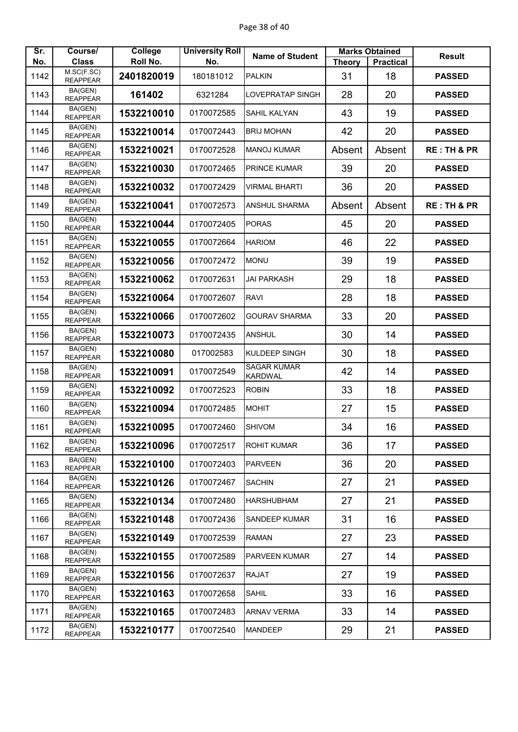| Sr. No. | Course/ Class | College Roll No. | University Roll No. | Name of Student | Marks Obtained | | Result |
|---|---|---|---|---|---|---|---|
| | | | | | Theory | Practical | |
| 1142 | M.SC(F.SC) REAPPEAR | 2401820019 | 180181012 | PALKIN | 31 | 18 | PASSED |
| 1143 | BA(GEN) REAPPEAR | 161402 | 6321284 | LOVEPRATAP SINGH | 28 | 20 | PASSED |
| 1144 | BA(GEN) REAPPEAR | 1532210010 | 0170072585 | SAHIL KALYAN | 43 | 19 | PASSED |
| 1145 | BA(GEN) REAPPEAR | 1532210014 | 0170072443 | BRIJ MOHAN | 42 | 20 | PASSED |
| 1146 | BA(GEN) REAPPEAR | 1532210021 | 0170072528 | MANOJ KUMAR | Absent | Absent | RE : TH & PR |
| 1147 | BA(GEN) REAPPEAR | 1532210030 | 0170072465 | PRINCE KUMAR | 39 | 20 | PASSED |
| 1148 | BA(GEN) REAPPEAR | 1532210032 | 0170072429 | VIRMAL BHARTI | 36 | 20 | PASSED |
| 1149 | BA(GEN) REAPPEAR | 1532210041 | 0170072573 | ANSHUL SHARMA | Absent | Absent | RE : TH & PR |
| 1150 | BA(GEN) REAPPEAR | 1532210044 | 0170072405 | PORAS | 45 | 20 | PASSED |
| 1151 | BA(GEN) REAPPEAR | 1532210055 | 0170072664 | HARIOM | 46 | 22 | PASSED |
| 1152 | BA(GEN) REAPPEAR | 1532210056 | 0170072472 | MONU | 39 | 19 | PASSED |
| 1153 | BA(GEN) REAPPEAR | 1532210062 | 0170072631 | JAI PARKASH | 29 | 18 | PASSED |
| 1154 | BA(GEN) REAPPEAR | 1532210064 | 0170072607 | RAVI | 28 | 18 | PASSED |
| 1155 | BA(GEN) REAPPEAR | 1532210066 | 0170072602 | GOURAV SHARMA | 33 | 20 | PASSED |
| 1156 | BA(GEN) REAPPEAR | 1532210073 | 0170072435 | ANSHUL | 30 | 14 | PASSED |
| 1157 | BA(GEN) REAPPEAR | 1532210080 | 017002583 | KULDEEP SINGH | 30 | 18 | PASSED |
| 1158 | BA(GEN) REAPPEAR | 1532210091 | 0170072549 | SAGAR KUMAR KARDWAL | 42 | 14 | PASSED |
| 1159 | BA(GEN) REAPPEAR | 1532210092 | 0170072523 | ROBIN | 33 | 18 | PASSED |
| 1160 | BA(GEN) REAPPEAR | 1532210094 | 0170072485 | MOHIT | 27 | 15 | PASSED |
| 1161 | BA(GEN) REAPPEAR | 1532210095 | 0170072460 | SHIVOM | 34 | 16 | PASSED |
| 1162 | BA(GEN) REAPPEAR | 1532210096 | 0170072517 | ROHIT KUMAR | 36 | 17 | PASSED |
| 1163 | BA(GEN) REAPPEAR | 1532210100 | 0170072403 | PARVEEN | 36 | 20 | PASSED |
| 1164 | BA(GEN) REAPPEAR | 1532210126 | 0170072467 | SACHIN | 27 | 21 | PASSED |
| 1165 | BA(GEN) REAPPEAR | 1532210134 | 0170072480 | HARSHUBHAM | 27 | 21 | PASSED |
| 1166 | BA(GEN) REAPPEAR | 1532210148 | 0170072436 | SANDEEP KUMAR | 31 | 16 | PASSED |
| 1167 | BA(GEN) REAPPEAR | 1532210149 | 0170072539 | RAMAN | 27 | 23 | PASSED |
| 1168 | BA(GEN) REAPPEAR | 1532210155 | 0170072589 | PARVEEN KUMAR | 27 | 14 | PASSED |
| 1169 | BA(GEN) REAPPEAR | 1532210156 | 0170072637 | RAJAT | 27 | 19 | PASSED |
| 1170 | BA(GEN) REAPPEAR | 1532210163 | 0170072658 | SAHIL | 33 | 16 | PASSED |
| 1171 | BA(GEN) REAPPEAR | 1532210165 | 0170072483 | ARNAV VERMA | 33 | 14 | PASSED |
| 1172 | BA(GEN) REAPPEAR | 1532210177 | 0170072540 | MANDEEP | 29 | 21 | PASSED |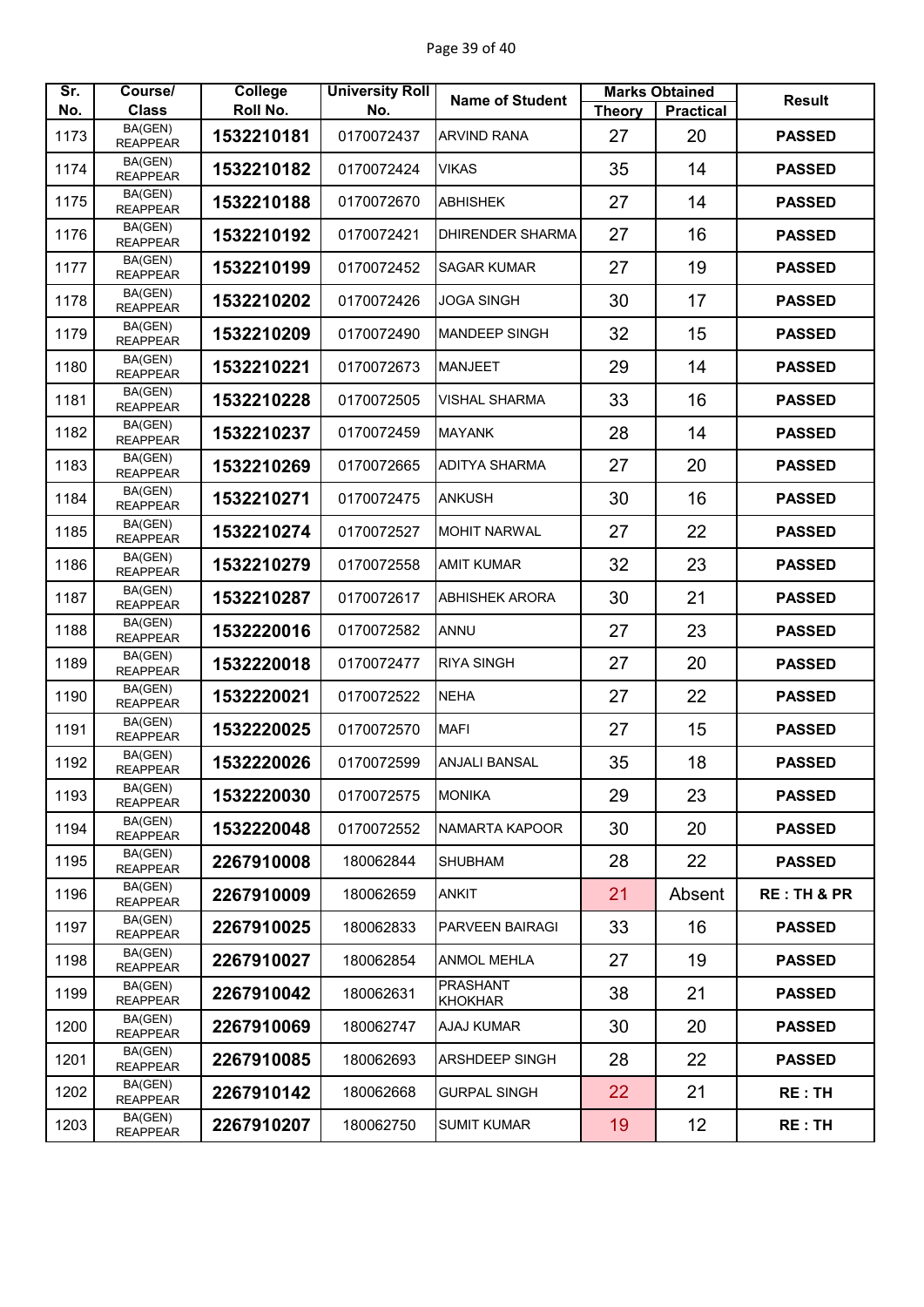| Sr. No. | Course/ Class | College Roll No. | University Roll No. | Name of Student | Marks Obtained | | Result |
|---|---|---|---|---|---|---|---|
| | | | | | Theory | Practical | |
| 1173 | BA(GEN) REAPPEAR | 1532210181 | 0170072437 | ARVIND RANA | 27 | 20 | PASSED |
| 1174 | BA(GEN) REAPPEAR | 1532210182 | 0170072424 | VIKAS | 35 | 14 | PASSED |
| 1175 | BA(GEN) REAPPEAR | 1532210188 | 0170072670 | ABHISHEK | 27 | 14 | PASSED |
| 1176 | BA(GEN) REAPPEAR | 1532210192 | 0170072421 | DHIRENDER SHARMA | 27 | 16 | PASSED |
| 1177 | BA(GEN) REAPPEAR | 1532210199 | 0170072452 | SAGAR KUMAR | 27 | 19 | PASSED |
| 1178 | BA(GEN) REAPPEAR | 1532210202 | 0170072426 | JOGA SINGH | 30 | 17 | PASSED |
| 1179 | BA(GEN) REAPPEAR | 1532210209 | 0170072490 | MANDEEP SINGH | 32 | 15 | PASSED |
| 1180 | BA(GEN) REAPPEAR | 1532210221 | 0170072673 | MANJEET | 29 | 14 | PASSED |
| 1181 | BA(GEN) REAPPEAR | 1532210228 | 0170072505 | VISHAL SHARMA | 33 | 16 | PASSED |
| 1182 | BA(GEN) REAPPEAR | 1532210237 | 0170072459 | MAYANK | 28 | 14 | PASSED |
| 1183 | BA(GEN) REAPPEAR | 1532210269 | 0170072665 | ADITYA SHARMA | 27 | 20 | PASSED |
| 1184 | BA(GEN) REAPPEAR | 1532210271 | 0170072475 | ANKUSH | 30 | 16 | PASSED |
| 1185 | BA(GEN) REAPPEAR | 1532210274 | 0170072527 | MOHIT NARWAL | 27 | 22 | PASSED |
| 1186 | BA(GEN) REAPPEAR | 1532210279 | 0170072558 | AMIT KUMAR | 32 | 23 | PASSED |
| 1187 | BA(GEN) REAPPEAR | 1532210287 | 0170072617 | ABHISHEK ARORA | 30 | 21 | PASSED |
| 1188 | BA(GEN) REAPPEAR | 1532220016 | 0170072582 | ANNU | 27 | 23 | PASSED |
| 1189 | BA(GEN) REAPPEAR | 1532220018 | 0170072477 | RIYA SINGH | 27 | 20 | PASSED |
| 1190 | BA(GEN) REAPPEAR | 1532220021 | 0170072522 | NEHA | 27 | 22 | PASSED |
| 1191 | BA(GEN) REAPPEAR | 1532220025 | 0170072570 | MAFI | 27 | 15 | PASSED |
| 1192 | BA(GEN) REAPPEAR | 1532220026 | 0170072599 | ANJALI BANSAL | 35 | 18 | PASSED |
| 1193 | BA(GEN) REAPPEAR | 1532220030 | 0170072575 | MONIKA | 29 | 23 | PASSED |
| 1194 | BA(GEN) REAPPEAR | 1532220048 | 0170072552 | NAMARTA KAPOOR | 30 | 20 | PASSED |
| 1195 | BA(GEN) REAPPEAR | 2267910008 | 180062844 | SHUBHAM | 28 | 22 | PASSED |
| 1196 | BA(GEN) REAPPEAR | 2267910009 | 180062659 | ANKIT | 21 | Absent | RE : TH & PR |
| 1197 | BA(GEN) REAPPEAR | 2267910025 | 180062833 | PARVEEN BAIRAGI | 33 | 16 | PASSED |
| 1198 | BA(GEN) REAPPEAR | 2267910027 | 180062854 | ANMOL MEHLA | 27 | 19 | PASSED |
| 1199 | BA(GEN) REAPPEAR | 2267910042 | 180062631 | PRASHANT KHOKHAR | 38 | 21 | PASSED |
| 1200 | BA(GEN) REAPPEAR | 2267910069 | 180062747 | AJAJ KUMAR | 30 | 20 | PASSED |
| 1201 | BA(GEN) REAPPEAR | 2267910085 | 180062693 | ARSHDEEP SINGH | 28 | 22 | PASSED |
| 1202 | BA(GEN) REAPPEAR | 2267910142 | 180062668 | GURPAL SINGH | 22 | 21 | RE : TH |
| 1203 | BA(GEN) REAPPEAR | 2267910207 | 180062750 | SUMIT KUMAR | 19 | 12 | RE : TH |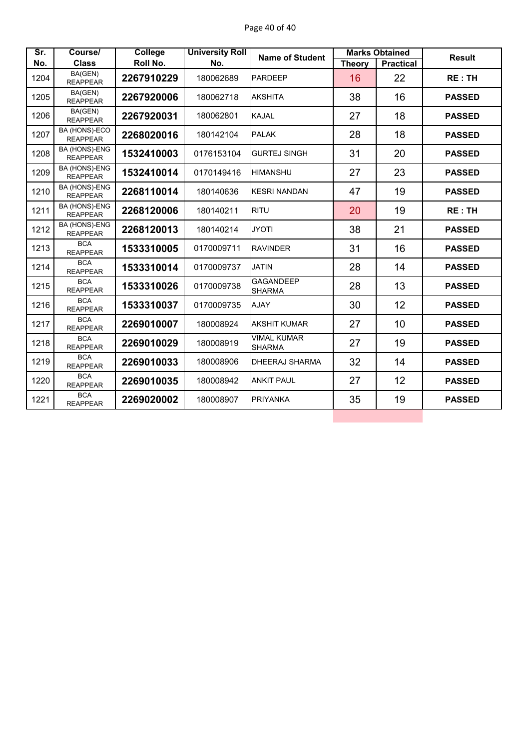| Sr. No. | Course/ Class | College Roll No. | University Roll No. | Name of Student | Marks Obtained | | Result |
|---|---|---|---|---|---|---|---|
| | | | | | Theory | Practical | |
| 1204 | BA(GEN) REAPPEAR | **2267910229** | 180062689 | PARDEEP | 16 | 22 | **RE : TH** |
| 1205 | BA(GEN) REAPPEAR | **2267920006** | 180062718 | AKSHITA | 38 | 16 | **PASSED** |
| 1206 | BA(GEN) REAPPEAR | **2267920031** | 180062801 | KAJAL | 27 | 18 | **PASSED** |
| 1207 | BA (HONS)-ECO REAPPEAR | **2268020016** | 180142104 | PALAK | 28 | 18 | **PASSED** |
| 1208 | BA (HONS)-ENG REAPPEAR | **1532410003** | 0176153104 | GURTEJ SINGH | 31 | 20 | **PASSED** |
| 1209 | BA (HONS)-ENG REAPPEAR | **1532410014** | 0170149416 | HIMANSHU | 27 | 23 | **PASSED** |
| 1210 | BA (HONS)-ENG REAPPEAR | **2268110014** | 180140636 | KESRI NANDAN | 47 | 19 | **PASSED** |
| 1211 | BA (HONS)-ENG REAPPEAR | **2268120006** | 180140211 | RITU | 20 | 19 | **RE : TH** |
| 1212 | BA (HONS)-ENG REAPPEAR | **2268120013** | 180140214 | JYOTI | 38 | 21 | **PASSED** |
| 1213 | BCA REAPPEAR | **1533310005** | 0170009711 | RAVINDER | 31 | 16 | **PASSED** |
| 1214 | BCA REAPPEAR | **1533310014** | 0170009737 | JATIN | 28 | 14 | **PASSED** |
| 1215 | BCA REAPPEAR | **1533310026** | 0170009738 | GAGANDEEP SHARMA | 28 | 13 | **PASSED** |
| 1216 | BCA REAPPEAR | **1533310037** | 0170009735 | AJAY | 30 | 12 | **PASSED** |
| 1217 | BCA REAPPEAR | **2269010007** | 180008924 | AKSHIT KUMAR | 27 | 10 | **PASSED** |
| 1218 | BCA REAPPEAR | **2269010029** | 180008919 | VIMAL KUMAR SHARMA | 27 | 19 | **PASSED** |
| 1219 | BCA REAPPEAR | **2269010033** | 180008906 | DHEERAJ SHARMA | 32 | 14 | **PASSED** |
| 1220 | BCA REAPPEAR | **2269010035** | 180008942 | ANKIT PAUL | 27 | 12 | **PASSED** |
| 1221 | BCA REAPPEAR | **2269020002** | 180008907 | PRIYANKA | 35 | 19 | **PASSED** |